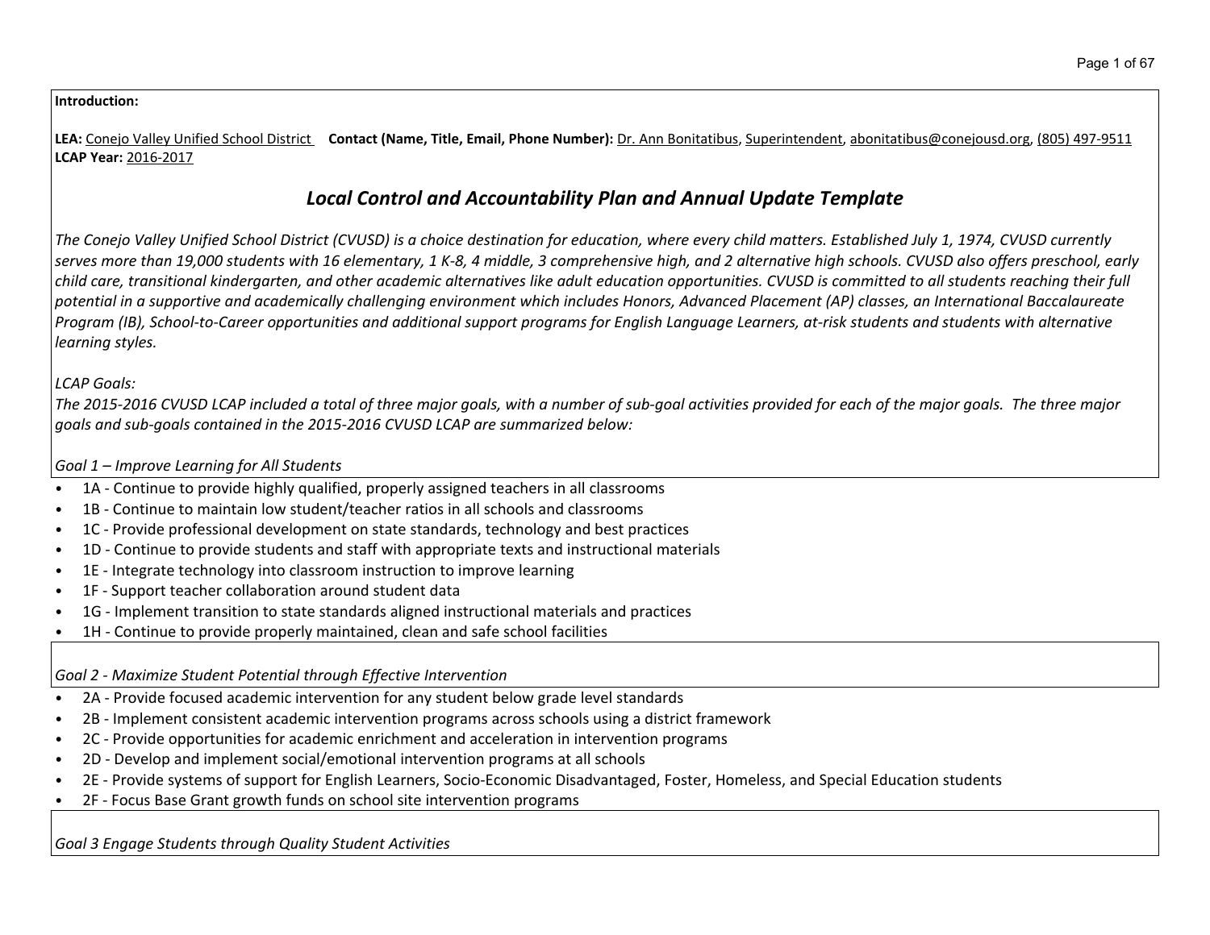**Introduction:**

**LEA:** Conejo Valley Unified School District **Contact (Name, Title, Email, Phone Number):** Dr. Ann Bonitatibus, Superintendent, abonitatibus@conejousd.org, (805) 497-9511
**LCAP Year:** 2016-2017

## *Local Control and Accountability Plan and Annual Update Template*

*The Conejo Valley Unified School District (CVUSD) is a choice destination for education, where every child matters. Established July 1, 1974, CVUSD currently serves more than 19,000 students with 16 elementary, 1 K-8, 4 middle, 3 comprehensive high, and 2 alternative high schools. CVUSD also offers preschool, early child care, transitional kindergarten, and other academic alternatives like adult education opportunities. CVUSD is committed to all students reaching their full potential in a supportive and academically challenging environment which includes Honors, Advanced Placement (AP) classes, an International Baccalaureate Program (IB), School-to-Career opportunities and additional support programs for English Language Learners, at-risk students and students with alternative learning styles.*

*LCAP Goals:*
*The 2015-2016 CVUSD LCAP included a total of three major goals, with a number of sub-goal activities provided for each of the major goals. The three major goals and sub-goals contained in the 2015-2016 CVUSD LCAP are summarized below:*

*Goal 1 – Improve Learning for All Students*

- 1A - Continue to provide highly qualified, properly assigned teachers in all classrooms
- 1B - Continue to maintain low student/teacher ratios in all schools and classrooms
- 1C - Provide professional development on state standards, technology and best practices
- 1D - Continue to provide students and staff with appropriate texts and instructional materials
- 1E - Integrate technology into classroom instruction to improve learning
- 1F - Support teacher collaboration around student data
- 1G - Implement transition to state standards aligned instructional materials and practices
- 1H - Continue to provide properly maintained, clean and safe school facilities

*Goal 2 - Maximize Student Potential through Effective Intervention*

- 2A - Provide focused academic intervention for any student below grade level standards
- 2B - Implement consistent academic intervention programs across schools using a district framework
- 2C - Provide opportunities for academic enrichment and acceleration in intervention programs
- 2D - Develop and implement social/emotional intervention programs at all schools
- 2E - Provide systems of support for English Learners, Socio-Economic Disadvantaged, Foster, Homeless, and Special Education students
- 2F - Focus Base Grant growth funds on school site intervention programs

*Goal 3 Engage Students through Quality Student Activities*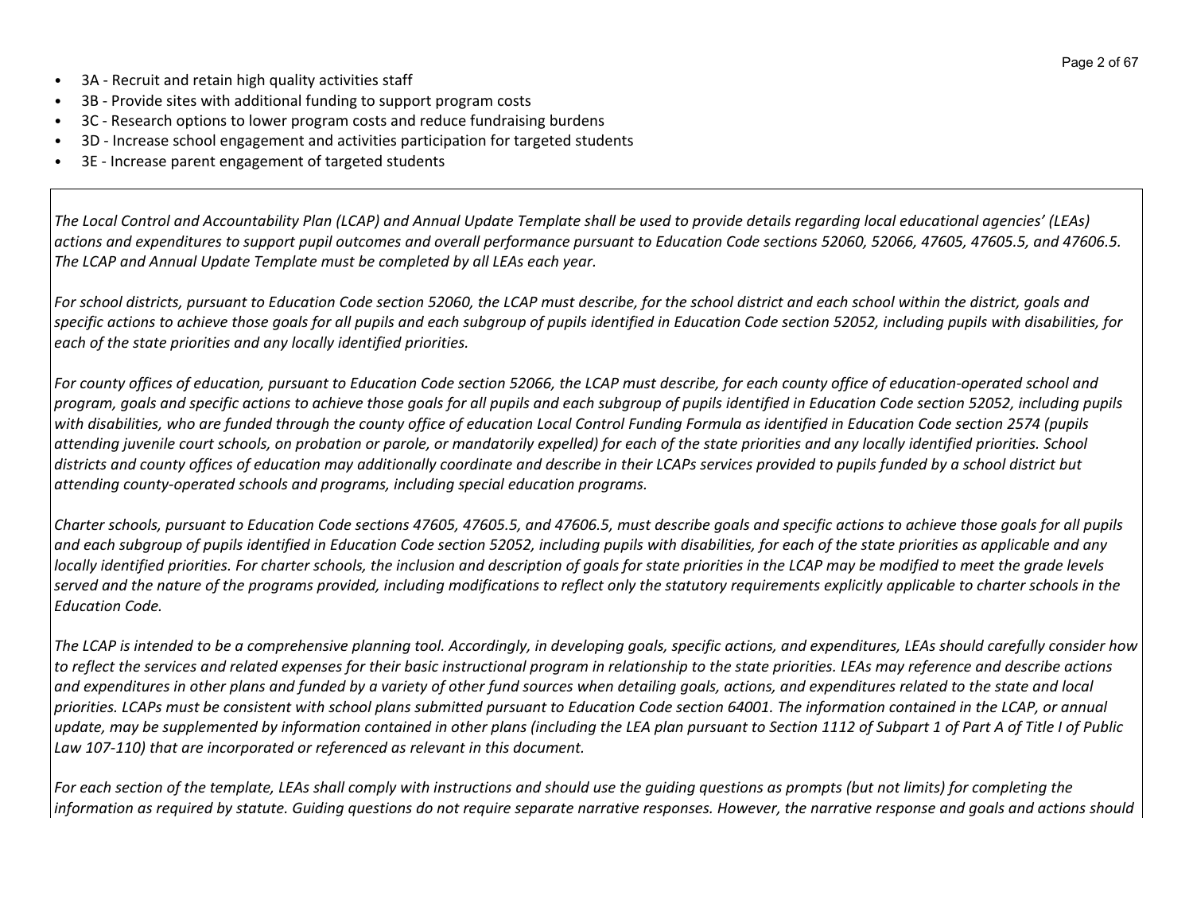- 3A - Recruit and retain high quality activities staff
- 3B - Provide sites with additional funding to support program costs
- 3C - Research options to lower program costs and reduce fundraising burdens
- 3D - Increase school engagement and activities participation for targeted students
- 3E - Increase parent engagement of targeted students

*The Local Control and Accountability Plan (LCAP) and Annual Update Template shall be used to provide details regarding local educational agencies' (LEAs) actions and expenditures to support pupil outcomes and overall performance pursuant to Education Code sections 52060, 52066, 47605, 47605.5, and 47606.5. The LCAP and Annual Update Template must be completed by all LEAs each year.*

*For school districts, pursuant to Education Code section 52060, the LCAP must describe, for the school district and each school within the district, goals and specific actions to achieve those goals for all pupils and each subgroup of pupils identified in Education Code section 52052, including pupils with disabilities, for each of the state priorities and any locally identified priorities.*

*For county offices of education, pursuant to Education Code section 52066, the LCAP must describe, for each county office of education-operated school and program, goals and specific actions to achieve those goals for all pupils and each subgroup of pupils identified in Education Code section 52052, including pupils with disabilities, who are funded through the county office of education Local Control Funding Formula as identified in Education Code section 2574 (pupils attending juvenile court schools, on probation or parole, or mandatorily expelled) for each of the state priorities and any locally identified priorities. School districts and county offices of education may additionally coordinate and describe in their LCAPs services provided to pupils funded by a school district but attending county-operated schools and programs, including special education programs.*

*Charter schools, pursuant to Education Code sections 47605, 47605.5, and 47606.5, must describe goals and specific actions to achieve those goals for all pupils and each subgroup of pupils identified in Education Code section 52052, including pupils with disabilities, for each of the state priorities as applicable and any locally identified priorities. For charter schools, the inclusion and description of goals for state priorities in the LCAP may be modified to meet the grade levels served and the nature of the programs provided, including modifications to reflect only the statutory requirements explicitly applicable to charter schools in the Education Code.*

*The LCAP is intended to be a comprehensive planning tool. Accordingly, in developing goals, specific actions, and expenditures, LEAs should carefully consider how to reflect the services and related expenses for their basic instructional program in relationship to the state priorities. LEAs may reference and describe actions and expenditures in other plans and funded by a variety of other fund sources when detailing goals, actions, and expenditures related to the state and local priorities. LCAPs must be consistent with school plans submitted pursuant to Education Code section 64001. The information contained in the LCAP, or annual update, may be supplemented by information contained in other plans (including the LEA plan pursuant to Section 1112 of Subpart 1 of Part A of Title I of Public Law 107-110) that are incorporated or referenced as relevant in this document.*

*For each section of the template, LEAs shall comply with instructions and should use the guiding questions as prompts (but not limits) for completing the information as required by statute. Guiding questions do not require separate narrative responses. However, the narrative response and goals and actions should*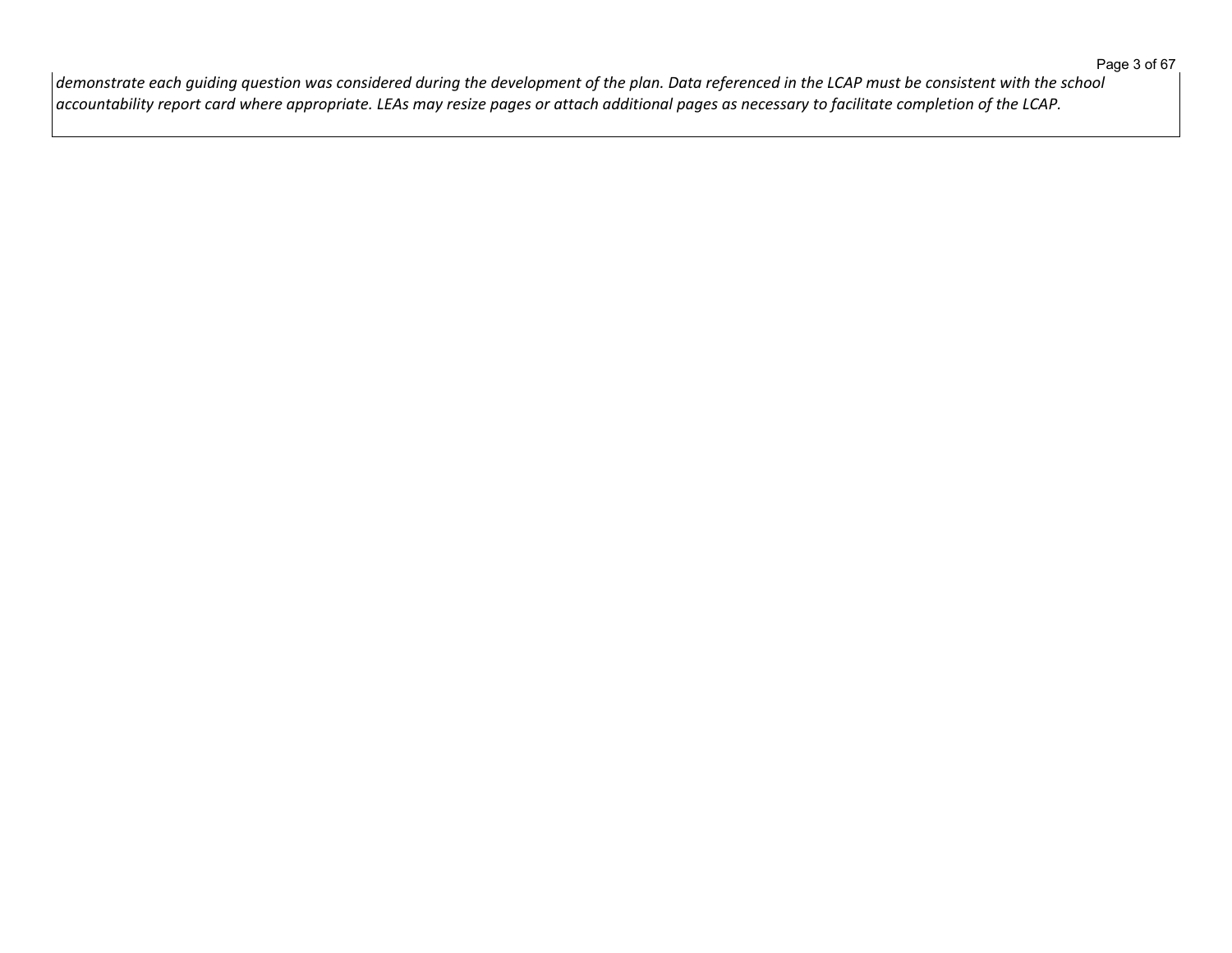*demonstrate each guiding question was considered during the development of the plan. Data referenced in the LCAP must be consistent with the school accountability report card where appropriate. LEAs may resize pages or attach additional pages as necessary to facilitate completion of the LCAP.*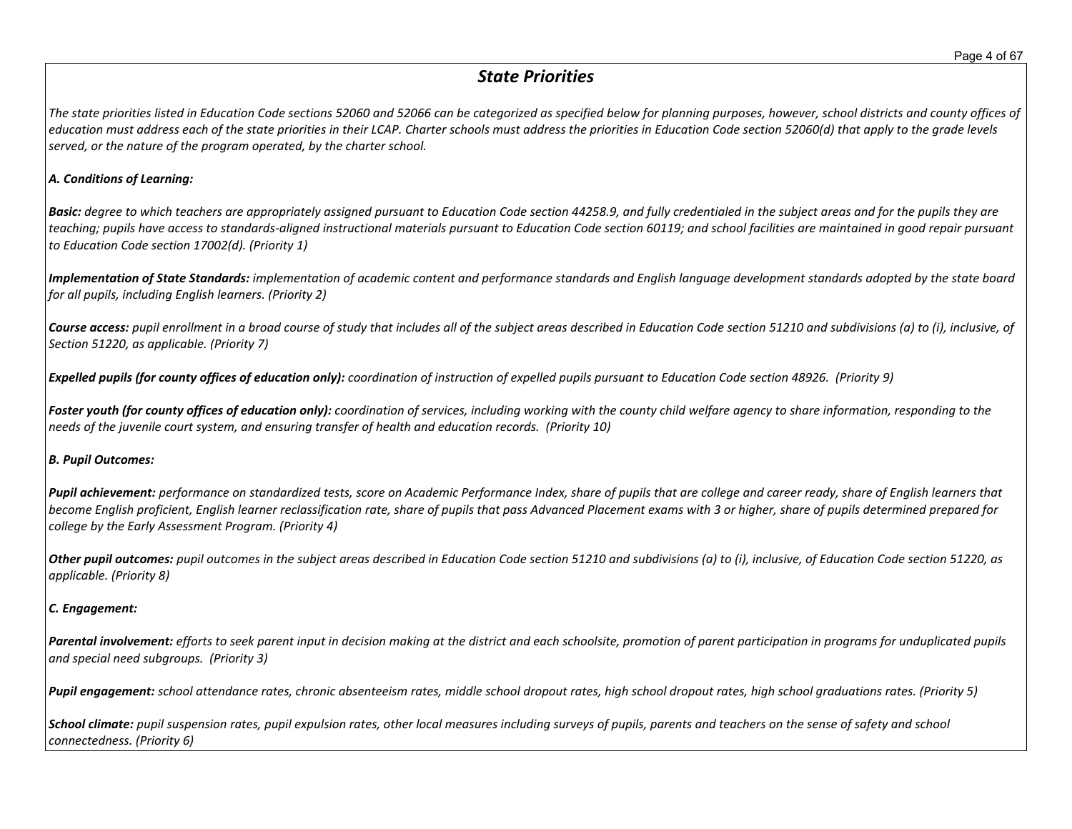## *State Priorities*

*The state priorities listed in Education Code sections 52060 and 52066 can be categorized as specified below for planning purposes, however, school districts and county offices of education must address each of the state priorities in their LCAP. Charter schools must address the priorities in Education Code section 52060(d) that apply to the grade levels served, or the nature of the program operated, by the charter school.*

***A. Conditions of Learning:***

***Basic:*** *degree to which teachers are appropriately assigned pursuant to Education Code section 44258.9, and fully credentialed in the subject areas and for the pupils they are teaching; pupils have access to standards-aligned instructional materials pursuant to Education Code section 60119; and school facilities are maintained in good repair pursuant to Education Code section 17002(d). (Priority 1)*

***Implementation of State Standards:*** *implementation of academic content and performance standards and English language development standards adopted by the state board for all pupils, including English learners. (Priority 2)*

***Course access:*** *pupil enrollment in a broad course of study that includes all of the subject areas described in Education Code section 51210 and subdivisions (a) to (i), inclusive, of Section 51220, as applicable. (Priority 7)*

***Expelled pupils (for county offices of education only):*** *coordination of instruction of expelled pupils pursuant to Education Code section 48926. (Priority 9)*

***Foster youth (for county offices of education only):*** *coordination of services, including working with the county child welfare agency to share information, responding to the needs of the juvenile court system, and ensuring transfer of health and education records. (Priority 10)*

***B. Pupil Outcomes:***

***Pupil achievement:*** *performance on standardized tests, score on Academic Performance Index, share of pupils that are college and career ready, share of English learners that become English proficient, English learner reclassification rate, share of pupils that pass Advanced Placement exams with 3 or higher, share of pupils determined prepared for college by the Early Assessment Program. (Priority 4)*

***Other pupil outcomes:*** *pupil outcomes in the subject areas described in Education Code section 51210 and subdivisions (a) to (i), inclusive, of Education Code section 51220, as applicable. (Priority 8)*

***C. Engagement:***

***Parental involvement:*** *efforts to seek parent input in decision making at the district and each schoolsite, promotion of parent participation in programs for unduplicated pupils and special need subgroups. (Priority 3)*

***Pupil engagement:*** *school attendance rates, chronic absenteeism rates, middle school dropout rates, high school dropout rates, high school graduations rates. (Priority 5)*

***School climate:*** *pupil suspension rates, pupil expulsion rates, other local measures including surveys of pupils, parents and teachers on the sense of safety and school connectedness. (Priority 6)*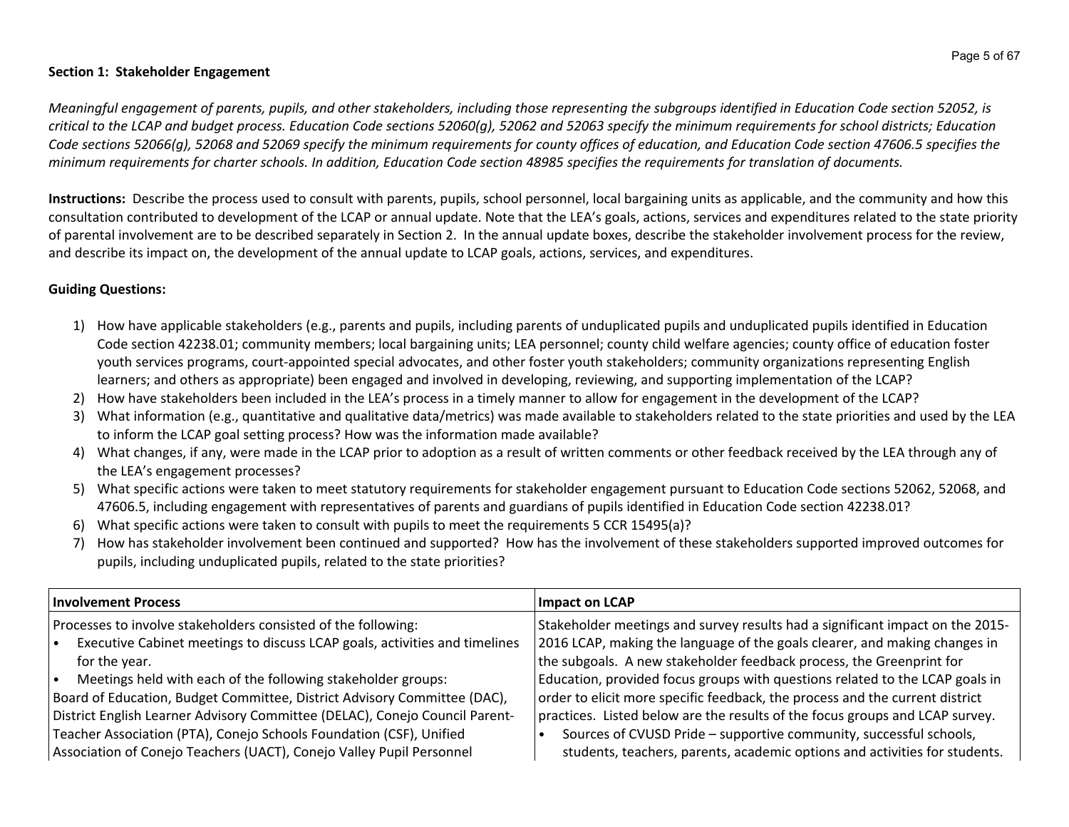**Section 1: Stakeholder Engagement**

*Meaningful engagement of parents, pupils, and other stakeholders, including those representing the subgroups identified in Education Code section 52052, is critical to the LCAP and budget process. Education Code sections 52060(g), 52062 and 52063 specify the minimum requirements for school districts; Education Code sections 52066(g), 52068 and 52069 specify the minimum requirements for county offices of education, and Education Code section 47606.5 specifies the minimum requirements for charter schools. In addition, Education Code section 48985 specifies the requirements for translation of documents.*

**Instructions:** Describe the process used to consult with parents, pupils, school personnel, local bargaining units as applicable, and the community and how this consultation contributed to development of the LCAP or annual update. Note that the LEA's goals, actions, services and expenditures related to the state priority of parental involvement are to be described separately in Section 2. In the annual update boxes, describe the stakeholder involvement process for the review, and describe its impact on, the development of the annual update to LCAP goals, actions, services, and expenditures.

**Guiding Questions:**

1) How have applicable stakeholders (e.g., parents and pupils, including parents of unduplicated pupils and unduplicated pupils identified in Education Code section 42238.01; community members; local bargaining units; LEA personnel; county child welfare agencies; county office of education foster youth services programs, court-appointed special advocates, and other foster youth stakeholders; community organizations representing English learners; and others as appropriate) been engaged and involved in developing, reviewing, and supporting implementation of the LCAP?
2) How have stakeholders been included in the LEA's process in a timely manner to allow for engagement in the development of the LCAP?
3) What information (e.g., quantitative and qualitative data/metrics) was made available to stakeholders related to the state priorities and used by the LEA to inform the LCAP goal setting process? How was the information made available?
4) What changes, if any, were made in the LCAP prior to adoption as a result of written comments or other feedback received by the LEA through any of the LEA's engagement processes?
5) What specific actions were taken to meet statutory requirements for stakeholder engagement pursuant to Education Code sections 52062, 52068, and 47606.5, including engagement with representatives of parents and guardians of pupils identified in Education Code section 42238.01?
6) What specific actions were taken to consult with pupils to meet the requirements 5 CCR 15495(a)?
7) How has stakeholder involvement been continued and supported? How has the involvement of these stakeholders supported improved outcomes for pupils, including unduplicated pupils, related to the state priorities?

| Involvement Process | Impact on LCAP |
|---|---|
| Processes to involve stakeholders consisted of the following:<br>• Executive Cabinet meetings to discuss LCAP goals, activities and timelines for the year.<br>• Meetings held with each of the following stakeholder groups:<br>Board of Education, Budget Committee, District Advisory Committee (DAC), District English Learner Advisory Committee (DELAC), Conejo Council Parent-Teacher Association (PTA), Conejo Schools Foundation (CSF), Unified Association of Conejo Teachers (UACT), Conejo Valley Pupil Personnel | Stakeholder meetings and survey results had a significant impact on the 2015-2016 LCAP, making the language of the goals clearer, and making changes in the subgoals. A new stakeholder feedback process, the Greenprint for Education, provided focus groups with questions related to the LCAP goals in order to elicit more specific feedback, the process and the current district practices. Listed below are the results of the focus groups and LCAP survey.<br>• Sources of CVUSD Pride – supportive community, successful schools, students, teachers, parents, academic options and activities for students. |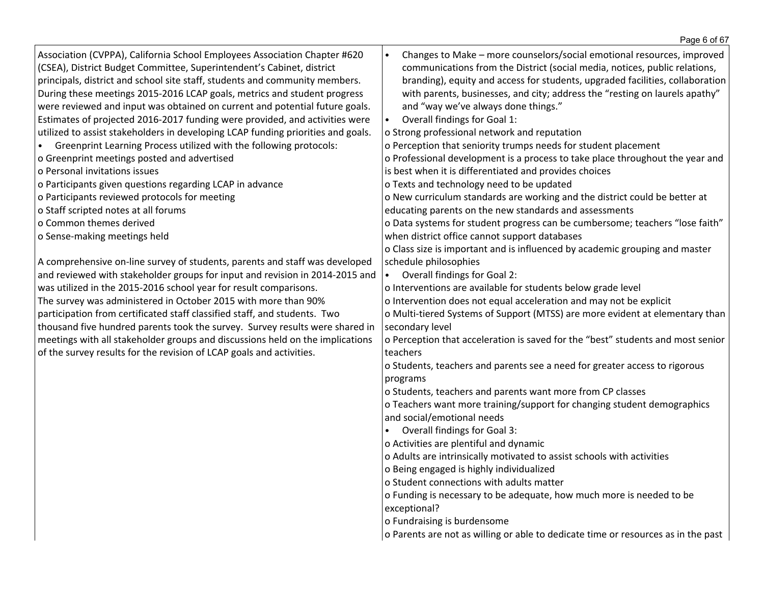Association (CVPPA), California School Employees Association Chapter #620 (CSEA), District Budget Committee, Superintendent's Cabinet, district principals, district and school site staff, students and community members. During these meetings 2015-2016 LCAP goals, metrics and student progress were reviewed and input was obtained on current and potential future goals. Estimates of projected 2016-2017 funding were provided, and activities were utilized to assist stakeholders in developing LCAP funding priorities and goals.

- Greenprint Learning Process utilized with the following protocols:
  - Greenprint meetings posted and advertised
  - Personal invitations issues
  - Participants given questions regarding LCAP in advance
  - Participants reviewed protocols for meeting
  - Staff scripted notes at all forums
  - Common themes derived
  - Sense-making meetings held

A comprehensive on-line survey of students, parents and staff was developed and reviewed with stakeholder groups for input and revision in 2014-2015 and was utilized in the 2015-2016 school year for result comparisons. The survey was administered in October 2015 with more than 90% participation from certificated staff classified staff, and students. Two thousand five hundred parents took the survey. Survey results were shared in meetings with all stakeholder groups and discussions held on the implications of the survey results for the revision of LCAP goals and activities.

- Changes to Make – more counselors/social emotional resources, improved communications from the District (social media, notices, public relations, branding), equity and access for students, upgraded facilities, collaboration with parents, businesses, and city; address the "resting on laurels apathy" and "way we've always done things."
- Overall findings for Goal 1:
  - Strong professional network and reputation
  - Perception that seniority trumps needs for student placement
  - Professional development is a process to take place throughout the year and is best when it is differentiated and provides choices
  - Texts and technology need to be updated
  - New curriculum standards are working and the district could be better at educating parents on the new standards and assessments
  - Data systems for student progress can be cumbersome; teachers "lose faith" when district office cannot support databases
  - Class size is important and is influenced by academic grouping and master schedule philosophies
- Overall findings for Goal 2:
  - Interventions are available for students below grade level
  - Intervention does not equal acceleration and may not be explicit
  - Multi-tiered Systems of Support (MTSS) are more evident at elementary than secondary level
  - Perception that acceleration is saved for the "best" students and most senior teachers
  - Students, teachers and parents see a need for greater access to rigorous programs
  - Students, teachers and parents want more from CP classes
  - Teachers want more training/support for changing student demographics and social/emotional needs
- Overall findings for Goal 3:
  - Activities are plentiful and dynamic
  - Adults are intrinsically motivated to assist schools with activities
  - Being engaged is highly individualized
  - Student connections with adults matter
  - Funding is necessary to be adequate, how much more is needed to be exceptional?
  - Fundraising is burdensome
  - Parents are not as willing or able to dedicate time or resources as in the past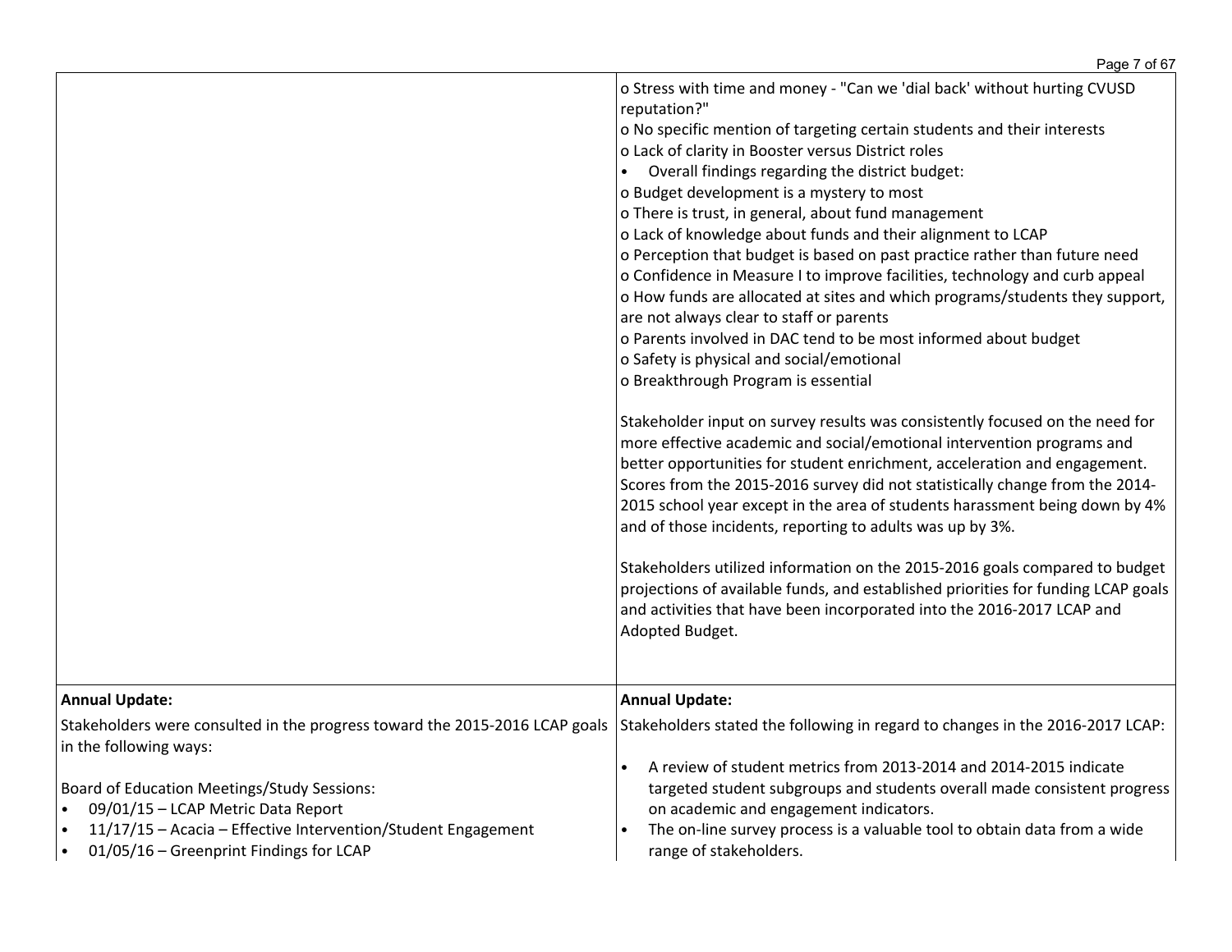| | |
|---|---|
| | o Stress with time and money - "Can we 'dial back' without hurting CVUSD reputation?"<br>o No specific mention of targeting certain students and their interests<br>o Lack of clarity in Booster versus District roles<br>• Overall findings regarding the district budget:<br>o Budget development is a mystery to most<br>o There is trust, in general, about fund management<br>o Lack of knowledge about funds and their alignment to LCAP<br>o Perception that budget is based on past practice rather than future need<br>o Confidence in Measure I to improve facilities, technology and curb appeal<br>o How funds are allocated at sites and which programs/students they support, are not always clear to staff or parents<br>o Parents involved in DAC tend to be most informed about budget<br>o Safety is physical and social/emotional<br>o Breakthrough Program is essential<br><br>Stakeholder input on survey results was consistently focused on the need for more effective academic and social/emotional intervention programs and better opportunities for student enrichment, acceleration and engagement. Scores from the 2015-2016 survey did not statistically change from the 2014-2015 school year except in the area of students harassment being down by 4% and of those incidents, reporting to adults was up by 3%.<br><br>Stakeholders utilized information on the 2015-2016 goals compared to budget projections of available funds, and established priorities for funding LCAP goals and activities that have been incorporated into the 2016-2017 LCAP and Adopted Budget. |
| **Annual Update:**<br><br>Stakeholders were consulted in the progress toward the 2015-2016 LCAP goals in the following ways:<br><br>Board of Education Meetings/Study Sessions:<br>• 09/01/15 – LCAP Metric Data Report<br>• 11/17/15 – Acacia – Effective Intervention/Student Engagement<br>• 01/05/16 – Greenprint Findings for LCAP | **Annual Update:**<br><br>Stakeholders stated the following in regard to changes in the 2016-2017 LCAP:<br><br>• A review of student metrics from 2013-2014 and 2014-2015 indicate targeted student subgroups and students overall made consistent progress on academic and engagement indicators.<br>• The on-line survey process is a valuable tool to obtain data from a wide range of stakeholders. |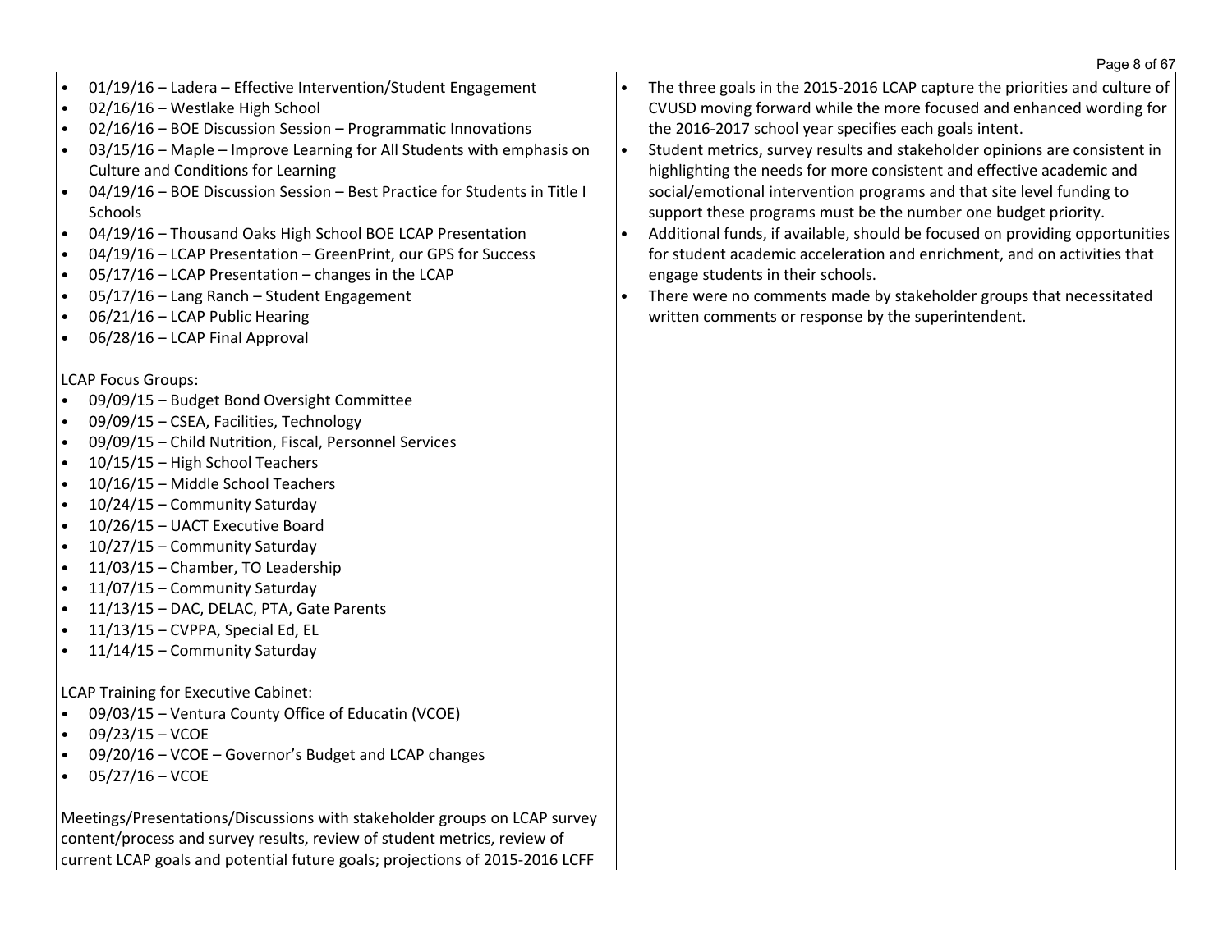- 01/19/16 – Ladera – Effective Intervention/Student Engagement
- 02/16/16 – Westlake High School
- 02/16/16 – BOE Discussion Session – Programmatic Innovations
- 03/15/16 – Maple – Improve Learning for All Students with emphasis on Culture and Conditions for Learning
- 04/19/16 – BOE Discussion Session – Best Practice for Students in Title I Schools
- 04/19/16 – Thousand Oaks High School BOE LCAP Presentation
- 04/19/16 – LCAP Presentation – GreenPrint, our GPS for Success
- 05/17/16 – LCAP Presentation – changes in the LCAP
- 05/17/16 – Lang Ranch – Student Engagement
- 06/21/16 – LCAP Public Hearing
- 06/28/16 – LCAP Final Approval

LCAP Focus Groups:

- 09/09/15 – Budget Bond Oversight Committee
- 09/09/15 – CSEA, Facilities, Technology
- 09/09/15 – Child Nutrition, Fiscal, Personnel Services
- 10/15/15 – High School Teachers
- 10/16/15 – Middle School Teachers
- 10/24/15 – Community Saturday
- 10/26/15 – UACT Executive Board
- 10/27/15 – Community Saturday
- 11/03/15 – Chamber, TO Leadership
- 11/07/15 – Community Saturday
- 11/13/15 – DAC, DELAC, PTA, Gate Parents
- 11/13/15 – CVPPA, Special Ed, EL
- 11/14/15 – Community Saturday

LCAP Training for Executive Cabinet:

- 09/03/15 – Ventura County Office of Educatin (VCOE)
- 09/23/15 – VCOE
- 09/20/16 – VCOE – Governor's Budget and LCAP changes
- 05/27/16 – VCOE

Meetings/Presentations/Discussions with stakeholder groups on LCAP survey content/process and survey results, review of student metrics, review of current LCAP goals and potential future goals; projections of 2015-2016 LCFF

- The three goals in the 2015-2016 LCAP capture the priorities and culture of CVUSD moving forward while the more focused and enhanced wording for the 2016-2017 school year specifies each goals intent.
- Student metrics, survey results and stakeholder opinions are consistent in highlighting the needs for more consistent and effective academic and social/emotional intervention programs and that site level funding to support these programs must be the number one budget priority.
- Additional funds, if available, should be focused on providing opportunities for student academic acceleration and enrichment, and on activities that engage students in their schools.
- There were no comments made by stakeholder groups that necessitated written comments or response by the superintendent.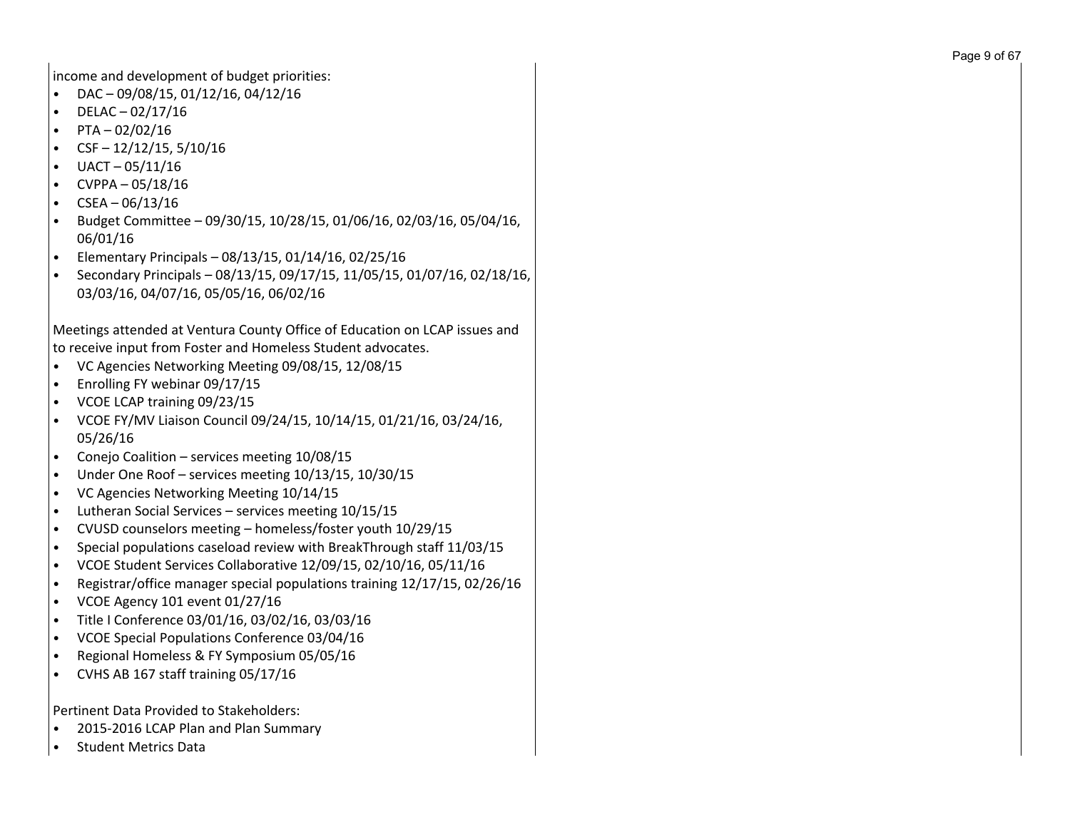income and development of budget priorities:

- DAC – 09/08/15, 01/12/16, 04/12/16
- DELAC – 02/17/16
- PTA – 02/02/16
- CSF – 12/12/15, 5/10/16
- UACT – 05/11/16
- CVPPA – 05/18/16
- CSEA – 06/13/16
- Budget Committee – 09/30/15, 10/28/15, 01/06/16, 02/03/16, 05/04/16, 06/01/16
- Elementary Principals – 08/13/15, 01/14/16, 02/25/16
- Secondary Principals – 08/13/15, 09/17/15, 11/05/15, 01/07/16, 02/18/16, 03/03/16, 04/07/16, 05/05/16, 06/02/16

Meetings attended at Ventura County Office of Education on LCAP issues and to receive input from Foster and Homeless Student advocates.

- VC Agencies Networking Meeting 09/08/15, 12/08/15
- Enrolling FY webinar 09/17/15
- VCOE LCAP training 09/23/15
- VCOE FY/MV Liaison Council 09/24/15, 10/14/15, 01/21/16, 03/24/16, 05/26/16
- Conejo Coalition – services meeting 10/08/15
- Under One Roof – services meeting 10/13/15, 10/30/15
- VC Agencies Networking Meeting 10/14/15
- Lutheran Social Services – services meeting 10/15/15
- CVUSD counselors meeting – homeless/foster youth 10/29/15
- Special populations caseload review with BreakThrough staff 11/03/15
- VCOE Student Services Collaborative 12/09/15, 02/10/16, 05/11/16
- Registrar/office manager special populations training 12/17/15, 02/26/16
- VCOE Agency 101 event 01/27/16
- Title I Conference 03/01/16, 03/02/16, 03/03/16
- VCOE Special Populations Conference 03/04/16
- Regional Homeless & FY Symposium 05/05/16
- CVHS AB 167 staff training 05/17/16

Pertinent Data Provided to Stakeholders:

- 2015-2016 LCAP Plan and Plan Summary
- Student Metrics Data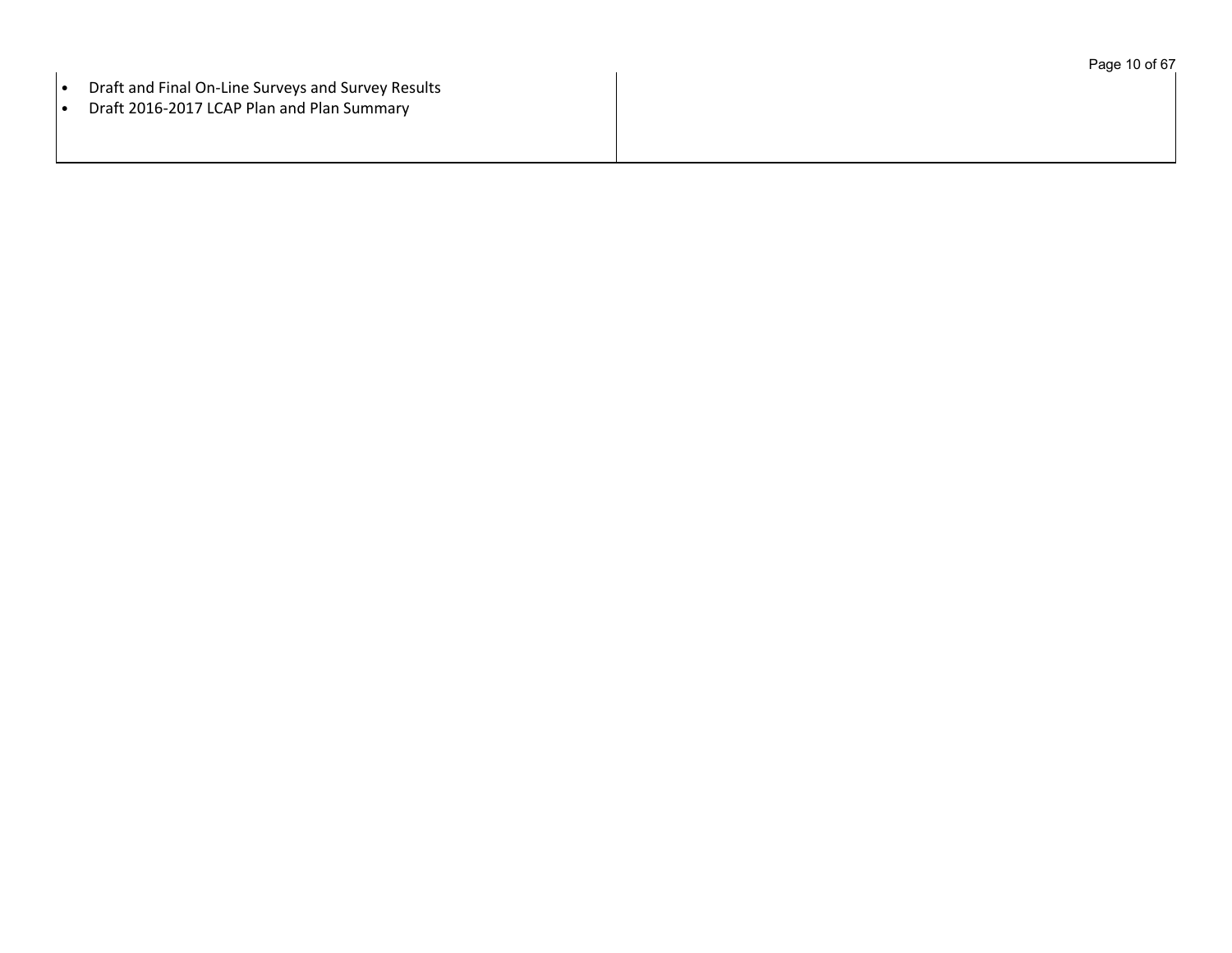| | |
|---|---|
| • Draft and Final On-Line Surveys and Survey Results<br>• Draft 2016-2017 LCAP Plan and Plan Summary | |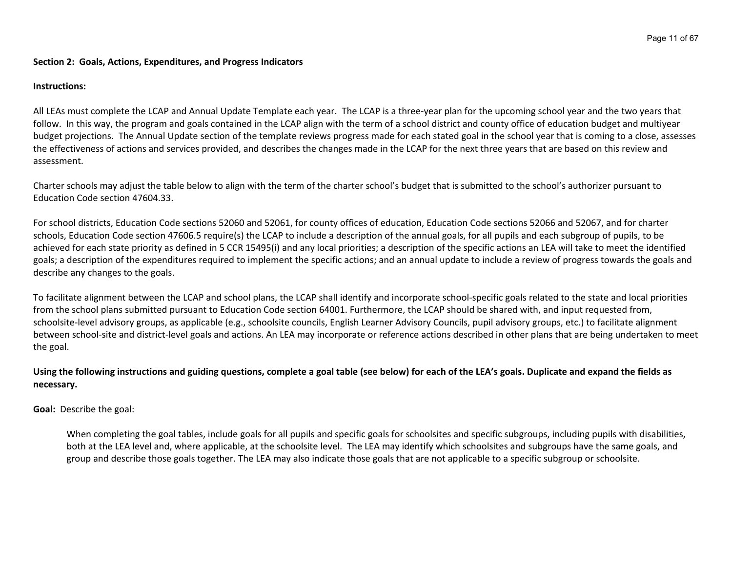**Section 2: Goals, Actions, Expenditures, and Progress Indicators**

**Instructions:**

All LEAs must complete the LCAP and Annual Update Template each year. The LCAP is a three-year plan for the upcoming school year and the two years that follow. In this way, the program and goals contained in the LCAP align with the term of a school district and county office of education budget and multiyear budget projections. The Annual Update section of the template reviews progress made for each stated goal in the school year that is coming to a close, assesses the effectiveness of actions and services provided, and describes the changes made in the LCAP for the next three years that are based on this review and assessment.

Charter schools may adjust the table below to align with the term of the charter school's budget that is submitted to the school's authorizer pursuant to Education Code section 47604.33.

For school districts, Education Code sections 52060 and 52061, for county offices of education, Education Code sections 52066 and 52067, and for charter schools, Education Code section 47606.5 require(s) the LCAP to include a description of the annual goals, for all pupils and each subgroup of pupils, to be achieved for each state priority as defined in 5 CCR 15495(i) and any local priorities; a description of the specific actions an LEA will take to meet the identified goals; a description of the expenditures required to implement the specific actions; and an annual update to include a review of progress towards the goals and describe any changes to the goals.

To facilitate alignment between the LCAP and school plans, the LCAP shall identify and incorporate school-specific goals related to the state and local priorities from the school plans submitted pursuant to Education Code section 64001. Furthermore, the LCAP should be shared with, and input requested from, schoolsite-level advisory groups, as applicable (e.g., schoolsite councils, English Learner Advisory Councils, pupil advisory groups, etc.) to facilitate alignment between school-site and district-level goals and actions. An LEA may incorporate or reference actions described in other plans that are being undertaken to meet the goal.

**Using the following instructions and guiding questions, complete a goal table (see below) for each of the LEA's goals. Duplicate and expand the fields as necessary.**

**Goal:** Describe the goal:

> When completing the goal tables, include goals for all pupils and specific goals for schoolsites and specific subgroups, including pupils with disabilities, both at the LEA level and, where applicable, at the schoolsite level. The LEA may identify which schoolsites and subgroups have the same goals, and group and describe those goals together. The LEA may also indicate those goals that are not applicable to a specific subgroup or schoolsite.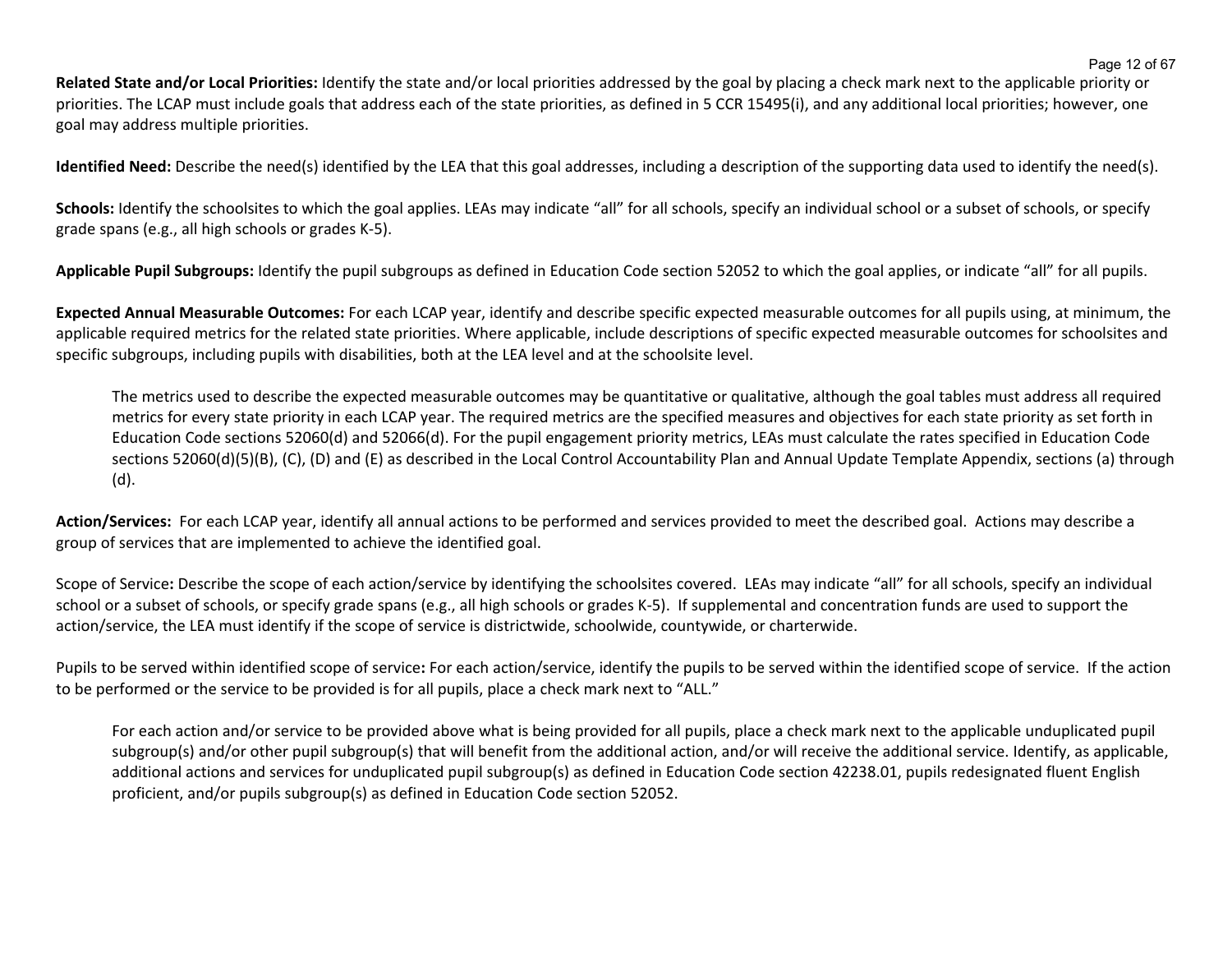**Related State and/or Local Priorities:** Identify the state and/or local priorities addressed by the goal by placing a check mark next to the applicable priority or priorities. The LCAP must include goals that address each of the state priorities, as defined in 5 CCR 15495(i), and any additional local priorities; however, one goal may address multiple priorities.

**Identified Need:** Describe the need(s) identified by the LEA that this goal addresses, including a description of the supporting data used to identify the need(s).

**Schools:** Identify the schoolsites to which the goal applies. LEAs may indicate "all" for all schools, specify an individual school or a subset of schools, or specify grade spans (e.g., all high schools or grades K-5).

**Applicable Pupil Subgroups:** Identify the pupil subgroups as defined in Education Code section 52052 to which the goal applies, or indicate "all" for all pupils.

**Expected Annual Measurable Outcomes:** For each LCAP year, identify and describe specific expected measurable outcomes for all pupils using, at minimum, the applicable required metrics for the related state priorities. Where applicable, include descriptions of specific expected measurable outcomes for schoolsites and specific subgroups, including pupils with disabilities, both at the LEA level and at the schoolsite level.

> The metrics used to describe the expected measurable outcomes may be quantitative or qualitative, although the goal tables must address all required metrics for every state priority in each LCAP year. The required metrics are the specified measures and objectives for each state priority as set forth in Education Code sections 52060(d) and 52066(d). For the pupil engagement priority metrics, LEAs must calculate the rates specified in Education Code sections 52060(d)(5)(B), (C), (D) and (E) as described in the Local Control Accountability Plan and Annual Update Template Appendix, sections (a) through (d).

**Action/Services:** For each LCAP year, identify all annual actions to be performed and services provided to meet the described goal. Actions may describe a group of services that are implemented to achieve the identified goal.

Scope of Service**:** Describe the scope of each action/service by identifying the schoolsites covered. LEAs may indicate "all" for all schools, specify an individual school or a subset of schools, or specify grade spans (e.g., all high schools or grades K-5). If supplemental and concentration funds are used to support the action/service, the LEA must identify if the scope of service is districtwide, schoolwide, countywide, or charterwide.

Pupils to be served within identified scope of service**:** For each action/service, identify the pupils to be served within the identified scope of service. If the action to be performed or the service to be provided is for all pupils, place a check mark next to "ALL."

> For each action and/or service to be provided above what is being provided for all pupils, place a check mark next to the applicable unduplicated pupil subgroup(s) and/or other pupil subgroup(s) that will benefit from the additional action, and/or will receive the additional service. Identify, as applicable, additional actions and services for unduplicated pupil subgroup(s) as defined in Education Code section 42238.01, pupils redesignated fluent English proficient, and/or pupils subgroup(s) as defined in Education Code section 52052.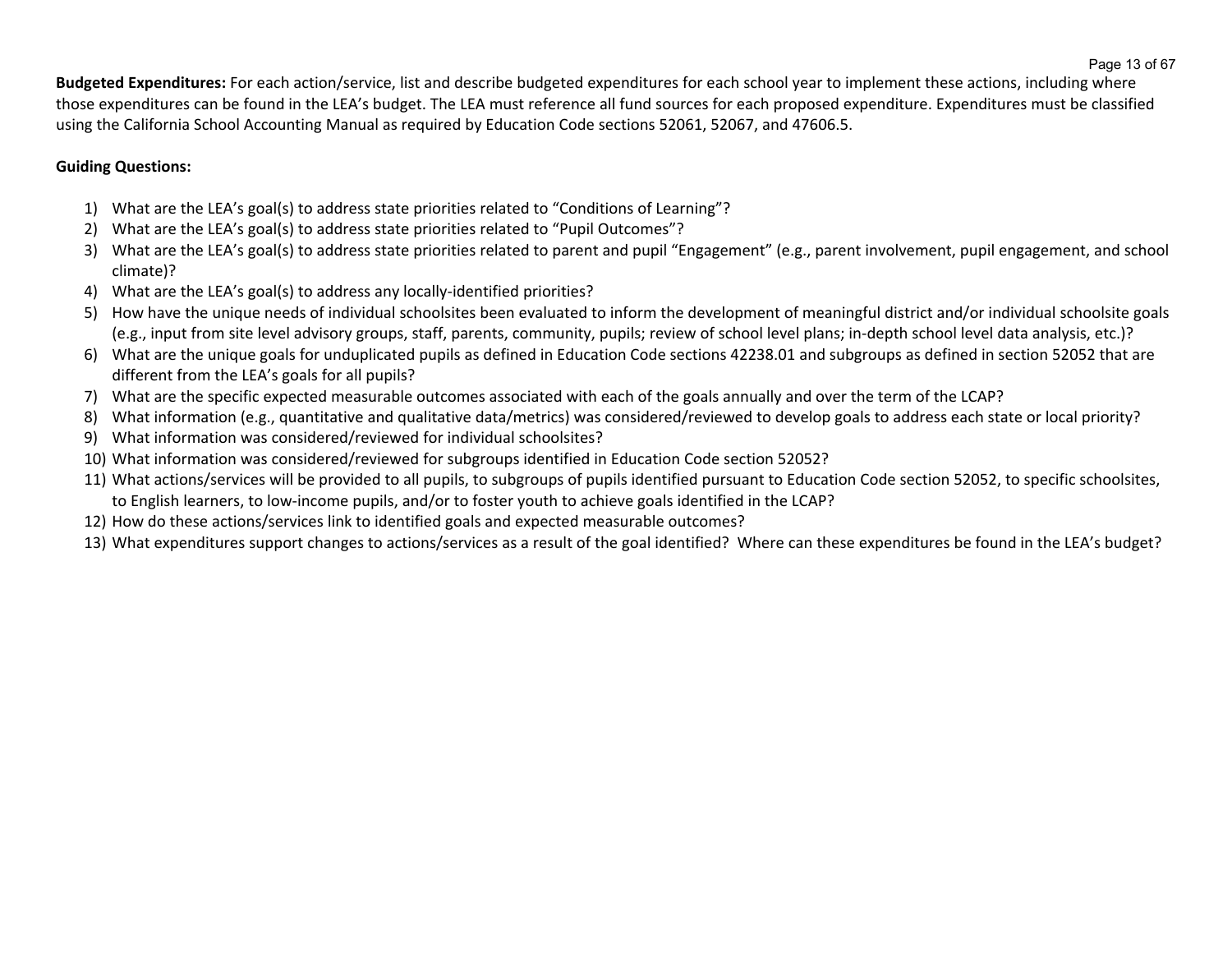**Budgeted Expenditures:** For each action/service, list and describe budgeted expenditures for each school year to implement these actions, including where those expenditures can be found in the LEA's budget. The LEA must reference all fund sources for each proposed expenditure. Expenditures must be classified using the California School Accounting Manual as required by Education Code sections 52061, 52067, and 47606.5.

**Guiding Questions:**

1) What are the LEA's goal(s) to address state priorities related to "Conditions of Learning"?
2) What are the LEA's goal(s) to address state priorities related to "Pupil Outcomes"?
3) What are the LEA's goal(s) to address state priorities related to parent and pupil "Engagement" (e.g., parent involvement, pupil engagement, and school climate)?
4) What are the LEA's goal(s) to address any locally-identified priorities?
5) How have the unique needs of individual schoolsites been evaluated to inform the development of meaningful district and/or individual schoolsite goals (e.g., input from site level advisory groups, staff, parents, community, pupils; review of school level plans; in-depth school level data analysis, etc.)?
6) What are the unique goals for unduplicated pupils as defined in Education Code sections 42238.01 and subgroups as defined in section 52052 that are different from the LEA's goals for all pupils?
7) What are the specific expected measurable outcomes associated with each of the goals annually and over the term of the LCAP?
8) What information (e.g., quantitative and qualitative data/metrics) was considered/reviewed to develop goals to address each state or local priority?
9) What information was considered/reviewed for individual schoolsites?
10) What information was considered/reviewed for subgroups identified in Education Code section 52052?
11) What actions/services will be provided to all pupils, to subgroups of pupils identified pursuant to Education Code section 52052, to specific schoolsites, to English learners, to low-income pupils, and/or to foster youth to achieve goals identified in the LCAP?
12) How do these actions/services link to identified goals and expected measurable outcomes?
13) What expenditures support changes to actions/services as a result of the goal identified? Where can these expenditures be found in the LEA's budget?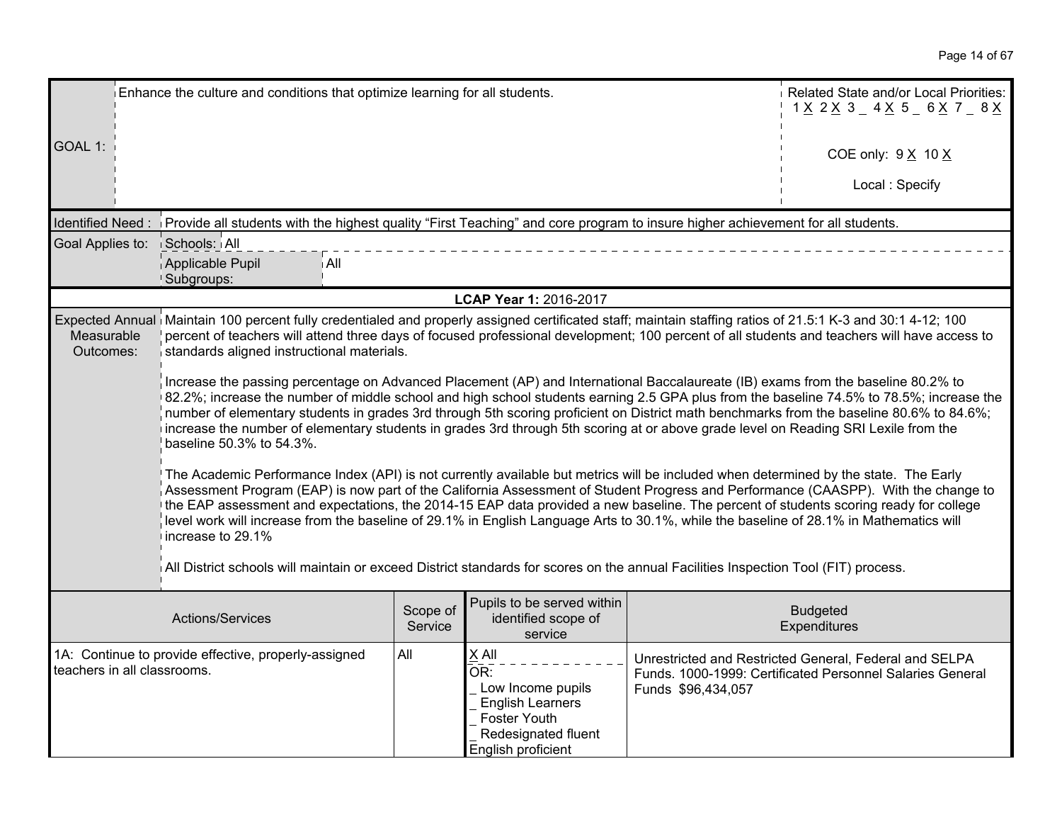| GOAL 1: | Enhance the culture and conditions that optimize learning for all students. | Related State and/or Local Priorities: 1 X 2 X 3 _ 4 X 5 _ 6 X 7 _ 8 X<br><br>COE only: 9 X 10 X<br><br>Local : Specify |
|---|---|---|

| Identified Need : | Provide all students with the highest quality "First Teaching" and core program to insure higher achievement for all students. | |
|---|---|---|
| Goal Applies to: | Schools: | All |
| | Applicable Pupil Subgroups: | All |

**LCAP Year 1:** 2016-2017

**Expected Annual Measurable Outcomes:**

Maintain 100 percent fully credentialed and properly assigned certificated staff; maintain staffing ratios of 21.5:1 K-3 and 30:1 4-12; 100 percent of teachers will attend three days of focused professional development; 100 percent of all students and teachers will have access to standards aligned instructional materials.

Increase the passing percentage on Advanced Placement (AP) and International Baccalaureate (IB) exams from the baseline 80.2% to 82.2%; increase the number of middle school and high school students earning 2.5 GPA plus from the baseline 74.5% to 78.5%; increase the number of elementary students in grades 3rd through 5th scoring proficient on District math benchmarks from the baseline 80.6% to 84.6%; increase the number of elementary students in grades 3rd through 5th scoring at or above grade level on Reading SRI Lexile from the baseline 50.3% to 54.3%.

The Academic Performance Index (API) is not currently available but metrics will be included when determined by the state. The Early Assessment Program (EAP) is now part of the California Assessment of Student Progress and Performance (CAASPP). With the change to the EAP assessment and expectations, the 2014-15 EAP data provided a new baseline. The percent of students scoring ready for college level work will increase from the baseline of 29.1% in English Language Arts to 30.1%, while the baseline of 28.1% in Mathematics will increase to 29.1%

All District schools will maintain or exceed District standards for scores on the annual Facilities Inspection Tool (FIT) process.

| Actions/Services | Scope of Service | Pupils to be served within identified scope of service | Budgeted Expenditures |
|---|---|---|---|
| 1A: Continue to provide effective, properly-assigned teachers in all classrooms. | All | X All<br>OR:<br>_ Low Income pupils<br>_ English Learners<br>_ Foster Youth<br>_ Redesignated fluent English proficient | Unrestricted and Restricted General, Federal and SELPA Funds. 1000-1999: Certificated Personnel Salaries General Funds $96,434,057 |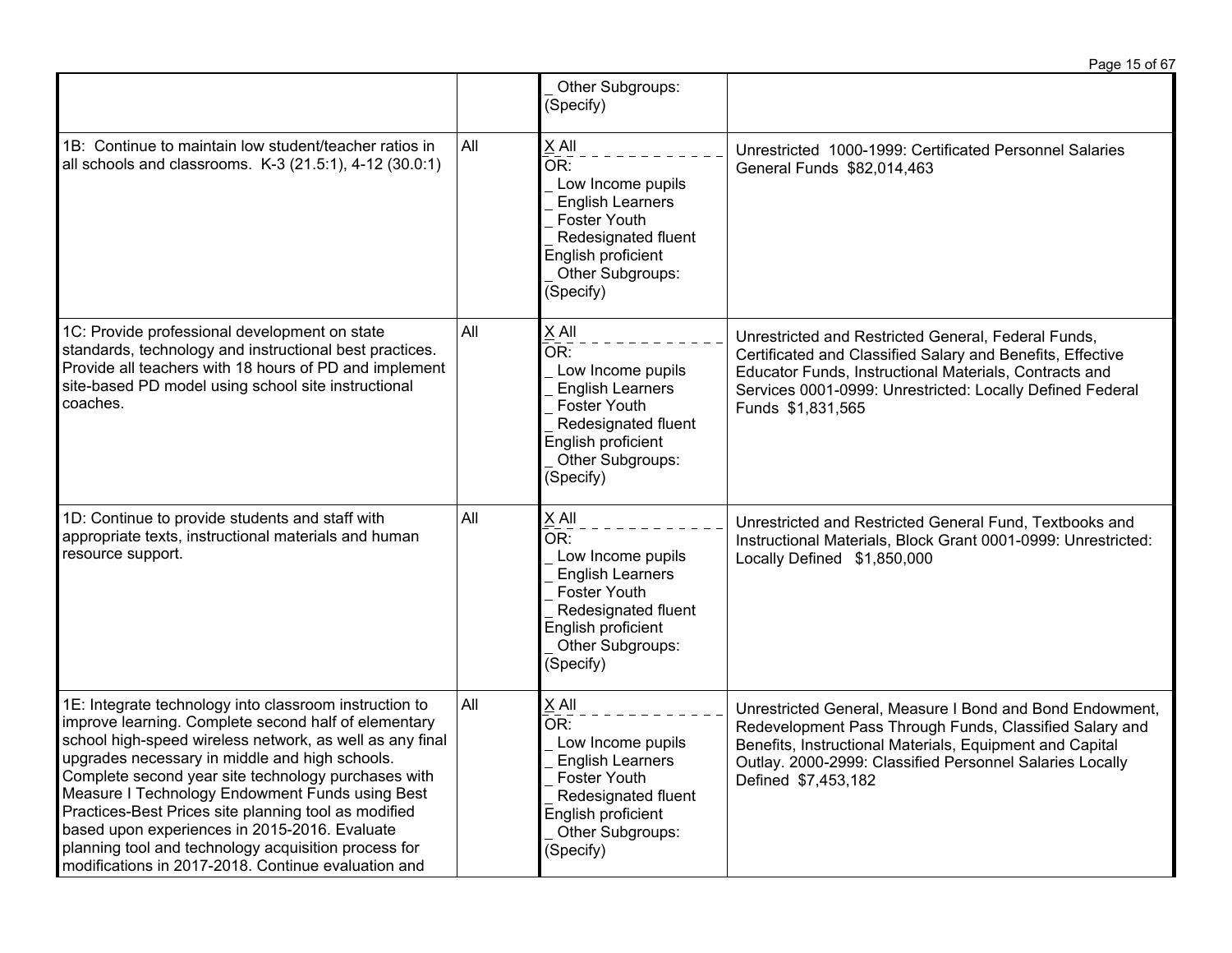| | | | |
|---|---|---|---|
| | | _ Other Subgroups: (Specify) | |
| 1B: Continue to maintain low student/teacher ratios in all schools and classrooms. K-3 (21.5:1), 4-12 (30.0:1) | All | X All<br>OR:<br>_ Low Income pupils<br>_ English Learners<br>_ Foster Youth<br>_ Redesignated fluent English proficient<br>_ Other Subgroups: (Specify) | Unrestricted 1000-1999: Certificated Personnel Salaries General Funds $82,014,463 |
| 1C: Provide professional development on state standards, technology and instructional best practices. Provide all teachers with 18 hours of PD and implement site-based PD model using school site instructional coaches. | All | X All<br>OR:<br>_ Low Income pupils<br>_ English Learners<br>_ Foster Youth<br>_ Redesignated fluent English proficient<br>_ Other Subgroups: (Specify) | Unrestricted and Restricted General, Federal Funds, Certificated and Classified Salary and Benefits, Effective Educator Funds, Instructional Materials, Contracts and Services 0001-0999: Unrestricted: Locally Defined Federal Funds $1,831,565 |
| 1D: Continue to provide students and staff with appropriate texts, instructional materials and human resource support. | All | X All<br>OR:<br>_ Low Income pupils<br>_ English Learners<br>_ Foster Youth<br>_ Redesignated fluent English proficient<br>_ Other Subgroups: (Specify) | Unrestricted and Restricted General Fund, Textbooks and Instructional Materials, Block Grant 0001-0999: Unrestricted: Locally Defined $1,850,000 |
| 1E: Integrate technology into classroom instruction to improve learning. Complete second half of elementary school high-speed wireless network, as well as any final upgrades necessary in middle and high schools. Complete second year site technology purchases with Measure I Technology Endowment Funds using Best Practices-Best Prices site planning tool as modified based upon experiences in 2015-2016. Evaluate planning tool and technology acquisition process for modifications in 2017-2018. Continue evaluation and | All | X All<br>OR:<br>_ Low Income pupils<br>_ English Learners<br>_ Foster Youth<br>_ Redesignated fluent English proficient<br>_ Other Subgroups: (Specify) | Unrestricted General, Measure I Bond and Bond Endowment, Redevelopment Pass Through Funds, Classified Salary and Benefits, Instructional Materials, Equipment and Capital Outlay. 2000-2999: Classified Personnel Salaries Locally Defined $7,453,182 |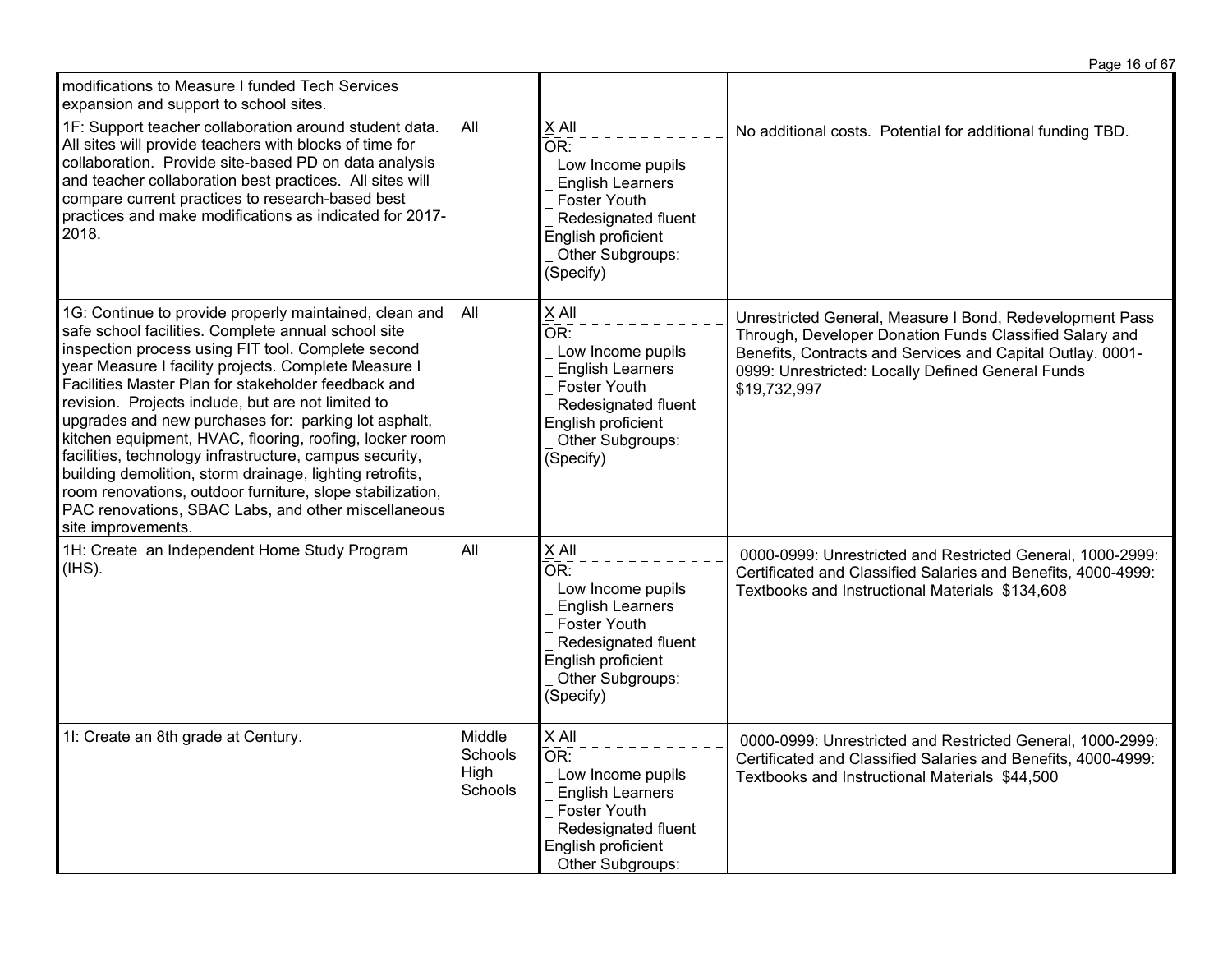| | | | |
|---|---|---|---|
| modifications to Measure I funded Tech Services expansion and support to school sites. | | | |
| 1F: Support teacher collaboration around student data. All sites will provide teachers with blocks of time for collaboration. Provide site-based PD on data analysis and teacher collaboration best practices. All sites will compare current practices to research-based best practices and make modifications as indicated for 2017-2018. | All | X All<br>OR:<br>_ Low Income pupils<br>_ English Learners<br>_ Foster Youth<br>_ Redesignated fluent English proficient<br>_ Other Subgroups: (Specify) | No additional costs. Potential for additional funding TBD. |
| 1G: Continue to provide properly maintained, clean and safe school facilities. Complete annual school site inspection process using FIT tool. Complete second year Measure I facility projects. Complete Measure I Facilities Master Plan for stakeholder feedback and revision. Projects include, but are not limited to upgrades and new purchases for: parking lot asphalt, kitchen equipment, HVAC, flooring, roofing, locker room facilities, technology infrastructure, campus security, building demolition, storm drainage, lighting retrofits, room renovations, outdoor furniture, slope stabilization, PAC renovations, SBAC Labs, and other miscellaneous site improvements. | All | X All<br>OR:<br>_ Low Income pupils<br>_ English Learners<br>_ Foster Youth<br>_ Redesignated fluent English proficient<br>_ Other Subgroups: (Specify) | Unrestricted General, Measure I Bond, Redevelopment Pass Through, Developer Donation Funds Classified Salary and Benefits, Contracts and Services and Capital Outlay. 0001-0999: Unrestricted: Locally Defined General Funds $19,732,997 |
| 1H: Create an Independent Home Study Program (IHS). | All | X All<br>OR:<br>_ Low Income pupils<br>_ English Learners<br>_ Foster Youth<br>_ Redesignated fluent English proficient<br>_ Other Subgroups: (Specify) | 0000-0999: Unrestricted and Restricted General, 1000-2999: Certificated and Classified Salaries and Benefits, 4000-4999: Textbooks and Instructional Materials $134,608 |
| 1I: Create an 8th grade at Century. | Middle Schools High Schools | X All<br>OR:<br>_ Low Income pupils<br>_ English Learners<br>_ Foster Youth<br>_ Redesignated fluent English proficient<br>_ Other Subgroups: | 0000-0999: Unrestricted and Restricted General, 1000-2999: Certificated and Classified Salaries and Benefits, 4000-4999: Textbooks and Instructional Materials $44,500 |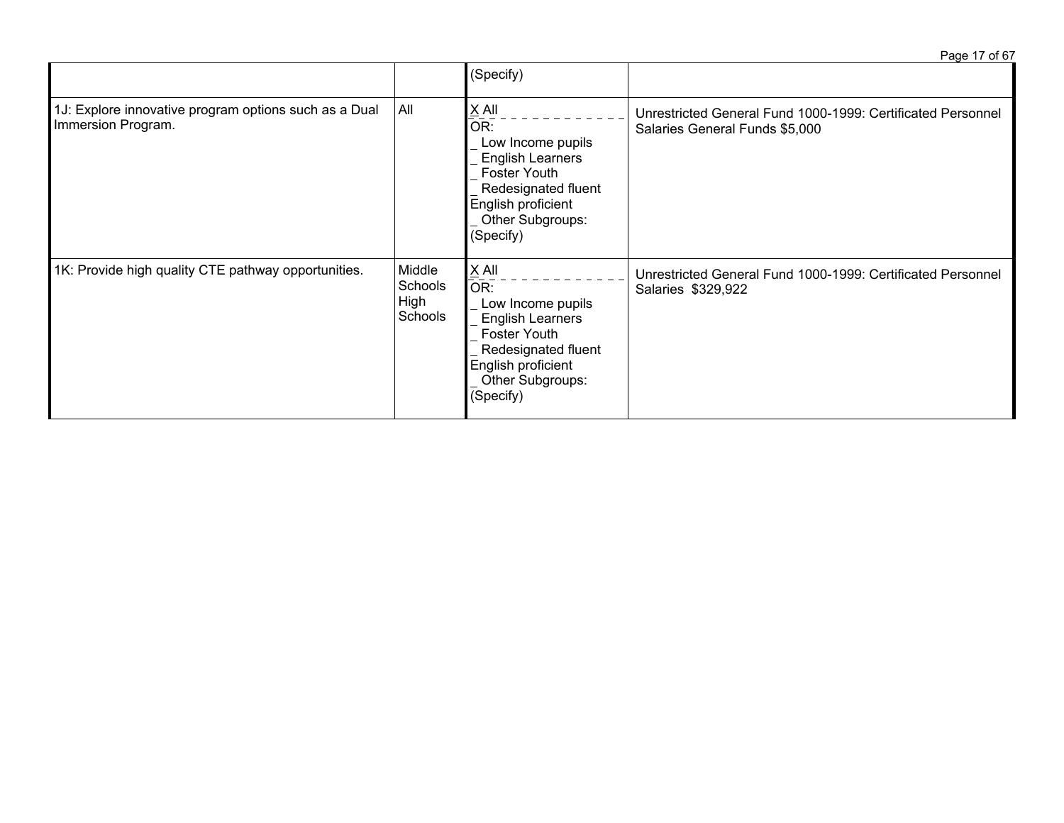| | | | |
|---|---|---|---|
| | | (Specify) | |
| 1J: Explore innovative program options such as a Dual Immersion Program. | All | X All<br>OR:<br>_ Low Income pupils<br>_ English Learners<br>_ Foster Youth<br>_ Redesignated fluent English proficient<br>_ Other Subgroups: (Specify) | Unrestricted General Fund 1000-1999: Certificated Personnel Salaries General Funds $5,000 |
| 1K: Provide high quality CTE pathway opportunities. | Middle Schools High Schools | X All<br>OR:<br>_ Low Income pupils<br>_ English Learners<br>_ Foster Youth<br>_ Redesignated fluent English proficient<br>_ Other Subgroups: (Specify) | Unrestricted General Fund 1000-1999: Certificated Personnel Salaries $329,922 |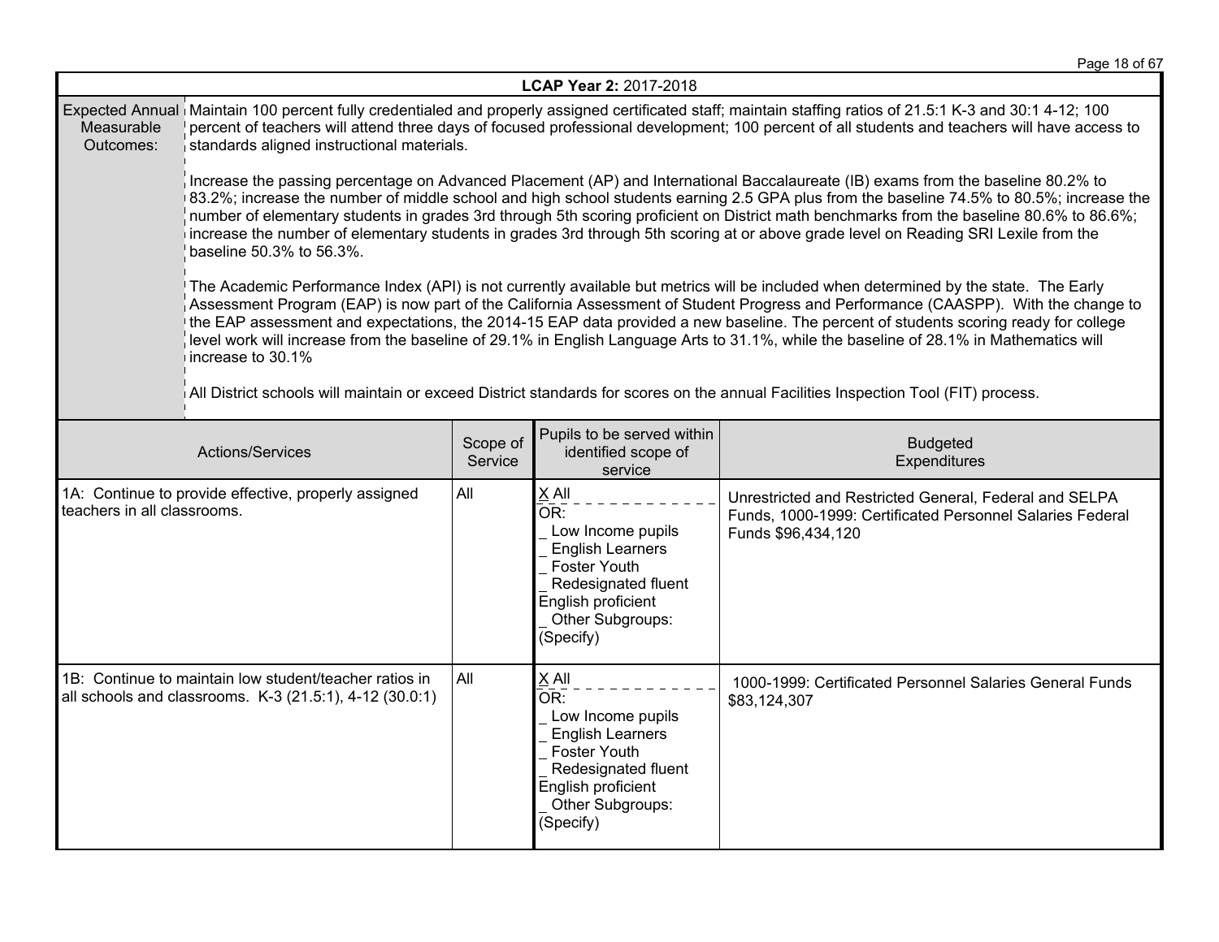## LCAP Year 2: 2017-2018

| Expected Annual Measurable Outcomes: | Maintain 100 percent fully credentialed and properly assigned certificated staff; maintain staffing ratios of 21.5:1 K-3 and 30:1 4-12; 100 percent of teachers will attend three days of focused professional development; 100 percent of all students and teachers will have access to standards aligned instructional materials.<br><br>Increase the passing percentage on Advanced Placement (AP) and International Baccalaureate (IB) exams from the baseline 80.2% to 83.2%; increase the number of middle school and high school students earning 2.5 GPA plus from the baseline 74.5% to 80.5%; increase the number of elementary students in grades 3rd through 5th scoring proficient on District math benchmarks from the baseline 80.6% to 86.6%; increase the number of elementary students in grades 3rd through 5th scoring at or above grade level on Reading SRI Lexile from the baseline 50.3% to 56.3%.<br><br>The Academic Performance Index (API) is not currently available but metrics will be included when determined by the state. The Early Assessment Program (EAP) is now part of the California Assessment of Student Progress and Performance (CAASPP). With the change to the EAP assessment and expectations, the 2014-15 EAP data provided a new baseline. The percent of students scoring ready for college level work will increase from the baseline of 29.1% in English Language Arts to 31.1%, while the baseline of 28.1% in Mathematics will increase to 30.1%<br><br>All District schools will maintain or exceed District standards for scores on the annual Facilities Inspection Tool (FIT) process. |
|---|---|

| Actions/Services | Scope of Service | Pupils to be served within identified scope of service | Budgeted Expenditures |
|---|---|---|---|
| 1A: Continue to provide effective, properly assigned teachers in all classrooms. | All | X All<br>OR:<br>_ Low Income pupils<br>_ English Learners<br>_ Foster Youth<br>_ Redesignated fluent English proficient<br>_ Other Subgroups: (Specify) | Unrestricted and Restricted General, Federal and SELPA Funds, 1000-1999: Certificated Personnel Salaries Federal Funds $96,434,120 |
| 1B: Continue to maintain low student/teacher ratios in all schools and classrooms. K-3 (21.5:1), 4-12 (30.0:1) | All | X All<br>OR:<br>_ Low Income pupils<br>_ English Learners<br>_ Foster Youth<br>_ Redesignated fluent English proficient<br>_ Other Subgroups: (Specify) | 1000-1999: Certificated Personnel Salaries General Funds $83,124,307 |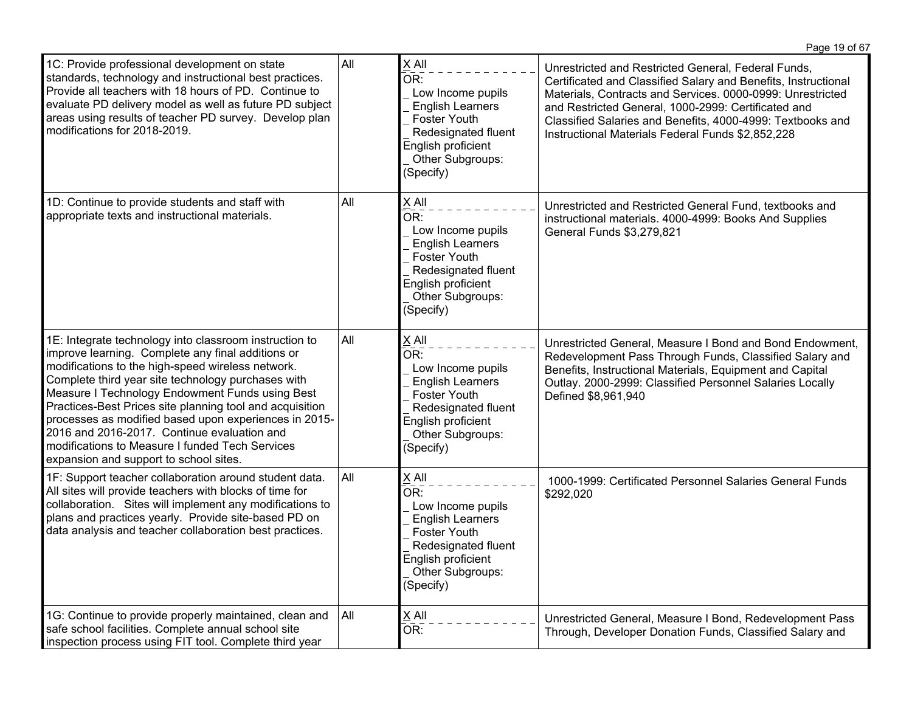| | | | |
|---|---|---|---|
| 1C: Provide professional development on state standards, technology and instructional best practices. Provide all teachers with 18 hours of PD. Continue to evaluate PD delivery model as well as future PD subject areas using results of teacher PD survey. Develop plan modifications for 2018-2019. | All | X All<br>OR:<br>_ Low Income pupils<br>_ English Learners<br>_ Foster Youth<br>_ Redesignated fluent English proficient<br>_ Other Subgroups: (Specify) | Unrestricted and Restricted General, Federal Funds, Certificated and Classified Salary and Benefits, Instructional Materials, Contracts and Services. 0000-0999: Unrestricted and Restricted General, 1000-2999: Certificated and Classified Salaries and Benefits, 4000-4999: Textbooks and Instructional Materials Federal Funds $2,852,228 |
| 1D: Continue to provide students and staff with appropriate texts and instructional materials. | All | X All<br>OR:<br>_ Low Income pupils<br>_ English Learners<br>_ Foster Youth<br>_ Redesignated fluent English proficient<br>_ Other Subgroups: (Specify) | Unrestricted and Restricted General Fund, textbooks and instructional materials. 4000-4999: Books And Supplies General Funds $3,279,821 |
| 1E: Integrate technology into classroom instruction to improve learning. Complete any final additions or modifications to the high-speed wireless network. Complete third year site technology purchases with Measure I Technology Endowment Funds using Best Practices-Best Prices site planning tool and acquisition processes as modified based upon experiences in 2015-2016 and 2016-2017. Continue evaluation and modifications to Measure I funded Tech Services expansion and support to school sites. | All | X All<br>OR:<br>_ Low Income pupils<br>_ English Learners<br>_ Foster Youth<br>_ Redesignated fluent English proficient<br>_ Other Subgroups: (Specify) | Unrestricted General, Measure I Bond and Bond Endowment, Redevelopment Pass Through Funds, Classified Salary and Benefits, Instructional Materials, Equipment and Capital Outlay. 2000-2999: Classified Personnel Salaries Locally Defined $8,961,940 |
| 1F: Support teacher collaboration around student data. All sites will provide teachers with blocks of time for collaboration. Sites will implement any modifications to plans and practices yearly. Provide site-based PD on data analysis and teacher collaboration best practices. | All | X All<br>OR:<br>_ Low Income pupils<br>_ English Learners<br>_ Foster Youth<br>_ Redesignated fluent English proficient<br>_ Other Subgroups: (Specify) | 1000-1999: Certificated Personnel Salaries General Funds $292,020 |
| 1G: Continue to provide properly maintained, clean and safe school facilities. Complete annual school site inspection process using FIT tool. Complete third year | All | X All<br>OR: | Unrestricted General, Measure I Bond, Redevelopment Pass Through, Developer Donation Funds, Classified Salary and |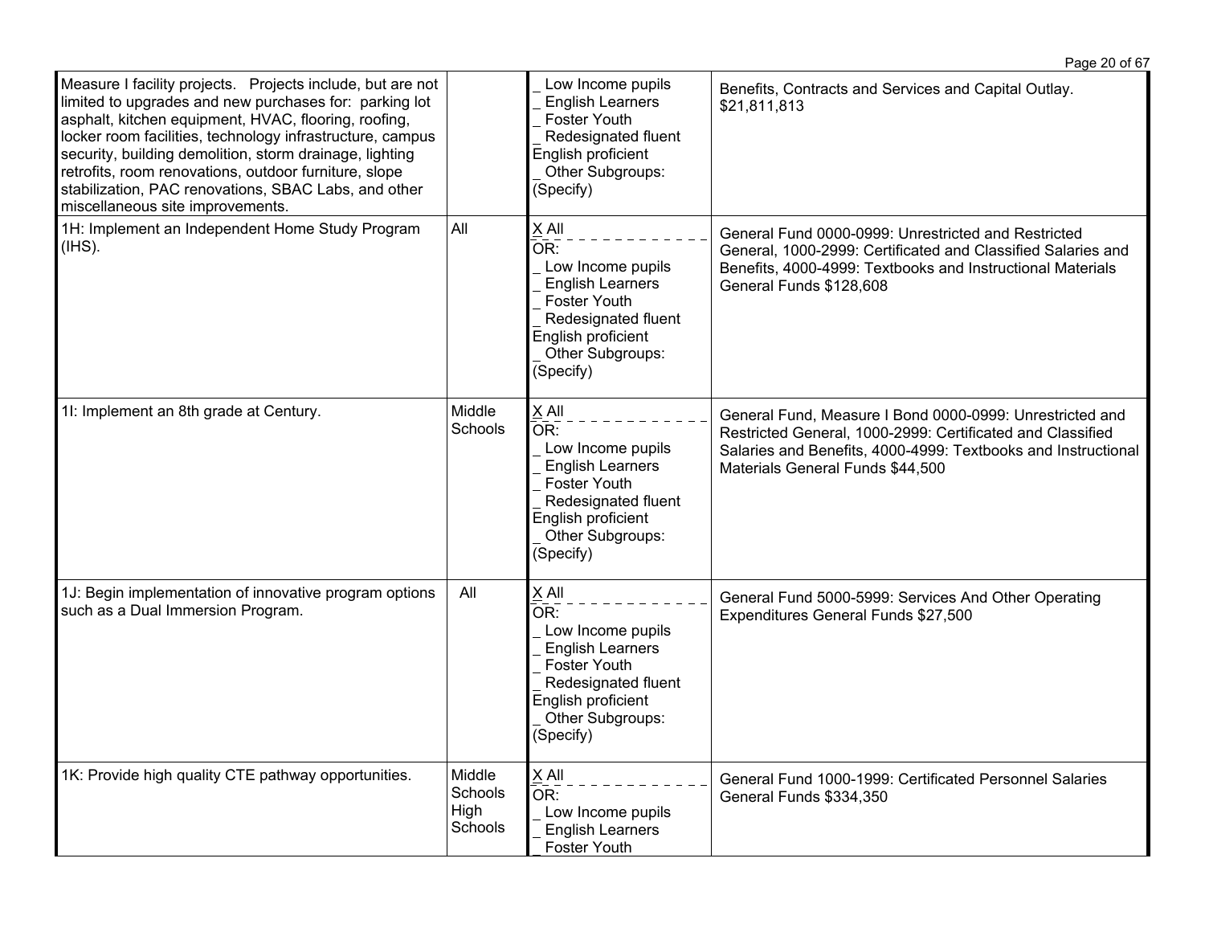| | | | |
|---|---|---|---|
| Measure I facility projects. Projects include, but are not limited to upgrades and new purchases for: parking lot asphalt, kitchen equipment, HVAC, flooring, roofing, locker room facilities, technology infrastructure, campus security, building demolition, storm drainage, lighting retrofits, room renovations, outdoor furniture, slope stabilization, PAC renovations, SBAC Labs, and other miscellaneous site improvements. | | _ Low Income pupils<br>_ English Learners<br>_ Foster Youth<br>_ Redesignated fluent English proficient<br>_ Other Subgroups: (Specify) | Benefits, Contracts and Services and Capital Outlay. $21,811,813 |
| 1H: Implement an Independent Home Study Program (IHS). | All | X All<br>OR:<br>_ Low Income pupils<br>_ English Learners<br>_ Foster Youth<br>_ Redesignated fluent English proficient<br>_ Other Subgroups: (Specify) | General Fund 0000-0999: Unrestricted and Restricted General, 1000-2999: Certificated and Classified Salaries and Benefits, 4000-4999: Textbooks and Instructional Materials General Funds $128,608 |
| 1I: Implement an 8th grade at Century. | Middle Schools | X All<br>OR:<br>_ Low Income pupils<br>_ English Learners<br>_ Foster Youth<br>_ Redesignated fluent English proficient<br>_ Other Subgroups: (Specify) | General Fund, Measure I Bond 0000-0999: Unrestricted and Restricted General, 1000-2999: Certificated and Classified Salaries and Benefits, 4000-4999: Textbooks and Instructional Materials General Funds $44,500 |
| 1J: Begin implementation of innovative program options such as a Dual Immersion Program. | All | X All<br>OR:<br>_ Low Income pupils<br>_ English Learners<br>_ Foster Youth<br>_ Redesignated fluent English proficient<br>_ Other Subgroups: (Specify) | General Fund 5000-5999: Services And Other Operating Expenditures General Funds $27,500 |
| 1K: Provide high quality CTE pathway opportunities. | Middle Schools High Schools | X All<br>OR:<br>_ Low Income pupils<br>_ English Learners<br>_ Foster Youth | General Fund 1000-1999: Certificated Personnel Salaries General Funds $334,350 |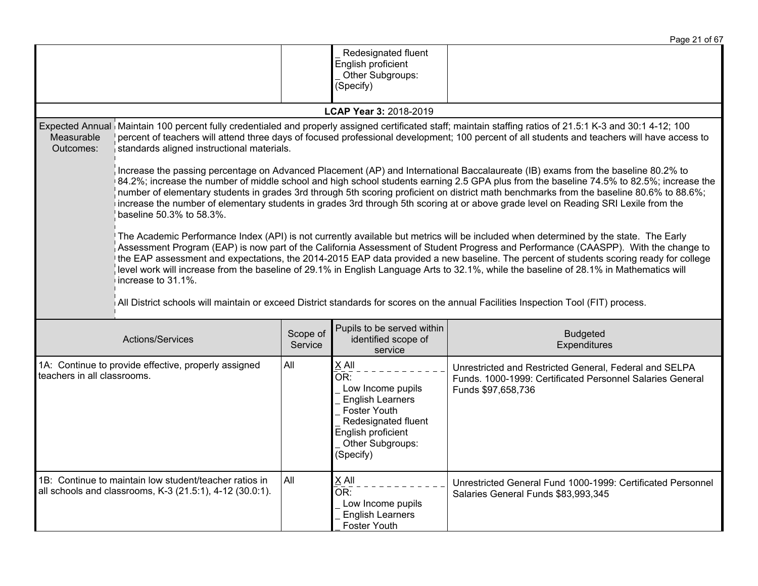| | | | |
|---|---|---|---|
| | | _ Redesignated fluent English proficient<br>_ Other Subgroups: (Specify) | |

**LCAP Year 3:** 2018-2019

| | |
|---|---|
| Expected Annual Measurable Outcomes: | Maintain 100 percent fully credentialed and properly assigned certificated staff; maintain staffing ratios of 21.5:1 K-3 and 30:1 4-12; 100 percent of teachers will attend three days of focused professional development; 100 percent of all students and teachers will have access to standards aligned instructional materials.<br><br>Increase the passing percentage on Advanced Placement (AP) and International Baccalaureate (IB) exams from the baseline 80.2% to 84.2%; increase the number of middle school and high school students earning 2.5 GPA plus from the baseline 74.5% to 82.5%; increase the number of elementary students in grades 3rd through 5th scoring proficient on district math benchmarks from the baseline 80.6% to 88.6%; increase the number of elementary students in grades 3rd through 5th scoring at or above grade level on Reading SRI Lexile from the baseline 50.3% to 58.3%.<br><br>The Academic Performance Index (API) is not currently available but metrics will be included when determined by the state. The Early Assessment Program (EAP) is now part of the California Assessment of Student Progress and Performance (CAASPP). With the change to the EAP assessment and expectations, the 2014-2015 EAP data provided a new baseline. The percent of students scoring ready for college level work will increase from the baseline of 29.1% in English Language Arts to 32.1%, while the baseline of 28.1% in Mathematics will increase to 31.1%.<br><br>All District schools will maintain or exceed District standards for scores on the annual Facilities Inspection Tool (FIT) process. |

| Actions/Services | Scope of Service | Pupils to be served within identified scope of service | Budgeted Expenditures |
|---|---|---|---|
| 1A: Continue to provide effective, properly assigned teachers in all classrooms. | All | X All<br>OR:<br>_ Low Income pupils<br>_ English Learners<br>_ Foster Youth<br>_ Redesignated fluent English proficient<br>_ Other Subgroups: (Specify) | Unrestricted and Restricted General, Federal and SELPA Funds. 1000-1999: Certificated Personnel Salaries General Funds $97,658,736 |
| 1B: Continue to maintain low student/teacher ratios in all schools and classrooms, K-3 (21.5:1), 4-12 (30.0:1). | All | X All<br>OR:<br>_ Low Income pupils<br>_ English Learners<br>_ Foster Youth | Unrestricted General Fund 1000-1999: Certificated Personnel Salaries General Funds $83,993,345 |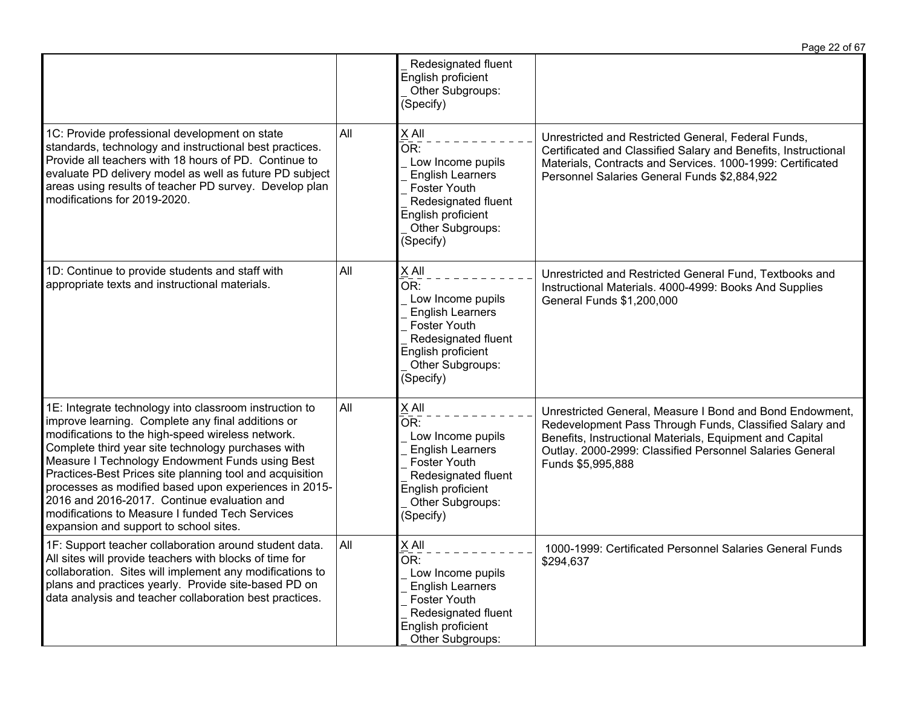| | | | |
|---|---|---|---|
| | | _ Redesignated fluent English proficient<br>_ Other Subgroups: (Specify) | |
| 1C: Provide professional development on state standards, technology and instructional best practices. Provide all teachers with 18 hours of PD. Continue to evaluate PD delivery model as well as future PD subject areas using results of teacher PD survey. Develop plan modifications for 2019-2020. | All | X All<br>OR:<br>_ Low Income pupils<br>_ English Learners<br>_ Foster Youth<br>_ Redesignated fluent English proficient<br>_ Other Subgroups: (Specify) | Unrestricted and Restricted General, Federal Funds, Certificated and Classified Salary and Benefits, Instructional Materials, Contracts and Services. 1000-1999: Certificated Personnel Salaries General Funds $2,884,922 |
| 1D: Continue to provide students and staff with appropriate texts and instructional materials. | All | X All<br>OR:<br>_ Low Income pupils<br>_ English Learners<br>_ Foster Youth<br>_ Redesignated fluent English proficient<br>_ Other Subgroups: (Specify) | Unrestricted and Restricted General Fund, Textbooks and Instructional Materials. 4000-4999: Books And Supplies General Funds $1,200,000 |
| 1E: Integrate technology into classroom instruction to improve learning. Complete any final additions or modifications to the high-speed wireless network. Complete third year site technology purchases with Measure I Technology Endowment Funds using Best Practices-Best Prices site planning tool and acquisition processes as modified based upon experiences in 2015-2016 and 2016-2017. Continue evaluation and modifications to Measure I funded Tech Services expansion and support to school sites. | All | X All<br>OR:<br>_ Low Income pupils<br>_ English Learners<br>_ Foster Youth<br>_ Redesignated fluent English proficient<br>_ Other Subgroups: (Specify) | Unrestricted General, Measure I Bond and Bond Endowment, Redevelopment Pass Through Funds, Classified Salary and Benefits, Instructional Materials, Equipment and Capital Outlay. 2000-2999: Classified Personnel Salaries General Funds $5,995,888 |
| 1F: Support teacher collaboration around student data. All sites will provide teachers with blocks of time for collaboration. Sites will implement any modifications to plans and practices yearly. Provide site-based PD on data analysis and teacher collaboration best practices. | All | X All<br>OR:<br>_ Low Income pupils<br>_ English Learners<br>_ Foster Youth<br>_ Redesignated fluent English proficient<br>_ Other Subgroups: | 1000-1999: Certificated Personnel Salaries General Funds $294,637 |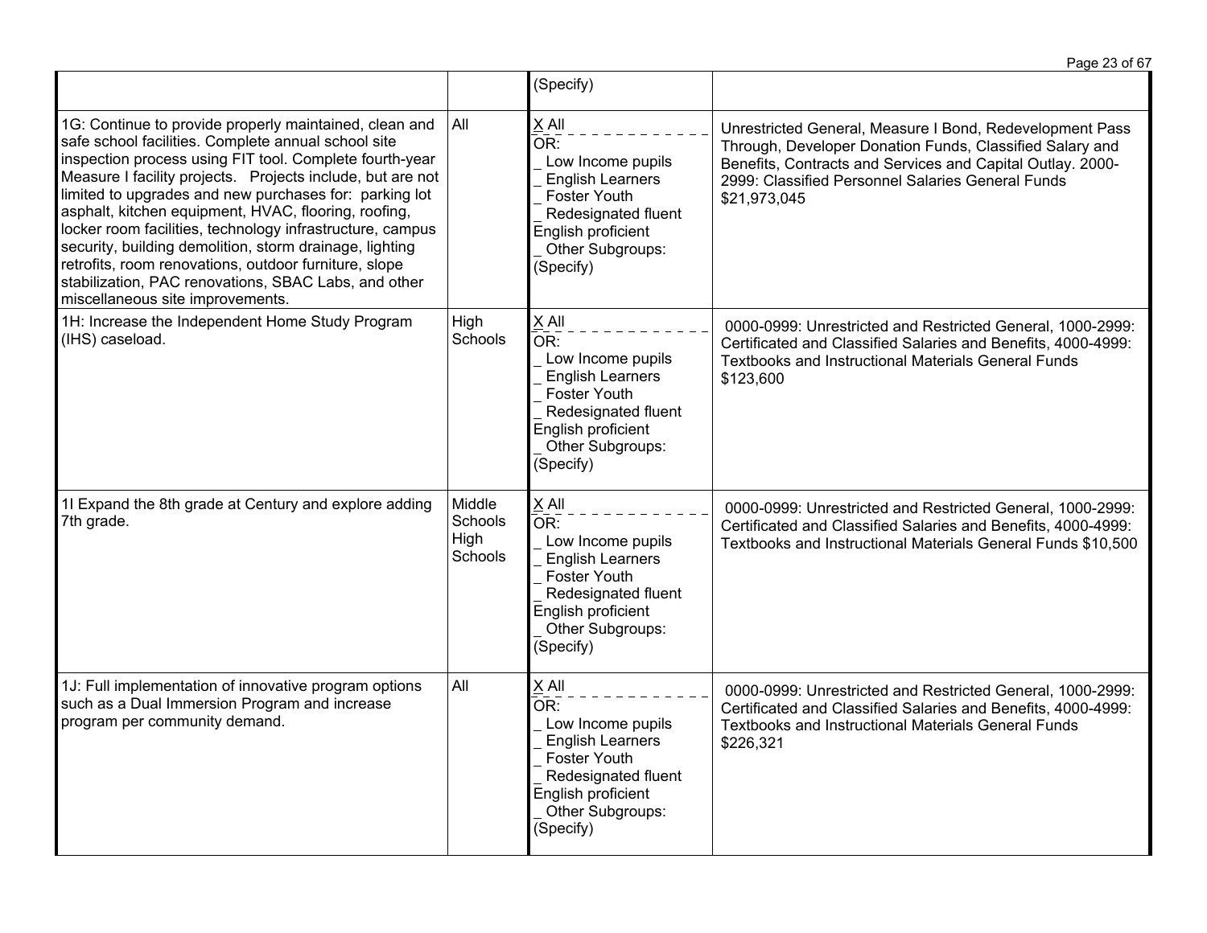| | | | |
|---|---|---|---|
| | | (Specify) | |
| 1G: Continue to provide properly maintained, clean and safe school facilities. Complete annual school site inspection process using FIT tool. Complete fourth-year Measure I facility projects. Projects include, but are not limited to upgrades and new purchases for: parking lot asphalt, kitchen equipment, HVAC, flooring, roofing, locker room facilities, technology infrastructure, campus security, building demolition, storm drainage, lighting retrofits, room renovations, outdoor furniture, slope stabilization, PAC renovations, SBAC Labs, and other miscellaneous site improvements. | All | X All<br>OR:<br>_ Low Income pupils<br>_ English Learners<br>_ Foster Youth<br>_ Redesignated fluent English proficient<br>_ Other Subgroups: (Specify) | Unrestricted General, Measure I Bond, Redevelopment Pass Through, Developer Donation Funds, Classified Salary and Benefits, Contracts and Services and Capital Outlay. 2000-2999: Classified Personnel Salaries General Funds $21,973,045 |
| 1H: Increase the Independent Home Study Program (IHS) caseload. | High Schools | X All<br>OR:<br>_ Low Income pupils<br>_ English Learners<br>_ Foster Youth<br>_ Redesignated fluent English proficient<br>_ Other Subgroups: (Specify) | 0000-0999: Unrestricted and Restricted General, 1000-2999: Certificated and Classified Salaries and Benefits, 4000-4999: Textbooks and Instructional Materials General Funds $123,600 |
| 1I Expand the 8th grade at Century and explore adding 7th grade. | Middle Schools High Schools | X All<br>OR:<br>_ Low Income pupils<br>_ English Learners<br>_ Foster Youth<br>_ Redesignated fluent English proficient<br>_ Other Subgroups: (Specify) | 0000-0999: Unrestricted and Restricted General, 1000-2999: Certificated and Classified Salaries and Benefits, 4000-4999: Textbooks and Instructional Materials General Funds $10,500 |
| 1J: Full implementation of innovative program options such as a Dual Immersion Program and increase program per community demand. | All | X All<br>OR:<br>_ Low Income pupils<br>_ English Learners<br>_ Foster Youth<br>_ Redesignated fluent English proficient<br>_ Other Subgroups: (Specify) | 0000-0999: Unrestricted and Restricted General, 1000-2999: Certificated and Classified Salaries and Benefits, 4000-4999: Textbooks and Instructional Materials General Funds $226,321 |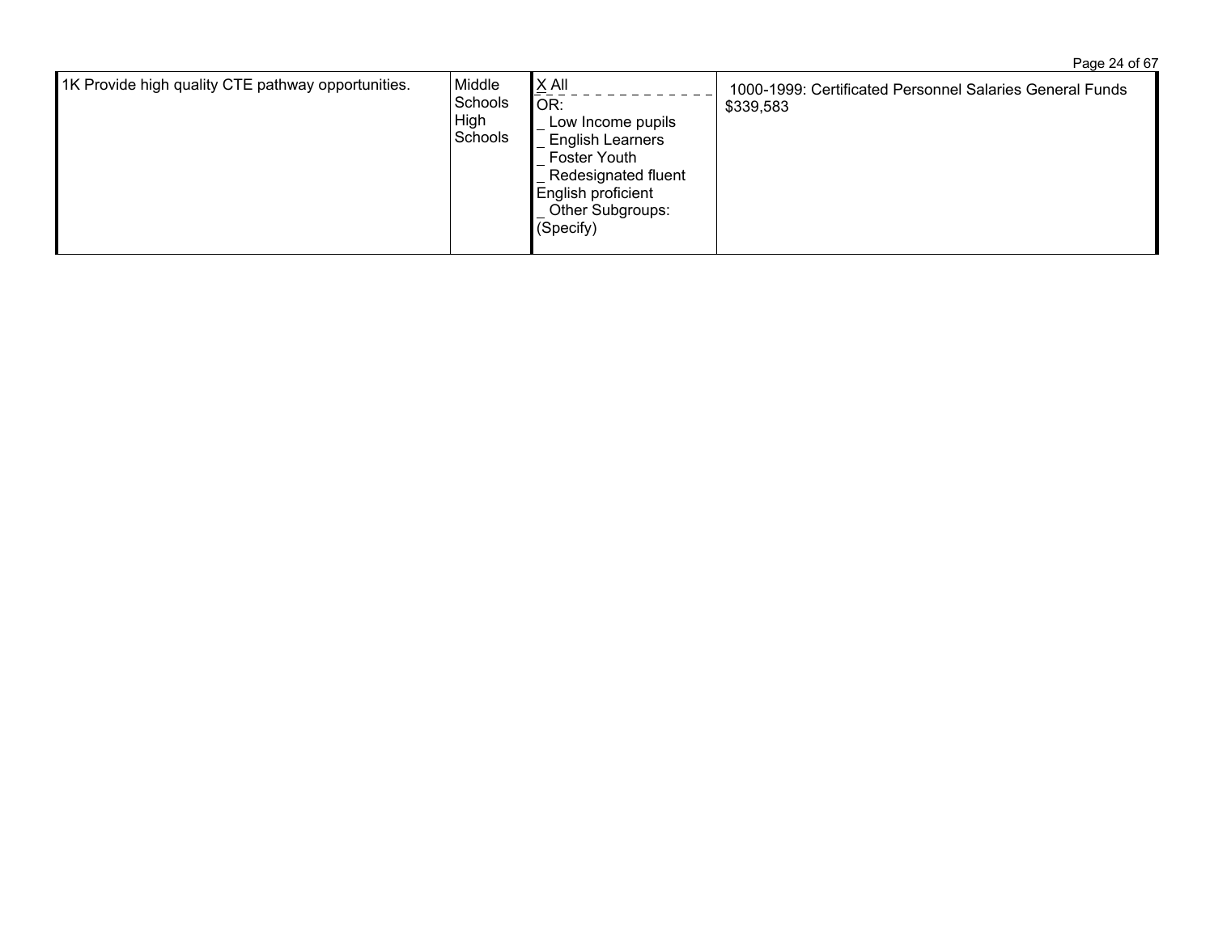| | | | |
|---|---|---|---|
| 1K Provide high quality CTE pathway opportunities. | Middle Schools High Schools | X All<br>OR:<br>_ Low Income pupils<br>_ English Learners<br>_ Foster Youth<br>_ Redesignated fluent English proficient<br>_ Other Subgroups: (Specify) | 1000-1999: Certificated Personnel Salaries General Funds $339,583 |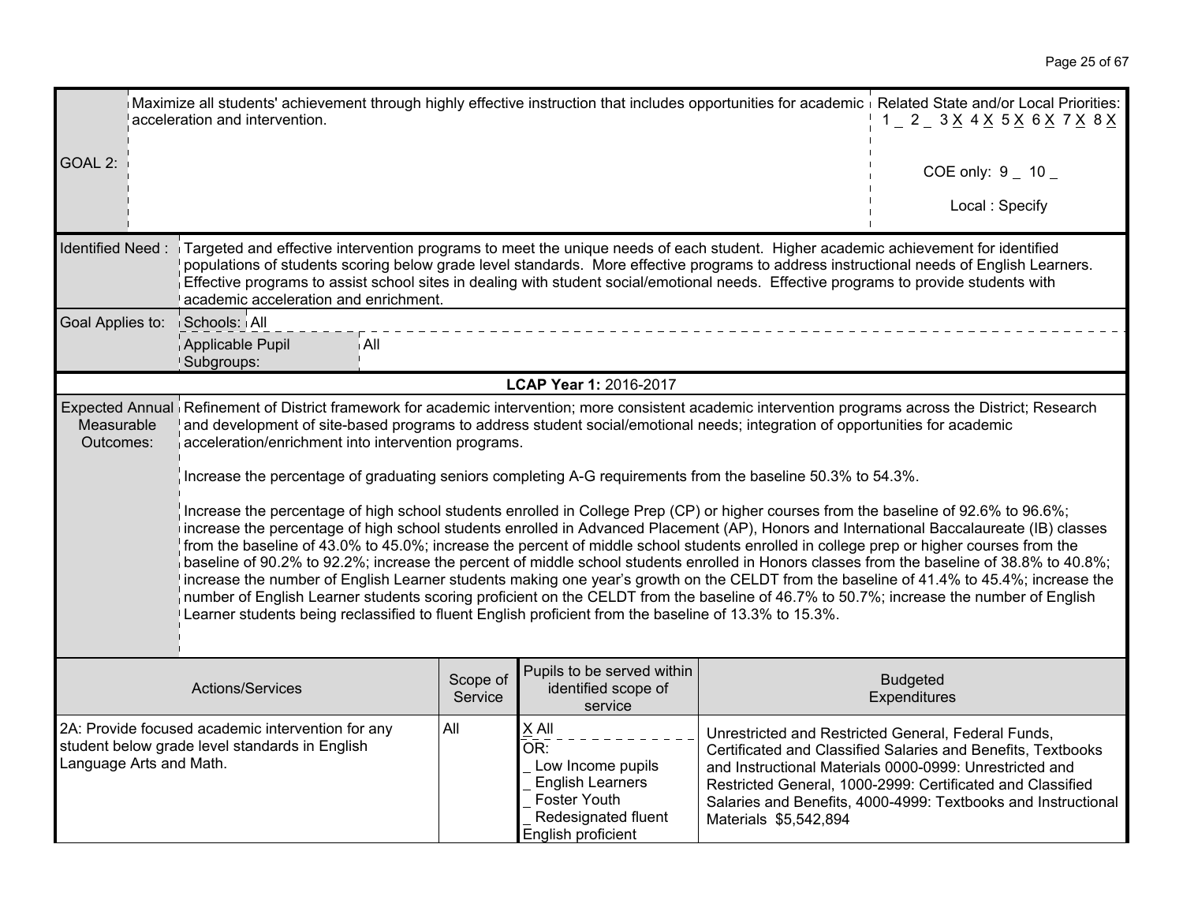| GOAL 2: | Maximize all students' achievement through highly effective instruction that includes opportunities for academic acceleration and intervention. | Related State and/or Local Priorities: 1 _ 2 _ 3 X 4 X 5 X 6 X 7 X 8 X<br><br>COE only: 9 _ 10 _<br><br>Local : Specify |
|---|---|---|
| Identified Need : | Targeted and effective intervention programs to meet the unique needs of each student. Higher academic achievement for identified populations of students scoring below grade level standards. More effective programs to address instructional needs of English Learners. Effective programs to assist school sites in dealing with student social/emotional needs. Effective programs to provide students with academic acceleration and enrichment. | |
| Goal Applies to: | Schools: All | |
| | Applicable Pupil Subgroups: All | |

**LCAP Year 1:** 2016-2017

**Expected Annual Measurable Outcomes:**

Refinement of District framework for academic intervention; more consistent academic intervention programs across the District; Research and development of site-based programs to address student social/emotional needs; integration of opportunities for academic acceleration/enrichment into intervention programs.

Increase the percentage of graduating seniors completing A-G requirements from the baseline 50.3% to 54.3%.

Increase the percentage of high school students enrolled in College Prep (CP) or higher courses from the baseline of 92.6% to 96.6%; increase the percentage of high school students enrolled in Advanced Placement (AP), Honors and International Baccalaureate (IB) classes from the baseline of 43.0% to 45.0%; increase the percent of middle school students enrolled in college prep or higher courses from the baseline of 90.2% to 92.2%; increase the percent of middle school students enrolled in Honors classes from the baseline of 38.8% to 40.8%; increase the number of English Learner students making one year's growth on the CELDT from the baseline of 41.4% to 45.4%; increase the number of English Learner students scoring proficient on the CELDT from the baseline of 46.7% to 50.7%; increase the number of English Learner students being reclassified to fluent English proficient from the baseline of 13.3% to 15.3%.

| Actions/Services | Scope of Service | Pupils to be served within identified scope of service | Budgeted Expenditures |
|---|---|---|---|
| 2A: Provide focused academic intervention for any student below grade level standards in English Language Arts and Math. | All | X All<br>OR:<br>_ Low Income pupils<br>_ English Learners<br>_ Foster Youth<br>_ Redesignated fluent English proficient | Unrestricted and Restricted General, Federal Funds, Certificated and Classified Salaries and Benefits, Textbooks and Instructional Materials 0000-0999: Unrestricted and Restricted General, 1000-2999: Certificated and Classified Salaries and Benefits, 4000-4999: Textbooks and Instructional Materials $5,542,894 |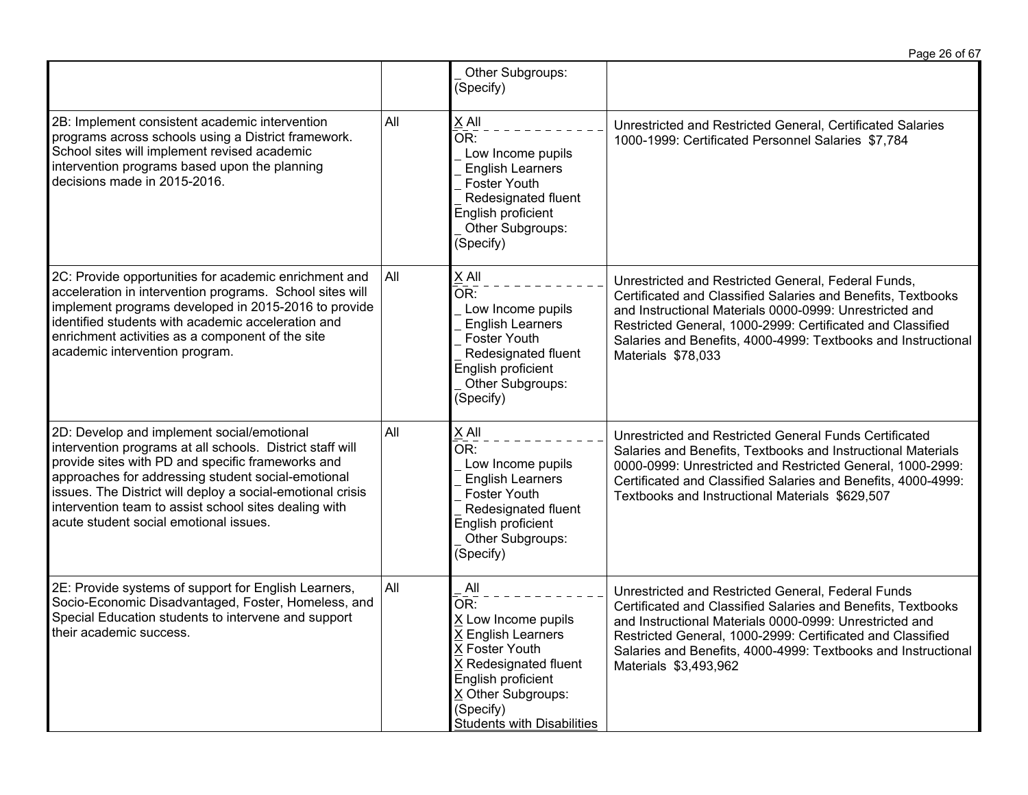| | | | |
|---|---|---|---|
| | | _ Other Subgroups: (Specify) | |
| 2B: Implement consistent academic intervention programs across schools using a District framework. School sites will implement revised academic intervention programs based upon the planning decisions made in 2015-2016. | All | X All<br>OR:<br>_ Low Income pupils<br>_ English Learners<br>_ Foster Youth<br>_ Redesignated fluent English proficient<br>_ Other Subgroups: (Specify) | Unrestricted and Restricted General, Certificated Salaries 1000-1999: Certificated Personnel Salaries $7,784 |
| 2C: Provide opportunities for academic enrichment and acceleration in intervention programs. School sites will implement programs developed in 2015-2016 to provide identified students with academic acceleration and enrichment activities as a component of the site academic intervention program. | All | X All<br>OR:<br>_ Low Income pupils<br>_ English Learners<br>_ Foster Youth<br>_ Redesignated fluent English proficient<br>_ Other Subgroups: (Specify) | Unrestricted and Restricted General, Federal Funds, Certificated and Classified Salaries and Benefits, Textbooks and Instructional Materials 0000-0999: Unrestricted and Restricted General, 1000-2999: Certificated and Classified Salaries and Benefits, 4000-4999: Textbooks and Instructional Materials $78,033 |
| 2D: Develop and implement social/emotional intervention programs at all schools. District staff will provide sites with PD and specific frameworks and approaches for addressing student social-emotional issues. The District will deploy a social-emotional crisis intervention team to assist school sites dealing with acute student social emotional issues. | All | X All<br>OR:<br>_ Low Income pupils<br>_ English Learners<br>_ Foster Youth<br>_ Redesignated fluent English proficient<br>_ Other Subgroups: (Specify) | Unrestricted and Restricted General Funds Certificated Salaries and Benefits, Textbooks and Instructional Materials 0000-0999: Unrestricted and Restricted General, 1000-2999: Certificated and Classified Salaries and Benefits, 4000-4999: Textbooks and Instructional Materials $629,507 |
| 2E: Provide systems of support for English Learners, Socio-Economic Disadvantaged, Foster, Homeless, and Special Education students to intervene and support their academic success. | All | _ All<br>OR:<br>X Low Income pupils<br>X English Learners<br>X Foster Youth<br>X Redesignated fluent English proficient<br>X Other Subgroups: (Specify)<br>Students with Disabilities | Unrestricted and Restricted General, Federal Funds Certificated and Classified Salaries and Benefits, Textbooks and Instructional Materials 0000-0999: Unrestricted and Restricted General, 1000-2999: Certificated and Classified Salaries and Benefits, 4000-4999: Textbooks and Instructional Materials $3,493,962 |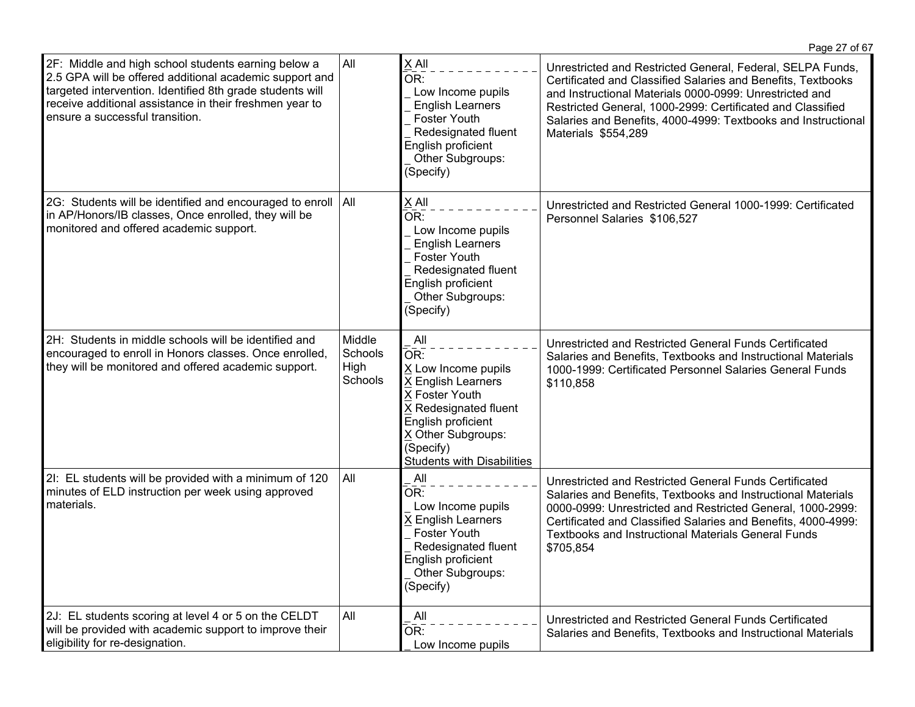| | | | |
|---|---|---|---|
| 2F: Middle and high school students earning below a 2.5 GPA will be offered additional academic support and targeted intervention. Identified 8th grade students will receive additional assistance in their freshmen year to ensure a successful transition. | All | X All<br>OR:<br>_ Low Income pupils<br>_ English Learners<br>_ Foster Youth<br>_ Redesignated fluent English proficient<br>_ Other Subgroups: (Specify) | Unrestricted and Restricted General, Federal, SELPA Funds, Certificated and Classified Salaries and Benefits, Textbooks and Instructional Materials 0000-0999: Unrestricted and Restricted General, 1000-2999: Certificated and Classified Salaries and Benefits, 4000-4999: Textbooks and Instructional Materials $554,289 |
| 2G: Students will be identified and encouraged to enroll in AP/Honors/IB classes, Once enrolled, they will be monitored and offered academic support. | All | X All<br>OR:<br>_ Low Income pupils<br>_ English Learners<br>_ Foster Youth<br>_ Redesignated fluent English proficient<br>_ Other Subgroups: (Specify) | Unrestricted and Restricted General 1000-1999: Certificated Personnel Salaries $106,527 |
| 2H: Students in middle schools will be identified and encouraged to enroll in Honors classes. Once enrolled, they will be monitored and offered academic support. | Middle Schools High Schools | _ All<br>OR:<br>X Low Income pupils<br>X English Learners<br>X Foster Youth<br>X Redesignated fluent English proficient<br>X Other Subgroups: (Specify) Students with Disabilities | Unrestricted and Restricted General Funds Certificated Salaries and Benefits, Textbooks and Instructional Materials 1000-1999: Certificated Personnel Salaries General Funds $110,858 |
| 2I: EL students will be provided with a minimum of 120 minutes of ELD instruction per week using approved materials. | All | _ All<br>OR:<br>_ Low Income pupils<br>X English Learners<br>_ Foster Youth<br>_ Redesignated fluent English proficient<br>_ Other Subgroups: (Specify) | Unrestricted and Restricted General Funds Certificated Salaries and Benefits, Textbooks and Instructional Materials 0000-0999: Unrestricted and Restricted General, 1000-2999: Certificated and Classified Salaries and Benefits, 4000-4999: Textbooks and Instructional Materials General Funds $705,854 |
| 2J: EL students scoring at level 4 or 5 on the CELDT will be provided with academic support to improve their eligibility for re-designation. | All | _ All<br>OR:<br>_ Low Income pupils | Unrestricted and Restricted General Funds Certificated Salaries and Benefits, Textbooks and Instructional Materials |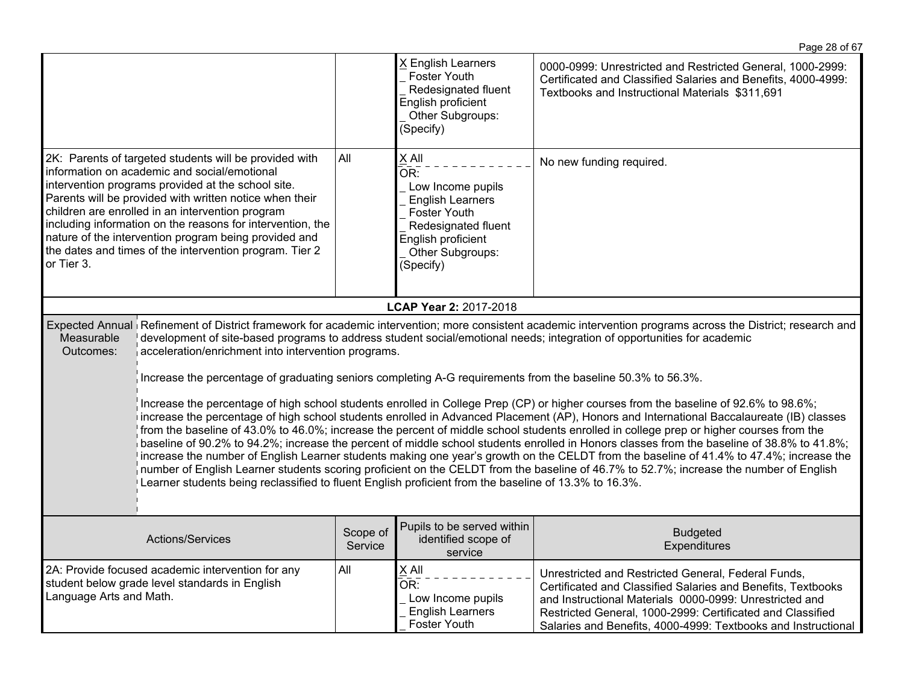| Actions/Services | Scope of Service | Pupils to be served within identified scope of service | Budgeted Expenditures |
|---|---|---|---|
| | | X English Learners<br>_ Foster Youth<br>_ Redesignated fluent English proficient<br>_ Other Subgroups: (Specify) | 0000-0999: Unrestricted and Restricted General, 1000-2999: Certificated and Classified Salaries and Benefits, 4000-4999: Textbooks and Instructional Materials $311,691 |
| 2K: Parents of targeted students will be provided with information on academic and social/emotional intervention programs provided at the school site. Parents will be provided with written notice when their children are enrolled in an intervention program including information on the reasons for intervention, the nature of the intervention program being provided and the dates and times of the intervention program. Tier 2 or Tier 3. | All | X All<br>OR:<br>_ Low Income pupils<br>_ English Learners<br>_ Foster Youth<br>_ Redesignated fluent English proficient<br>_ Other Subgroups: (Specify) | No new funding required. |

**LCAP Year 2:** 2017-2018

| Expected Annual Measurable Outcomes: | |
|---|---|
| | Refinement of District framework for academic intervention; more consistent academic intervention programs across the District; research and development of site-based programs to address student social/emotional needs; integration of opportunities for academic acceleration/enrichment into intervention programs.<br><br>Increase the percentage of graduating seniors completing A-G requirements from the baseline 50.3% to 56.3%.<br><br>Increase the percentage of high school students enrolled in College Prep (CP) or higher courses from the baseline of 92.6% to 98.6%; increase the percentage of high school students enrolled in Advanced Placement (AP), Honors and International Baccalaureate (IB) classes from the baseline of 43.0% to 46.0%; increase the percent of middle school students enrolled in college prep or higher courses from the baseline of 90.2% to 94.2%; increase the percent of middle school students enrolled in Honors classes from the baseline of 38.8% to 41.8%; increase the number of English Learner students making one year's growth on the CELDT from the baseline of 41.4% to 47.4%; increase the number of English Learner students scoring proficient on the CELDT from the baseline of 46.7% to 52.7%; increase the number of English Learner students being reclassified to fluent English proficient from the baseline of 13.3% to 16.3%. |

| Actions/Services | Scope of Service | Pupils to be served within identified scope of service | Budgeted Expenditures |
|---|---|---|---|
| 2A: Provide focused academic intervention for any student below grade level standards in English Language Arts and Math. | All | X All<br>OR:<br>_ Low Income pupils<br>_ English Learners<br>_ Foster Youth | Unrestricted and Restricted General, Federal Funds, Certificated and Classified Salaries and Benefits, Textbooks and Instructional Materials 0000-0999: Unrestricted and Restricted General, 1000-2999: Certificated and Classified Salaries and Benefits, 4000-4999: Textbooks and Instructional |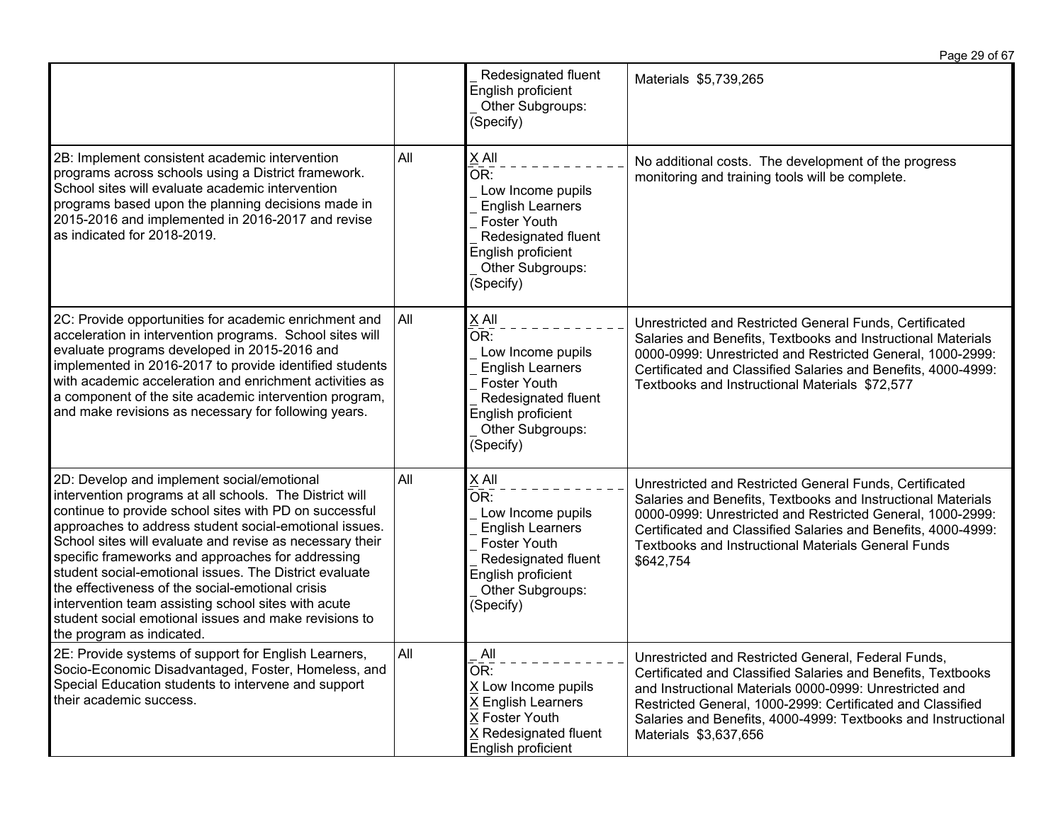| | | | |
|---|---|---|---|
| | | _ Redesignated fluent English proficient<br>_ Other Subgroups: (Specify) | Materials $5,739,265 |
| 2B: Implement consistent academic intervention programs across schools using a District framework. School sites will evaluate academic intervention programs based upon the planning decisions made in 2015-2016 and implemented in 2016-2017 and revise as indicated for 2018-2019. | All | X All<br>OR:<br>_ Low Income pupils<br>_ English Learners<br>_ Foster Youth<br>_ Redesignated fluent English proficient<br>_ Other Subgroups: (Specify) | No additional costs. The development of the progress monitoring and training tools will be complete. |
| 2C: Provide opportunities for academic enrichment and acceleration in intervention programs. School sites will evaluate programs developed in 2015-2016 and implemented in 2016-2017 to provide identified students with academic acceleration and enrichment activities as a component of the site academic intervention program, and make revisions as necessary for following years. | All | X All<br>OR:<br>_ Low Income pupils<br>_ English Learners<br>_ Foster Youth<br>_ Redesignated fluent English proficient<br>_ Other Subgroups: (Specify) | Unrestricted and Restricted General Funds, Certificated Salaries and Benefits, Textbooks and Instructional Materials 0000-0999: Unrestricted and Restricted General, 1000-2999: Certificated and Classified Salaries and Benefits, 4000-4999: Textbooks and Instructional Materials $72,577 |
| 2D: Develop and implement social/emotional intervention programs at all schools. The District will continue to provide school sites with PD on successful approaches to address student social-emotional issues. School sites will evaluate and revise as necessary their specific frameworks and approaches for addressing student social-emotional issues. The District evaluate the effectiveness of the social-emotional crisis intervention team assisting school sites with acute student social emotional issues and make revisions to the program as indicated. | All | X All<br>OR:<br>_ Low Income pupils<br>_ English Learners<br>_ Foster Youth<br>_ Redesignated fluent English proficient<br>_ Other Subgroups: (Specify) | Unrestricted and Restricted General Funds, Certificated Salaries and Benefits, Textbooks and Instructional Materials 0000-0999: Unrestricted and Restricted General, 1000-2999: Certificated and Classified Salaries and Benefits, 4000-4999: Textbooks and Instructional Materials General Funds $642,754 |
| 2E: Provide systems of support for English Learners, Socio-Economic Disadvantaged, Foster, Homeless, and Special Education students to intervene and support their academic success. | All | _ All<br>OR:<br>X Low Income pupils<br>X English Learners<br>X Foster Youth<br>X Redesignated fluent English proficient | Unrestricted and Restricted General, Federal Funds, Certificated and Classified Salaries and Benefits, Textbooks and Instructional Materials 0000-0999: Unrestricted and Restricted General, 1000-2999: Certificated and Classified Salaries and Benefits, 4000-4999: Textbooks and Instructional Materials $3,637,656 |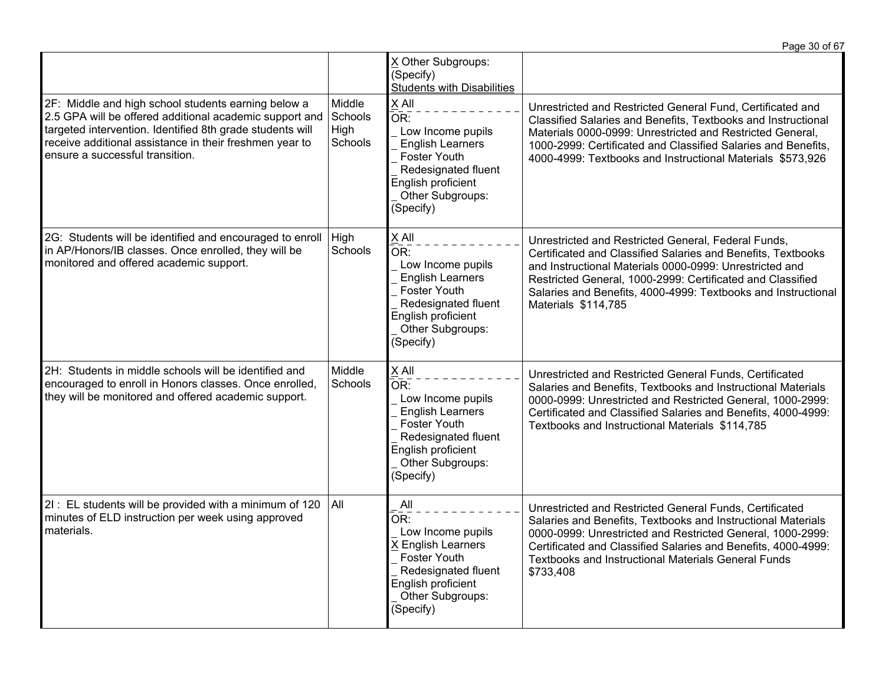| | | | |
|---|---|---|---|
| | | X Other Subgroups: (Specify) Students with Disabilities | |
| 2F: Middle and high school students earning below a 2.5 GPA will be offered additional academic support and targeted intervention. Identified 8th grade students will receive additional assistance in their freshmen year to ensure a successful transition. | Middle Schools High Schools | X All<br>OR:<br>_ Low Income pupils<br>_ English Learners<br>_ Foster Youth<br>_ Redesignated fluent English proficient<br>_ Other Subgroups: (Specify) | Unrestricted and Restricted General Fund, Certificated and Classified Salaries and Benefits, Textbooks and Instructional Materials 0000-0999: Unrestricted and Restricted General, 1000-2999: Certificated and Classified Salaries and Benefits, 4000-4999: Textbooks and Instructional Materials $573,926 |
| 2G: Students will be identified and encouraged to enroll in AP/Honors/IB classes. Once enrolled, they will be monitored and offered academic support. | High Schools | X All<br>OR:<br>_ Low Income pupils<br>_ English Learners<br>_ Foster Youth<br>_ Redesignated fluent English proficient<br>_ Other Subgroups: (Specify) | Unrestricted and Restricted General, Federal Funds, Certificated and Classified Salaries and Benefits, Textbooks and Instructional Materials 0000-0999: Unrestricted and Restricted General, 1000-2999: Certificated and Classified Salaries and Benefits, 4000-4999: Textbooks and Instructional Materials $114,785 |
| 2H: Students in middle schools will be identified and encouraged to enroll in Honors classes. Once enrolled, they will be monitored and offered academic support. | Middle Schools | X All<br>OR:<br>_ Low Income pupils<br>_ English Learners<br>_ Foster Youth<br>_ Redesignated fluent English proficient<br>_ Other Subgroups: (Specify) | Unrestricted and Restricted General Funds, Certificated Salaries and Benefits, Textbooks and Instructional Materials 0000-0999: Unrestricted and Restricted General, 1000-2999: Certificated and Classified Salaries and Benefits, 4000-4999: Textbooks and Instructional Materials $114,785 |
| 2I : EL students will be provided with a minimum of 120 minutes of ELD instruction per week using approved materials. | All | _ All<br>OR:<br>_ Low Income pupils<br>X English Learners<br>_ Foster Youth<br>_ Redesignated fluent English proficient<br>_ Other Subgroups: (Specify) | Unrestricted and Restricted General Funds, Certificated Salaries and Benefits, Textbooks and Instructional Materials 0000-0999: Unrestricted and Restricted General, 1000-2999: Certificated and Classified Salaries and Benefits, 4000-4999: Textbooks and Instructional Materials General Funds $733,408 |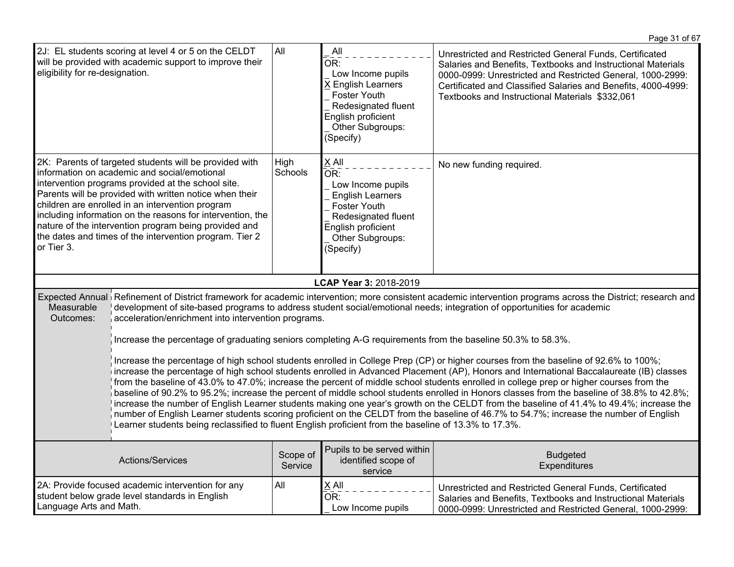| Actions/Services | Scope of Service | Pupils to be served within identified scope of service | Budgeted Expenditures |
|---|---|---|---|
| 2J: EL students scoring at level 4 or 5 on the CELDT will be provided with academic support to improve their eligibility for re-designation. | All | _ All<br>OR:<br>_ Low Income pupils<br>X English Learners<br>_ Foster Youth<br>_ Redesignated fluent English proficient<br>_ Other Subgroups: (Specify) | Unrestricted and Restricted General Funds, Certificated Salaries and Benefits, Textbooks and Instructional Materials 0000-0999: Unrestricted and Restricted General, 1000-2999: Certificated and Classified Salaries and Benefits, 4000-4999: Textbooks and Instructional Materials $332,061 |
| 2K: Parents of targeted students will be provided with information on academic and social/emotional intervention programs provided at the school site. Parents will be provided with written notice when their children are enrolled in an intervention program including information on the reasons for intervention, the nature of the intervention program being provided and the dates and times of the intervention program. Tier 2 or Tier 3. | High Schools | X All<br>OR:<br>_ Low Income pupils<br>_ English Learners<br>_ Foster Youth<br>_ Redesignated fluent English proficient<br>_ Other Subgroups: (Specify) | No new funding required. |

**LCAP Year 3:** 2018-2019

| Expected Annual Measurable Outcomes: | |
|---|---|
| | Refinement of District framework for academic intervention; more consistent academic intervention programs across the District; research and development of site-based programs to address student social/emotional needs; integration of opportunities for academic acceleration/enrichment into intervention programs.<br><br>Increase the percentage of graduating seniors completing A-G requirements from the baseline 50.3% to 58.3%.<br><br>Increase the percentage of high school students enrolled in College Prep (CP) or higher courses from the baseline of 92.6% to 100%; increase the percentage of high school students enrolled in Advanced Placement (AP), Honors and International Baccalaureate (IB) classes from the baseline of 43.0% to 47.0%; increase the percent of middle school students enrolled in college prep or higher courses from the baseline of 90.2% to 95.2%; increase the percent of middle school students enrolled in Honors classes from the baseline of 38.8% to 42.8%; increase the number of English Learner students making one year's growth on the CELDT from the baseline of 41.4% to 49.4%; increase the number of English Learner students scoring proficient on the CELDT from the baseline of 46.7% to 54.7%; increase the number of English Learner students being reclassified to fluent English proficient from the baseline of 13.3% to 17.3%. |

| Actions/Services | Scope of Service | Pupils to be served within identified scope of service | Budgeted Expenditures |
|---|---|---|---|
| 2A: Provide focused academic intervention for any student below grade level standards in English Language Arts and Math. | All | X All<br>OR:<br>_ Low Income pupils | Unrestricted and Restricted General Funds, Certificated Salaries and Benefits, Textbooks and Instructional Materials 0000-0999: Unrestricted and Restricted General, 1000-2999: |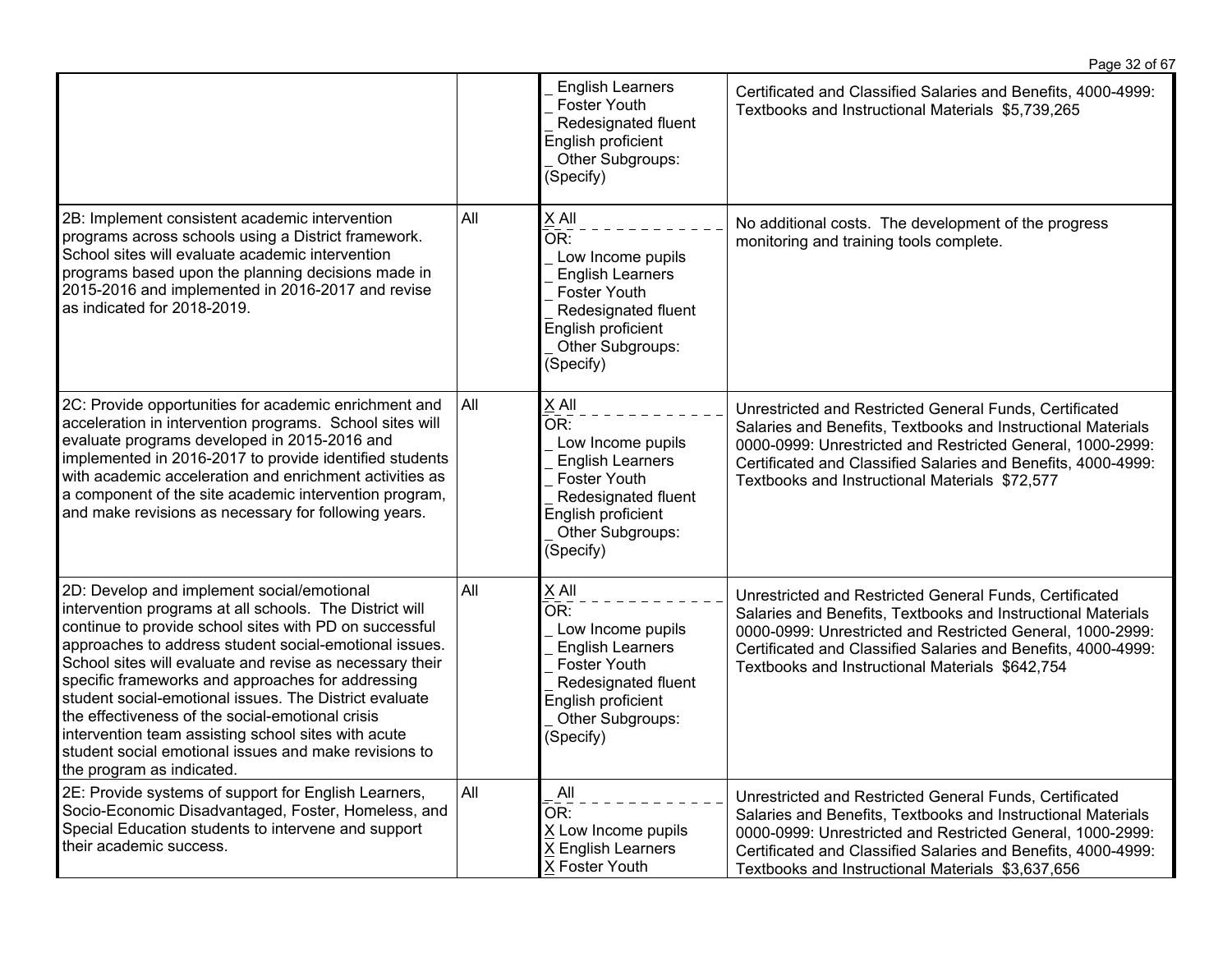| | | | |
|---|---|---|---|
| | | _ English Learners<br>_ Foster Youth<br>_ Redesignated fluent English proficient<br>_ Other Subgroups: (Specify) | Certificated and Classified Salaries and Benefits, 4000-4999: Textbooks and Instructional Materials $5,739,265 |
| 2B: Implement consistent academic intervention programs across schools using a District framework. School sites will evaluate academic intervention programs based upon the planning decisions made in 2015-2016 and implemented in 2016-2017 and revise as indicated for 2018-2019. | All | X All<br>OR:<br>_ Low Income pupils<br>_ English Learners<br>_ Foster Youth<br>_ Redesignated fluent English proficient<br>_ Other Subgroups: (Specify) | No additional costs. The development of the progress monitoring and training tools complete. |
| 2C: Provide opportunities for academic enrichment and acceleration in intervention programs. School sites will evaluate programs developed in 2015-2016 and implemented in 2016-2017 to provide identified students with academic acceleration and enrichment activities as a component of the site academic intervention program, and make revisions as necessary for following years. | All | X All<br>OR:<br>_ Low Income pupils<br>_ English Learners<br>_ Foster Youth<br>_ Redesignated fluent English proficient<br>_ Other Subgroups: (Specify) | Unrestricted and Restricted General Funds, Certificated Salaries and Benefits, Textbooks and Instructional Materials 0000-0999: Unrestricted and Restricted General, 1000-2999: Certificated and Classified Salaries and Benefits, 4000-4999: Textbooks and Instructional Materials $72,577 |
| 2D: Develop and implement social/emotional intervention programs at all schools. The District will continue to provide school sites with PD on successful approaches to address student social-emotional issues. School sites will evaluate and revise as necessary their specific frameworks and approaches for addressing student social-emotional issues. The District evaluate the effectiveness of the social-emotional crisis intervention team assisting school sites with acute student social emotional issues and make revisions to the program as indicated. | All | X All<br>OR:<br>_ Low Income pupils<br>_ English Learners<br>_ Foster Youth<br>_ Redesignated fluent English proficient<br>_ Other Subgroups: (Specify) | Unrestricted and Restricted General Funds, Certificated Salaries and Benefits, Textbooks and Instructional Materials 0000-0999: Unrestricted and Restricted General, 1000-2999: Certificated and Classified Salaries and Benefits, 4000-4999: Textbooks and Instructional Materials $642,754 |
| 2E: Provide systems of support for English Learners, Socio-Economic Disadvantaged, Foster, Homeless, and Special Education students to intervene and support their academic success. | All | _ All<br>OR:<br>X Low Income pupils<br>X English Learners<br>X Foster Youth | Unrestricted and Restricted General Funds, Certificated Salaries and Benefits, Textbooks and Instructional Materials 0000-0999: Unrestricted and Restricted General, 1000-2999: Certificated and Classified Salaries and Benefits, 4000-4999: Textbooks and Instructional Materials $3,637,656 |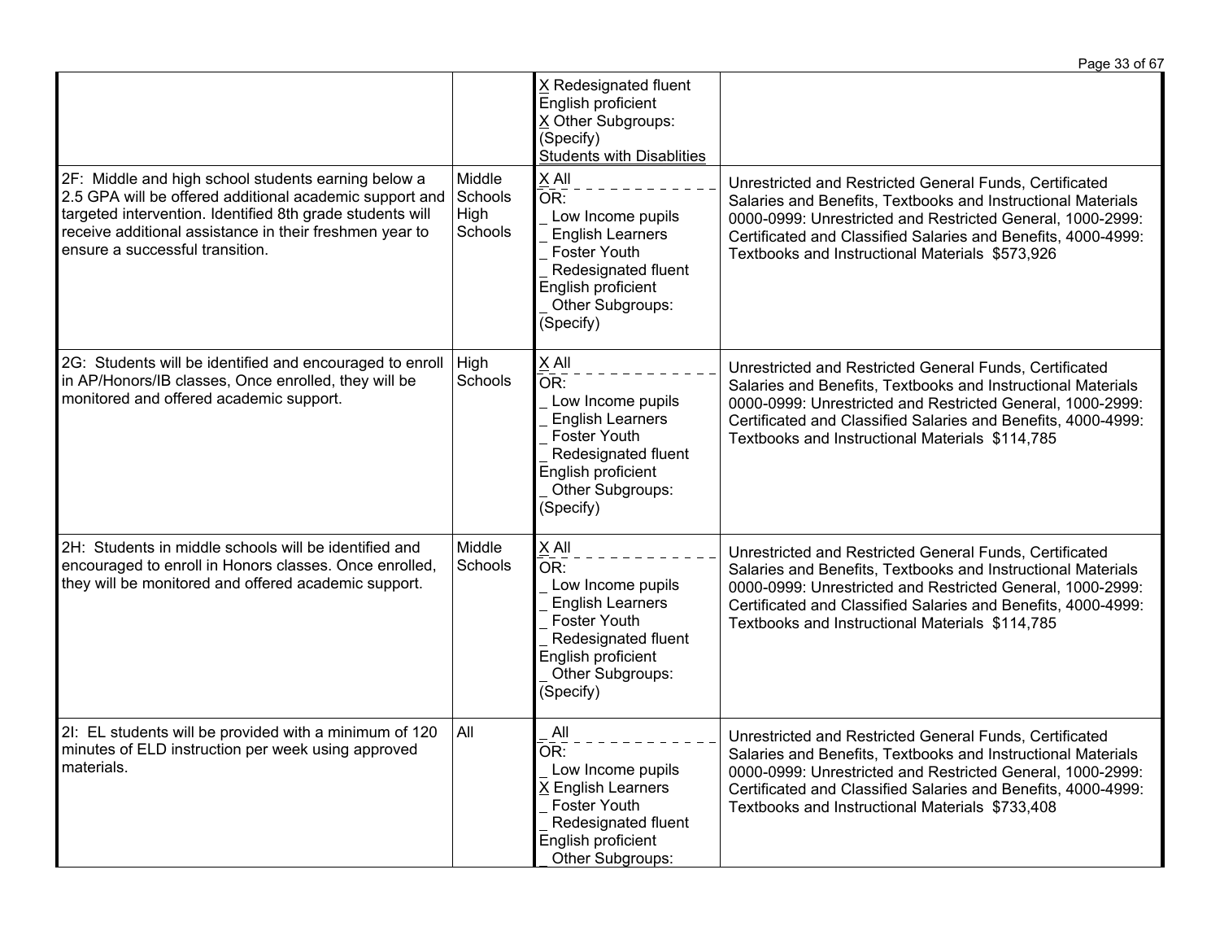| | | | |
|---|---|---|---|
| | | X Redesignated fluent English proficient<br>X Other Subgroups: (Specify)<br>Students with Disablities | |
| 2F: Middle and high school students earning below a 2.5 GPA will be offered additional academic support and targeted intervention. Identified 8th grade students will receive additional assistance in their freshmen year to ensure a successful transition. | Middle Schools High Schools | X All<br>OR:<br>_ Low Income pupils<br>_ English Learners<br>_ Foster Youth<br>_ Redesignated fluent English proficient<br>_ Other Subgroups: (Specify) | Unrestricted and Restricted General Funds, Certificated Salaries and Benefits, Textbooks and Instructional Materials 0000-0999: Unrestricted and Restricted General, 1000-2999: Certificated and Classified Salaries and Benefits, 4000-4999: Textbooks and Instructional Materials $573,926 |
| 2G: Students will be identified and encouraged to enroll in AP/Honors/IB classes, Once enrolled, they will be monitored and offered academic support. | High Schools | X All<br>OR:<br>_ Low Income pupils<br>_ English Learners<br>_ Foster Youth<br>_ Redesignated fluent English proficient<br>_ Other Subgroups: (Specify) | Unrestricted and Restricted General Funds, Certificated Salaries and Benefits, Textbooks and Instructional Materials 0000-0999: Unrestricted and Restricted General, 1000-2999: Certificated and Classified Salaries and Benefits, 4000-4999: Textbooks and Instructional Materials $114,785 |
| 2H: Students in middle schools will be identified and encouraged to enroll in Honors classes. Once enrolled, they will be monitored and offered academic support. | Middle Schools | X All<br>OR:<br>_ Low Income pupils<br>_ English Learners<br>_ Foster Youth<br>_ Redesignated fluent English proficient<br>_ Other Subgroups: (Specify) | Unrestricted and Restricted General Funds, Certificated Salaries and Benefits, Textbooks and Instructional Materials 0000-0999: Unrestricted and Restricted General, 1000-2999: Certificated and Classified Salaries and Benefits, 4000-4999: Textbooks and Instructional Materials $114,785 |
| 2I: EL students will be provided with a minimum of 120 minutes of ELD instruction per week using approved materials. | All | _ All<br>OR:<br>_ Low Income pupils<br>X English Learners<br>_ Foster Youth<br>_ Redesignated fluent English proficient<br>_ Other Subgroups: | Unrestricted and Restricted General Funds, Certificated Salaries and Benefits, Textbooks and Instructional Materials 0000-0999: Unrestricted and Restricted General, 1000-2999: Certificated and Classified Salaries and Benefits, 4000-4999: Textbooks and Instructional Materials $733,408 |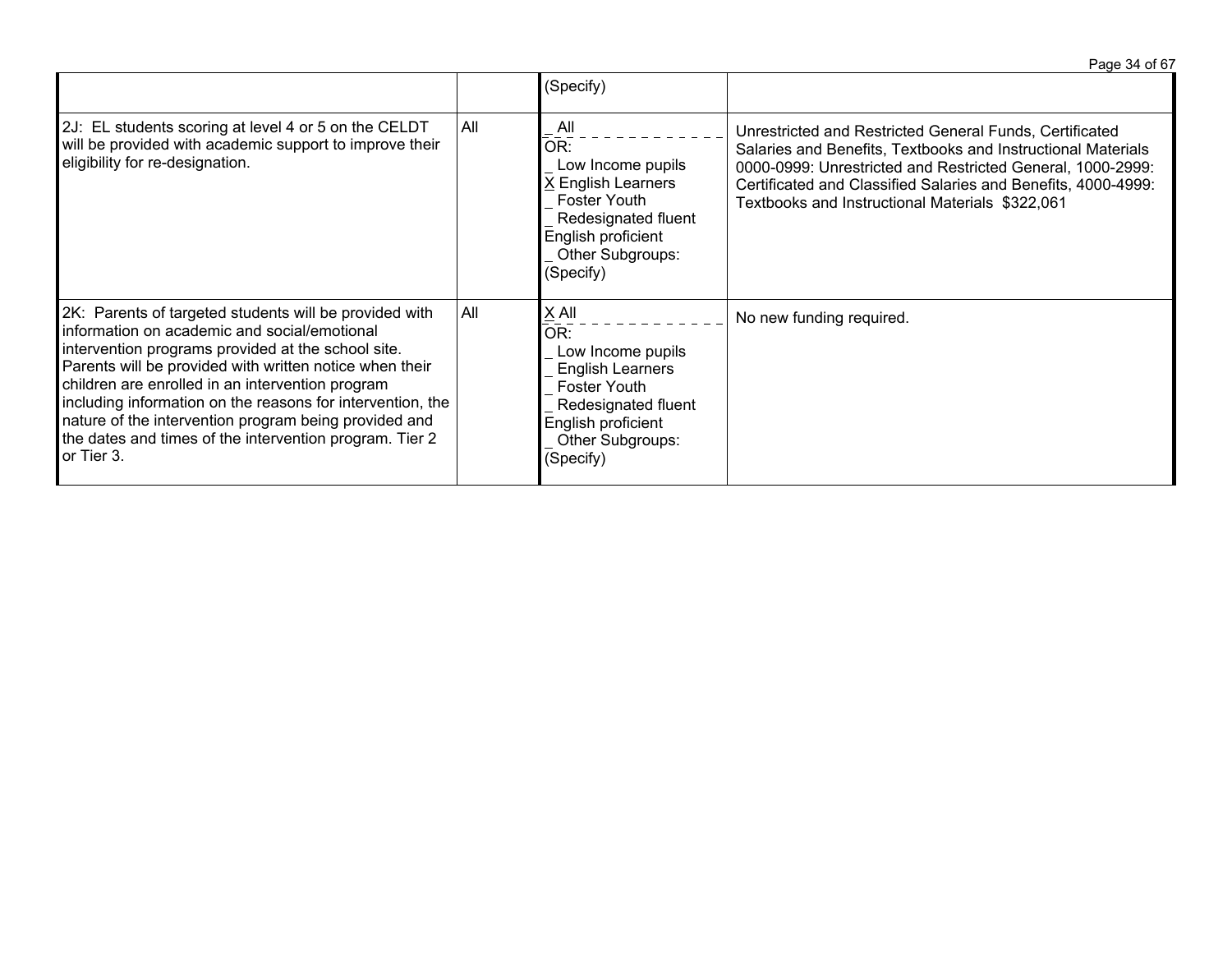| | | | |
|---|---|---|---|
| | | (Specify) | |
| 2J: EL students scoring at level 4 or 5 on the CELDT will be provided with academic support to improve their eligibility for re-designation. | All | _ All<br>OR:<br>_ Low Income pupils<br>X English Learners<br>_ Foster Youth<br>_ Redesignated fluent English proficient<br>_ Other Subgroups: (Specify) | Unrestricted and Restricted General Funds, Certificated Salaries and Benefits, Textbooks and Instructional Materials 0000-0999: Unrestricted and Restricted General, 1000-2999: Certificated and Classified Salaries and Benefits, 4000-4999: Textbooks and Instructional Materials $322,061 |
| 2K: Parents of targeted students will be provided with information on academic and social/emotional intervention programs provided at the school site. Parents will be provided with written notice when their children are enrolled in an intervention program including information on the reasons for intervention, the nature of the intervention program being provided and the dates and times of the intervention program. Tier 2 or Tier 3. | All | X All<br>OR:<br>_ Low Income pupils<br>_ English Learners<br>_ Foster Youth<br>_ Redesignated fluent English proficient<br>_ Other Subgroups: (Specify) | No new funding required. |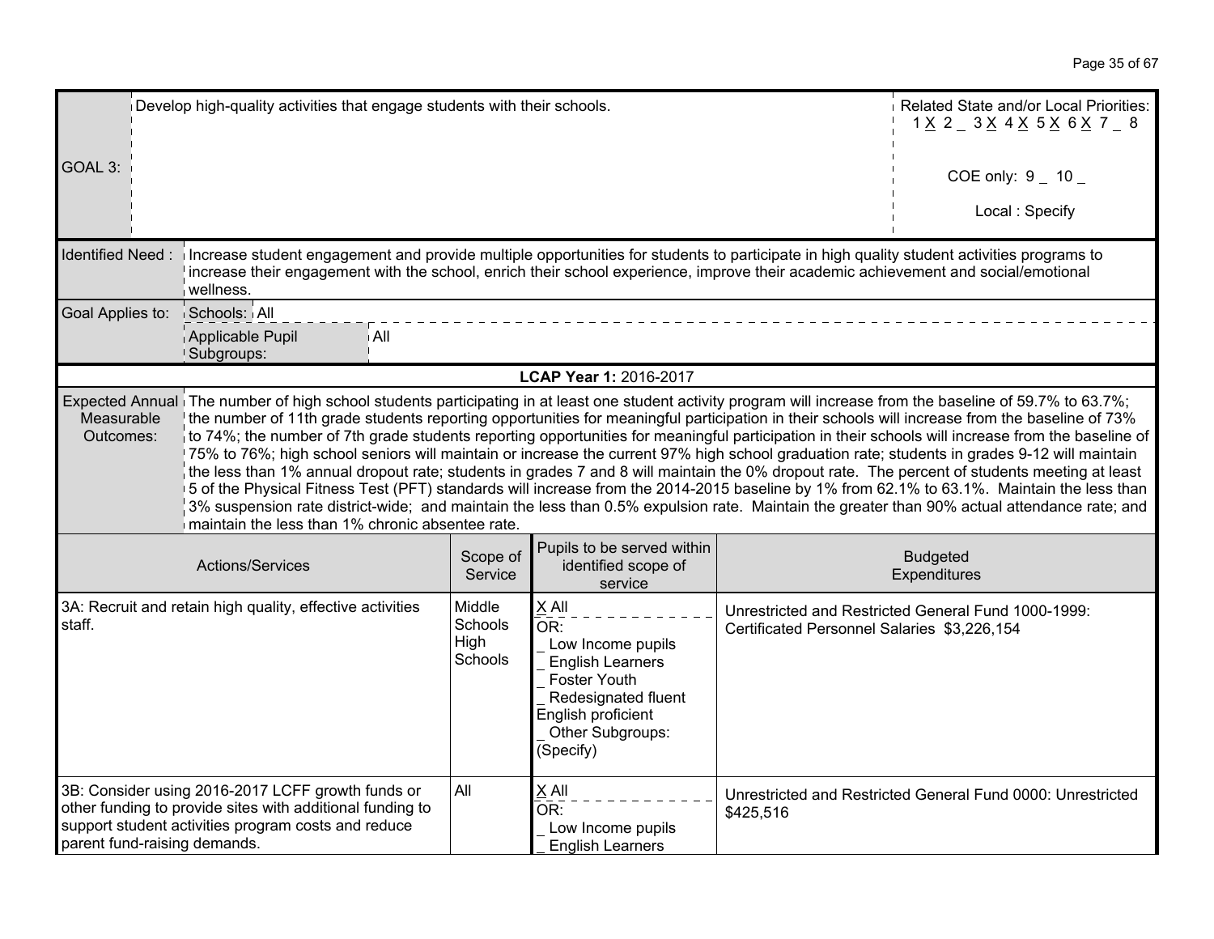| GOAL 3: | Develop high-quality activities that engage students with their schools. | Related State and/or Local Priorities: 1 X 2 _ 3 X 4 X 5 X 6 X 7 _ 8<br><br>COE only: 9 _ 10 _<br><br>Local : Specify |
|---|---|---|

| Identified Need : | Increase student engagement and provide multiple opportunities for students to participate in high quality student activities programs to increase their engagement with the school, enrich their school experience, improve their academic achievement and social/emotional wellness. |
|---|---|
| Goal Applies to: | Schools: All<br>Applicable Pupil Subgroups: All |

**LCAP Year 1:** 2016-2017

| Expected Annual Measurable Outcomes: | The number of high school students participating in at least one student activity program will increase from the baseline of 59.7% to 63.7%; the number of 11th grade students reporting opportunities for meaningful participation in their schools will increase from the baseline of 73% to 74%; the number of 7th grade students reporting opportunities for meaningful participation in their schools will increase from the baseline of 75% to 76%; high school seniors will maintain or increase the current 97% high school graduation rate; students in grades 9-12 will maintain the less than 1% annual dropout rate; students in grades 7 and 8 will maintain the 0% dropout rate. The percent of students meeting at least 5 of the Physical Fitness Test (PFT) standards will increase from the 2014-2015 baseline by 1% from 62.1% to 63.1%. Maintain the less than 3% suspension rate district-wide; and maintain the less than 0.5% expulsion rate. Maintain the greater than 90% actual attendance rate; and maintain the less than 1% chronic absentee rate. |
|---|---|

| Actions/Services | Scope of Service | Pupils to be served within identified scope of service | Budgeted Expenditures |
|---|---|---|---|
| 3A: Recruit and retain high quality, effective activities staff. | Middle Schools High Schools | X All<br>OR:<br>_ Low Income pupils<br>_ English Learners<br>_ Foster Youth<br>_ Redesignated fluent English proficient<br>_ Other Subgroups: (Specify) | Unrestricted and Restricted General Fund 1000-1999: Certificated Personnel Salaries $3,226,154 |
| 3B: Consider using 2016-2017 LCFF growth funds or other funding to provide sites with additional funding to support student activities program costs and reduce parent fund-raising demands. | All | X All<br>OR:<br>_ Low Income pupils<br>_ English Learners | Unrestricted and Restricted General Fund 0000: Unrestricted $425,516 |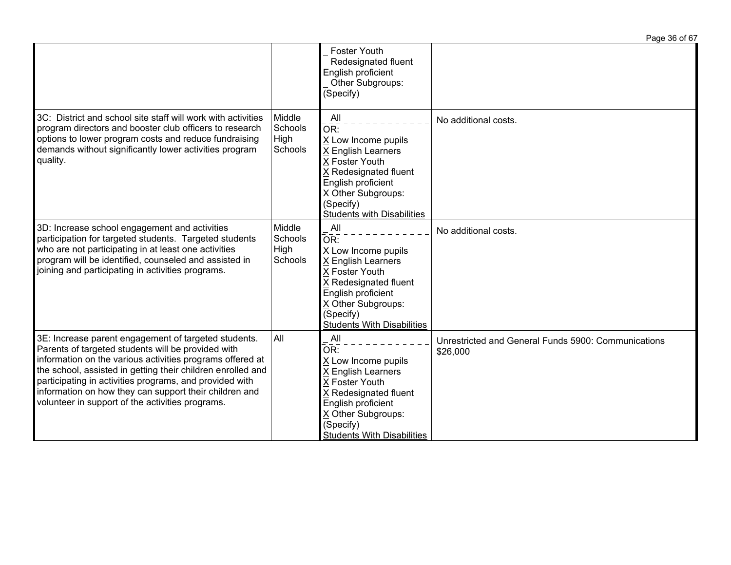| | | | |
|---|---|---|---|
| | | _ Foster Youth<br>_ Redesignated fluent English proficient<br>_ Other Subgroups: (Specify) | |
| 3C: District and school site staff will work with activities program directors and booster club officers to research options to lower program costs and reduce fundraising demands without significantly lower activities program quality. | Middle Schools High Schools | _ All<br>OR:<br>X Low Income pupils<br>X English Learners<br>X Foster Youth<br>X Redesignated fluent English proficient<br>X Other Subgroups: (Specify)<br>Students with Disabilities | No additional costs. |
| 3D: Increase school engagement and activities participation for targeted students. Targeted students who are not participating in at least one activities program will be identified, counseled and assisted in joining and participating in activities programs. | Middle Schools High Schools | _ All<br>OR:<br>X Low Income pupils<br>X English Learners<br>X Foster Youth<br>X Redesignated fluent English proficient<br>X Other Subgroups: (Specify)<br>Students With Disabilities | No additional costs. |
| 3E: Increase parent engagement of targeted students. Parents of targeted students will be provided with information on the various activities programs offered at the school, assisted in getting their children enrolled and participating in activities programs, and provided with information on how they can support their children and volunteer in support of the activities programs. | All | _ All<br>OR:<br>X Low Income pupils<br>X English Learners<br>X Foster Youth<br>X Redesignated fluent English proficient<br>X Other Subgroups: (Specify)<br>Students With Disabilities | Unrestricted and General Funds 5900: Communications $26,000 |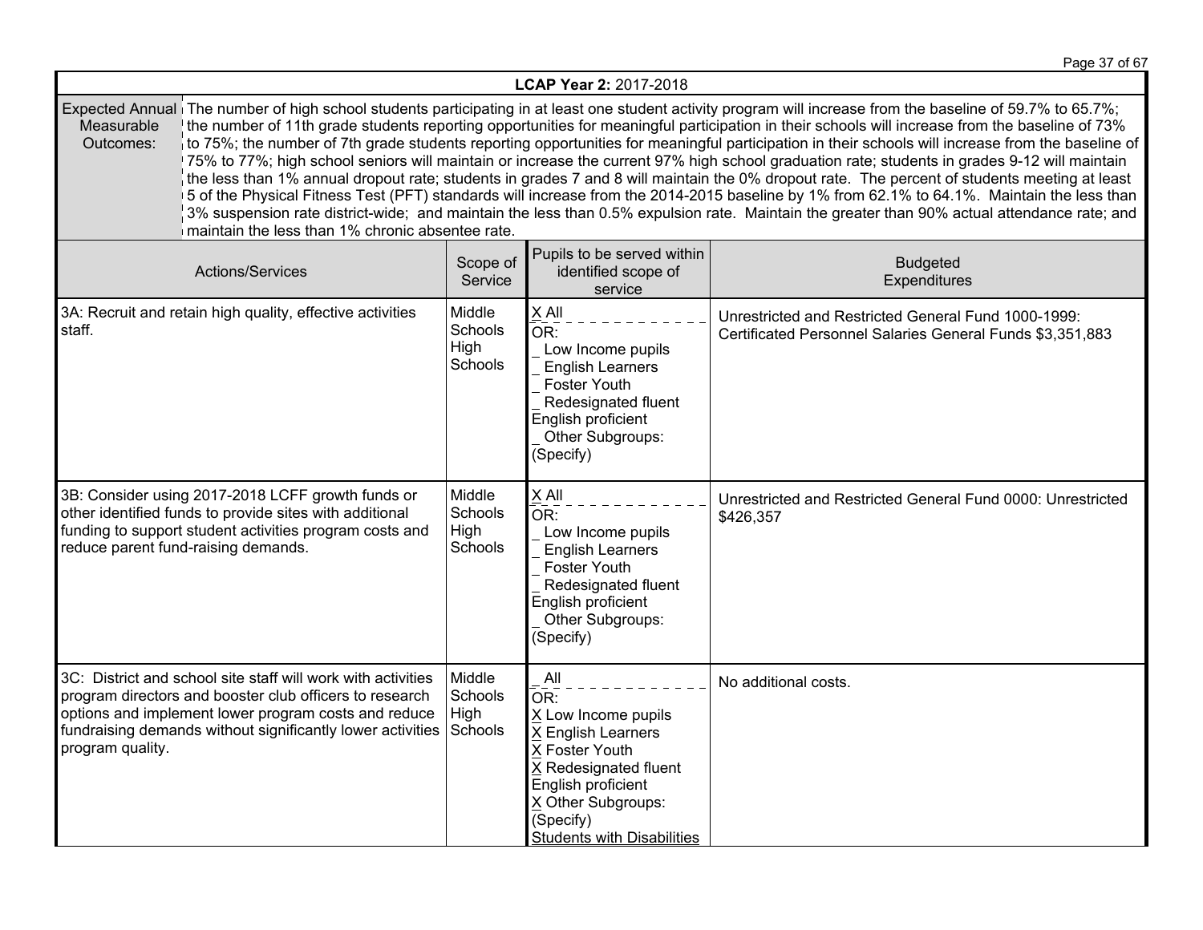**LCAP Year 2:** 2017-2018

| Expected Annual Measurable Outcomes: | The number of high school students participating in at least one student activity program will increase from the baseline of 59.7% to 65.7%; the number of 11th grade students reporting opportunities for meaningful participation in their schools will increase from the baseline of 73% to 75%; the number of 7th grade students reporting opportunities for meaningful participation in their schools will increase from the baseline of 75% to 77%; high school seniors will maintain or increase the current 97% high school graduation rate; students in grades 9-12 will maintain the less than 1% annual dropout rate; students in grades 7 and 8 will maintain the 0% dropout rate. The percent of students meeting at least 5 of the Physical Fitness Test (PFT) standards will increase from the 2014-2015 baseline by 1% from 62.1% to 64.1%. Maintain the less than 3% suspension rate district-wide; and maintain the less than 0.5% expulsion rate. Maintain the greater than 90% actual attendance rate; and maintain the less than 1% chronic absentee rate. |
|---|---|

| Actions/Services | Scope of Service | Pupils to be served within identified scope of service | Budgeted Expenditures |
|---|---|---|---|
| 3A: Recruit and retain high quality, effective activities staff. | Middle Schools High Schools | X All<br>OR:<br>_ Low Income pupils<br>_ English Learners<br>_ Foster Youth<br>_ Redesignated fluent English proficient<br>_ Other Subgroups: (Specify) | Unrestricted and Restricted General Fund 1000-1999: Certificated Personnel Salaries General Funds $3,351,883 |
| 3B: Consider using 2017-2018 LCFF growth funds or other identified funds to provide sites with additional funding to support student activities program costs and reduce parent fund-raising demands. | Middle Schools High Schools | X All<br>OR:<br>_ Low Income pupils<br>_ English Learners<br>_ Foster Youth<br>_ Redesignated fluent English proficient<br>_ Other Subgroups: (Specify) | Unrestricted and Restricted General Fund 0000: Unrestricted $426,357 |
| 3C: District and school site staff will work with activities program directors and booster club officers to research options and implement lower program costs and reduce fundraising demands without significantly lower activities program quality. | Middle Schools High Schools | _ All<br>OR:<br>X Low Income pupils<br>X English Learners<br>X Foster Youth<br>X Redesignated fluent English proficient<br>X Other Subgroups: (Specify)<br>Students with Disabilities | No additional costs. |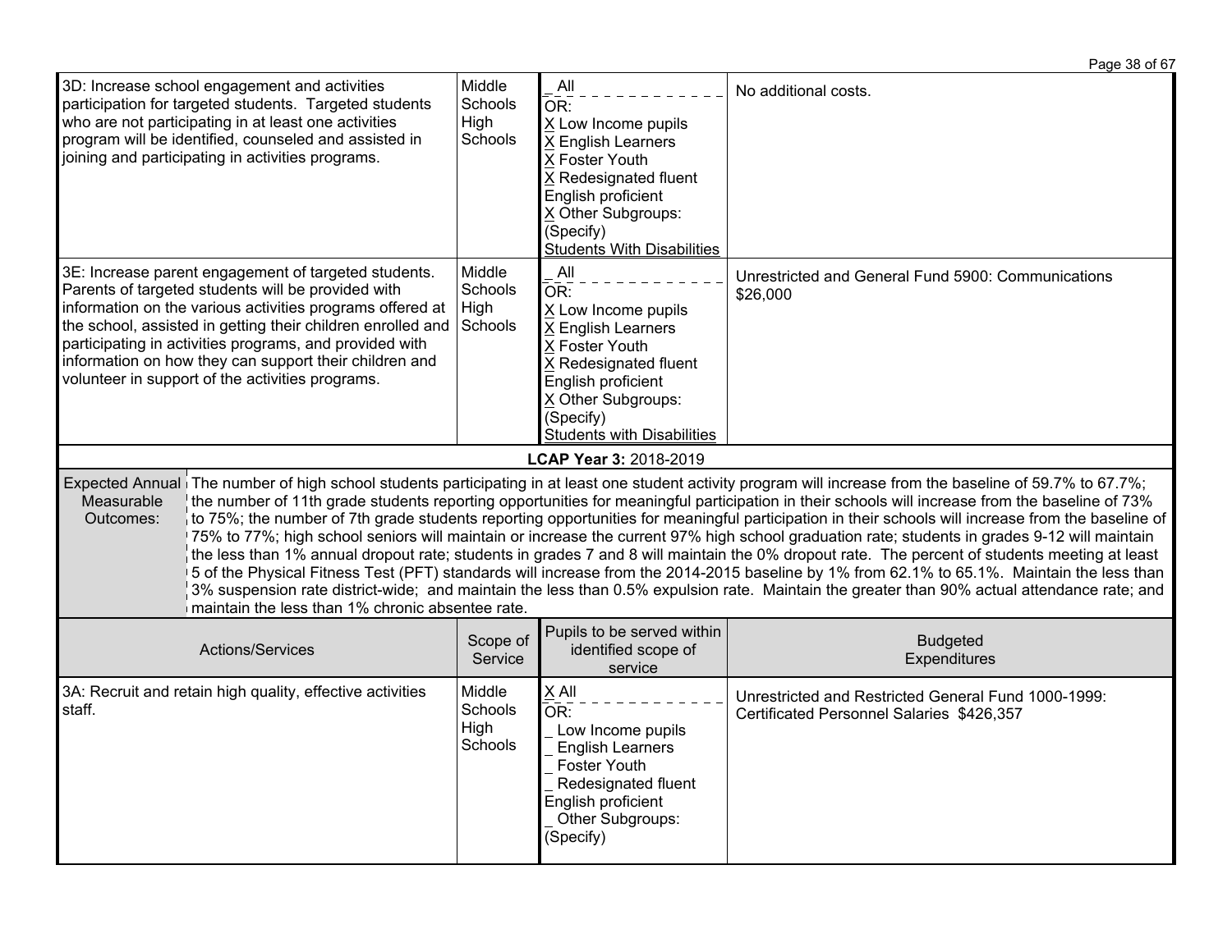| Actions/Services | Scope of Service | Pupils to be served within identified scope of service | Budgeted Expenditures |
|---|---|---|---|
| 3D: Increase school engagement and activities participation for targeted students. Targeted students who are not participating in at least one activities program will be identified, counseled and assisted in joining and participating in activities programs. | Middle Schools High Schools | _ All<br>OR:<br>X Low Income pupils<br>X English Learners<br>X Foster Youth<br>X Redesignated fluent English proficient<br>X Other Subgroups: (Specify)<br>Students With Disabilities | No additional costs. |
| 3E: Increase parent engagement of targeted students. Parents of targeted students will be provided with information on the various activities programs offered at the school, assisted in getting their children enrolled and participating in activities programs, and provided with information on how they can support their children and volunteer in support of the activities programs. | Middle Schools High Schools | _ All<br>OR:<br>X Low Income pupils<br>X English Learners<br>X Foster Youth<br>X Redesignated fluent English proficient<br>X Other Subgroups: (Specify)<br>Students with Disabilities | Unrestricted and General Fund 5900: Communications $26,000 |

**LCAP Year 3:** 2018-2019

| Expected Annual Measurable Outcomes: | The number of high school students participating in at least one student activity program will increase from the baseline of 59.7% to 67.7%; the number of 11th grade students reporting opportunities for meaningful participation in their schools will increase from the baseline of 73% to 75%; the number of 7th grade students reporting opportunities for meaningful participation in their schools will increase from the baseline of 75% to 77%; high school seniors will maintain or increase the current 97% high school graduation rate; students in grades 9-12 will maintain the less than 1% annual dropout rate; students in grades 7 and 8 will maintain the 0% dropout rate. The percent of students meeting at least 5 of the Physical Fitness Test (PFT) standards will increase from the 2014-2015 baseline by 1% from 62.1% to 65.1%. Maintain the less than 3% suspension rate district-wide; and maintain the less than 0.5% expulsion rate. Maintain the greater than 90% actual attendance rate; and maintain the less than 1% chronic absentee rate. |
|---|---|

| Actions/Services | Scope of Service | Pupils to be served within identified scope of service | Budgeted Expenditures |
|---|---|---|---|
| 3A: Recruit and retain high quality, effective activities staff. | Middle Schools High Schools | X All<br>OR:<br>_ Low Income pupils<br>_ English Learners<br>_ Foster Youth<br>_ Redesignated fluent English proficient<br>_ Other Subgroups: (Specify) | Unrestricted and Restricted General Fund 1000-1999: Certificated Personnel Salaries $426,357 |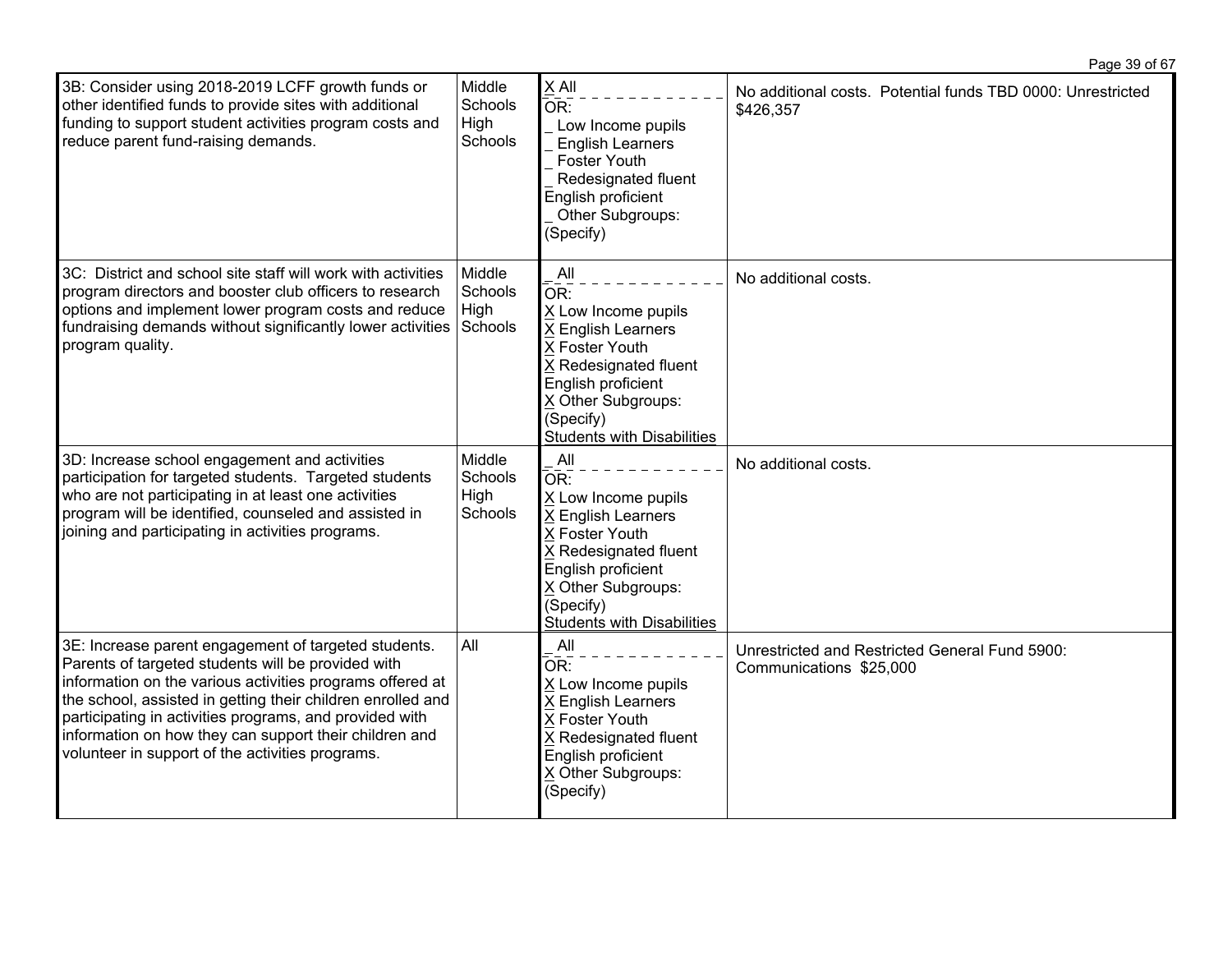| | | | |
|---|---|---|---|
| 3B: Consider using 2018-2019 LCFF growth funds or other identified funds to provide sites with additional funding to support student activities program costs and reduce parent fund-raising demands. | Middle Schools High Schools | X All<br>OR:<br>_ Low Income pupils<br>_ English Learners<br>_ Foster Youth<br>_ Redesignated fluent English proficient<br>_ Other Subgroups: (Specify) | No additional costs. Potential funds TBD 0000: Unrestricted $426,357 |
| 3C: District and school site staff will work with activities program directors and booster club officers to research options and implement lower program costs and reduce fundraising demands without significantly lower activities program quality. | Middle Schools High Schools | _ All<br>OR:<br>X Low Income pupils<br>X English Learners<br>X Foster Youth<br>X Redesignated fluent English proficient<br>X Other Subgroups: (Specify)<br>Students with Disabilities | No additional costs. |
| 3D: Increase school engagement and activities participation for targeted students. Targeted students who are not participating in at least one activities program will be identified, counseled and assisted in joining and participating in activities programs. | Middle Schools High Schools | _ All<br>OR:<br>X Low Income pupils<br>X English Learners<br>X Foster Youth<br>X Redesignated fluent English proficient<br>X Other Subgroups: (Specify)<br>Students with Disabilities | No additional costs. |
| 3E: Increase parent engagement of targeted students. Parents of targeted students will be provided with information on the various activities programs offered at the school, assisted in getting their children enrolled and participating in activities programs, and provided with information on how they can support their children and volunteer in support of the activities programs. | All | _ All<br>OR:<br>X Low Income pupils<br>X English Learners<br>X Foster Youth<br>X Redesignated fluent English proficient<br>X Other Subgroups: (Specify) | Unrestricted and Restricted General Fund 5900: Communications $25,000 |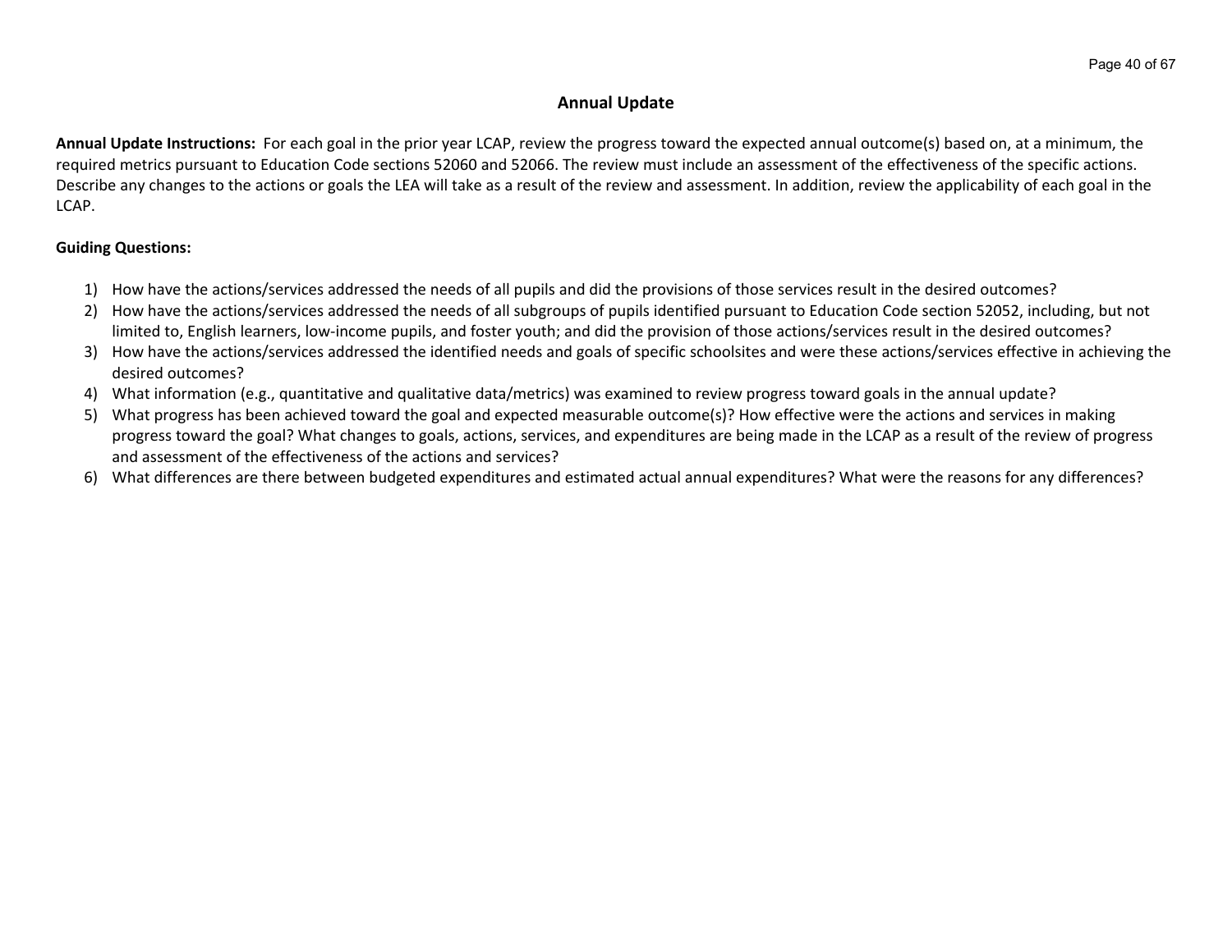## Annual Update

**Annual Update Instructions:** For each goal in the prior year LCAP, review the progress toward the expected annual outcome(s) based on, at a minimum, the required metrics pursuant to Education Code sections 52060 and 52066. The review must include an assessment of the effectiveness of the specific actions. Describe any changes to the actions or goals the LEA will take as a result of the review and assessment. In addition, review the applicability of each goal in the LCAP.

**Guiding Questions:**

1) How have the actions/services addressed the needs of all pupils and did the provisions of those services result in the desired outcomes?
2) How have the actions/services addressed the needs of all subgroups of pupils identified pursuant to Education Code section 52052, including, but not limited to, English learners, low-income pupils, and foster youth; and did the provision of those actions/services result in the desired outcomes?
3) How have the actions/services addressed the identified needs and goals of specific schoolsites and were these actions/services effective in achieving the desired outcomes?
4) What information (e.g., quantitative and qualitative data/metrics) was examined to review progress toward goals in the annual update?
5) What progress has been achieved toward the goal and expected measurable outcome(s)? How effective were the actions and services in making progress toward the goal? What changes to goals, actions, services, and expenditures are being made in the LCAP as a result of the review of progress and assessment of the effectiveness of the actions and services?
6) What differences are there between budgeted expenditures and estimated actual annual expenditures? What were the reasons for any differences?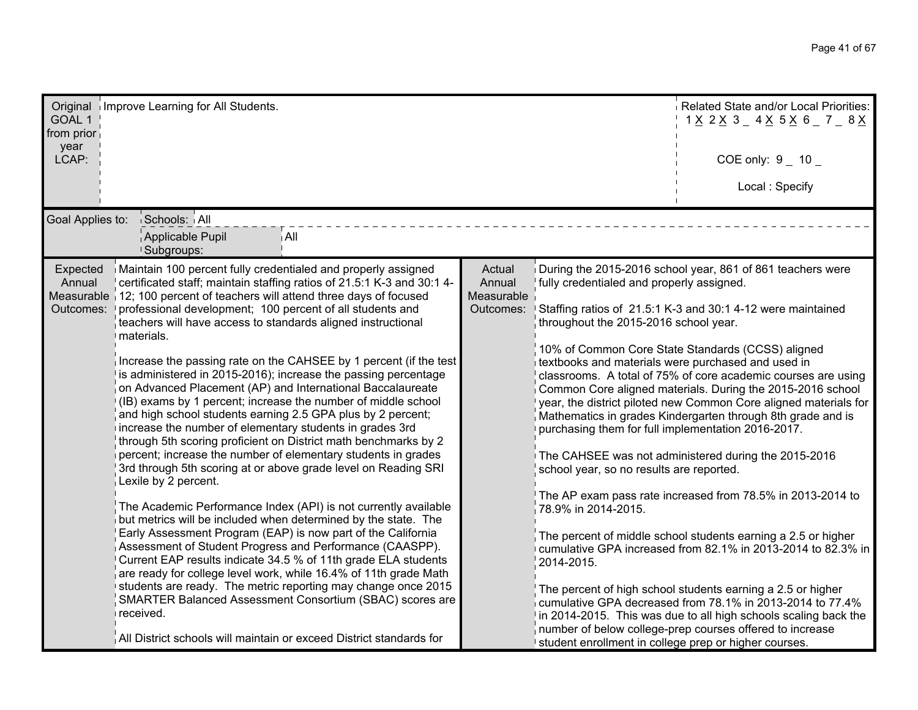| Original GOAL 1 from prior year LCAP: | Improve Learning for All Students. | Related State and/or Local Priorities: 1 X 2 X 3 _ 4 X 5 X 6 _ 7 _ 8 X<br><br>COE only: 9 _ 10 _<br><br>Local : Specify |
|---|---|---|

| Goal Applies to: | Schools: All | |
|---|---|---|
| | Applicable Pupil Subgroups: | All |

| Expected Annual Measurable Outcomes: | | Actual Annual Measurable Outcomes: | |
|---|---|---|---|
| | Maintain 100 percent fully credentialed and properly assigned certificated staff; maintain staffing ratios of 21.5:1 K-3 and 30:1 4-12; 100 percent of teachers will attend three days of focused professional development; 100 percent of all students and teachers will have access to standards aligned instructional materials.<br><br>Increase the passing rate on the CAHSEE by 1 percent (if the test is administered in 2015-2016); increase the passing percentage on Advanced Placement (AP) and International Baccalaureate (IB) exams by 1 percent; increase the number of middle school and high school students earning 2.5 GPA plus by 2 percent; increase the number of elementary students in grades 3rd through 5th scoring proficient on District math benchmarks by 2 percent; increase the number of elementary students in grades 3rd through 5th scoring at or above grade level on Reading SRI Lexile by 2 percent.<br><br>The Academic Performance Index (API) is not currently available but metrics will be included when determined by the state. The Early Assessment Program (EAP) is now part of the California Assessment of Student Progress and Performance (CAASPP). Current EAP results indicate 34.5 % of 11th grade ELA students are ready for college level work, while 16.4% of 11th grade Math students are ready. The metric reporting may change once 2015 SMARTER Balanced Assessment Consortium (SBAC) scores are received.<br><br>All District schools will maintain or exceed District standards for | | During the 2015-2016 school year, 861 of 861 teachers were fully credentialed and properly assigned.<br><br>Staffing ratios of 21.5:1 K-3 and 30:1 4-12 were maintained throughout the 2015-2016 school year.<br><br>10% of Common Core State Standards (CCSS) aligned textbooks and materials were purchased and used in classrooms. A total of 75% of core academic courses are using Common Core aligned materials. During the 2015-2016 school year, the district piloted new Common Core aligned materials for Mathematics in grades Kindergarten through 8th grade and is purchasing them for full implementation 2016-2017.<br><br>The CAHSEE was not administered during the 2015-2016 school year, so no results are reported.<br><br>The AP exam pass rate increased from 78.5% in 2013-2014 to 78.9% in 2014-2015.<br><br>The percent of middle school students earning a 2.5 or higher cumulative GPA increased from 82.1% in 2013-2014 to 82.3% in 2014-2015.<br><br>The percent of high school students earning a 2.5 or higher cumulative GPA decreased from 78.1% in 2013-2014 to 77.4% in 2014-2015. This was due to all high schools scaling back the number of below college-prep courses offered to increase student enrollment in college prep or higher courses. |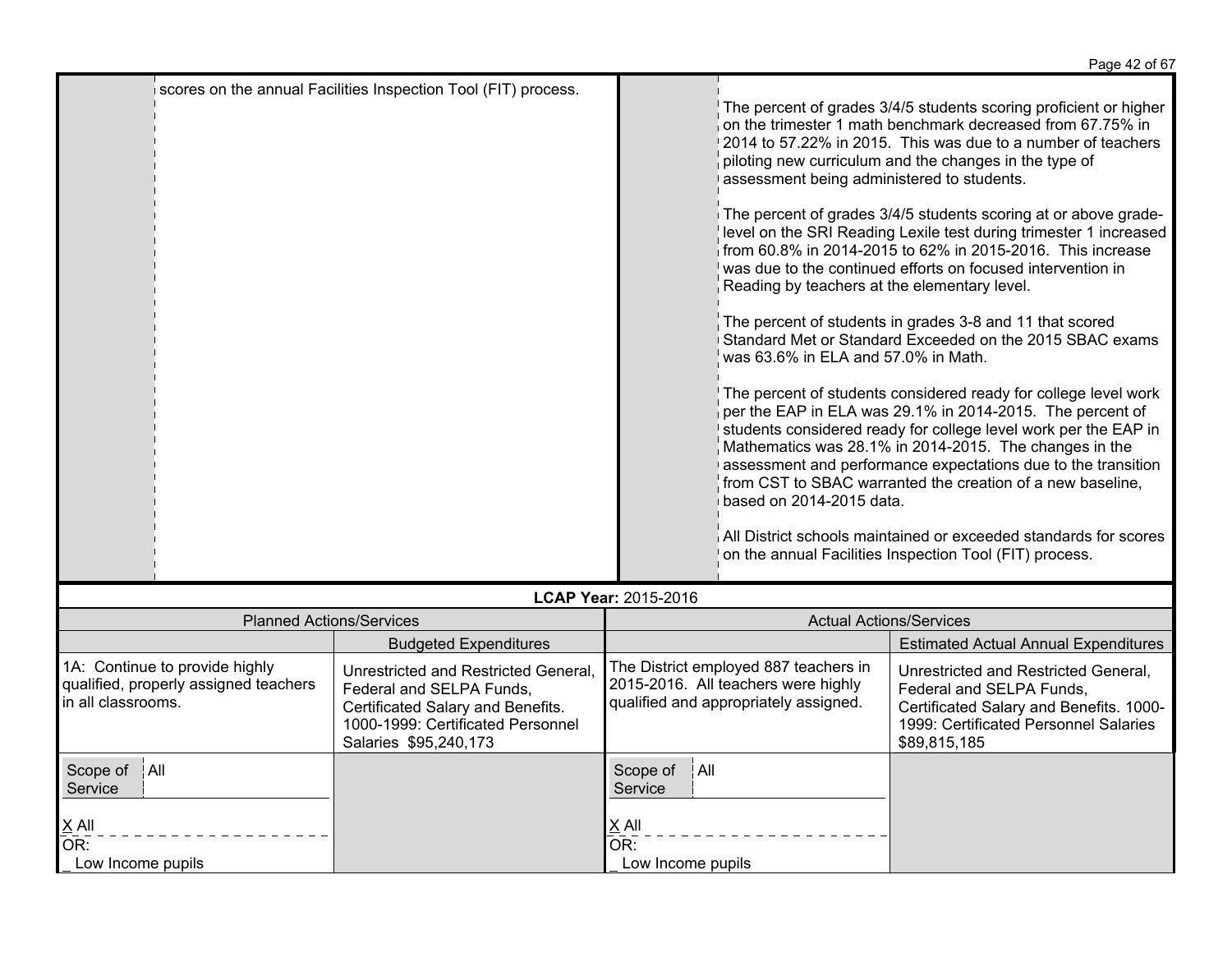| | | | |
|---|---|---|---|
| | scores on the annual Facilities Inspection Tool (FIT) process. | | The percent of grades 3/4/5 students scoring proficient or higher on the trimester 1 math benchmark decreased from 67.75% in 2014 to 57.22% in 2015. This was due to a number of teachers piloting new curriculum and the changes in the type of assessment being administered to students.<br><br>The percent of grades 3/4/5 students scoring at or above grade-level on the SRI Reading Lexile test during trimester 1 increased from 60.8% in 2014-2015 to 62% in 2015-2016. This increase was due to the continued efforts on focused intervention in Reading by teachers at the elementary level.<br><br>The percent of students in grades 3-8 and 11 that scored Standard Met or Standard Exceeded on the 2015 SBAC exams was 63.6% in ELA and 57.0% in Math.<br><br>The percent of students considered ready for college level work per the EAP in ELA was 29.1% in 2014-2015. The percent of students considered ready for college level work per the EAP in Mathematics was 28.1% in 2014-2015. The changes in the assessment and performance expectations due to the transition from CST to SBAC warranted the creation of a new baseline, based on 2014-2015 data.<br><br>All District schools maintained or exceeded standards for scores on the annual Facilities Inspection Tool (FIT) process. |

**LCAP Year:** 2015-2016

| Planned Actions/Services | | Actual Actions/Services | |
|---|---|---|---|
| | Budgeted Expenditures | | Estimated Actual Annual Expenditures |
| 1A: Continue to provide highly qualified, properly assigned teachers in all classrooms. | Unrestricted and Restricted General, Federal and SELPA Funds, Certificated Salary and Benefits. 1000-1999: Certificated Personnel Salaries $95,240,173 | The District employed 887 teachers in 2015-2016. All teachers were highly qualified and appropriately assigned. | Unrestricted and Restricted General, Federal and SELPA Funds, Certificated Salary and Benefits. 1000-1999: Certificated Personnel Salaries $89,815,185 |
| Scope of Service: All<br><br>X All<br>OR:<br>_ Low Income pupils | | Scope of Service: All<br><br>X All<br>OR:<br>_ Low Income pupils | |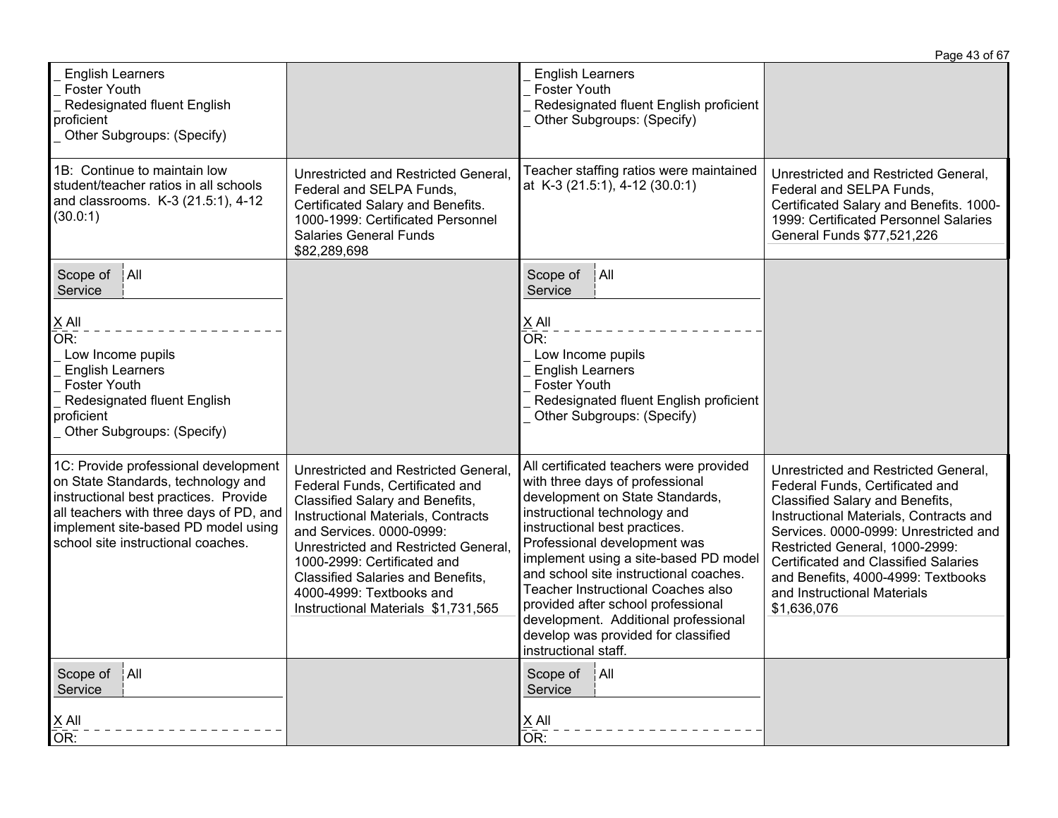| | | | |
|---|---|---|---|
| _ English Learners<br>_ Foster Youth<br>_ Redesignated fluent English proficient<br>_ Other Subgroups: (Specify) | | _ English Learners<br>_ Foster Youth<br>_ Redesignated fluent English proficient<br>_ Other Subgroups: (Specify) | |
| 1B: Continue to maintain low student/teacher ratios in all schools and classrooms. K-3 (21.5:1), 4-12 (30.0:1) | Unrestricted and Restricted General, Federal and SELPA Funds, Certificated Salary and Benefits. 1000-1999: Certificated Personnel Salaries General Funds $82,289,698 | Teacher staffing ratios were maintained at K-3 (21.5:1), 4-12 (30.0:1) | Unrestricted and Restricted General, Federal and SELPA Funds, Certificated Salary and Benefits. 1000-1999: Certificated Personnel Salaries General Funds $77,521,226 |
| Scope of Service: All<br>X All<br>OR:<br>_ Low Income pupils<br>_ English Learners<br>_ Foster Youth<br>_ Redesignated fluent English proficient<br>_ Other Subgroups: (Specify) | | Scope of Service: All<br>X All<br>OR:<br>_ Low Income pupils<br>_ English Learners<br>_ Foster Youth<br>_ Redesignated fluent English proficient<br>_ Other Subgroups: (Specify) | |
| 1C: Provide professional development on State Standards, technology and instructional best practices. Provide all teachers with three days of PD, and implement site-based PD model using school site instructional coaches. | Unrestricted and Restricted General, Federal Funds, Certificated and Classified Salary and Benefits, Instructional Materials, Contracts and Services. 0000-0999: Unrestricted and Restricted General, 1000-2999: Certificated and Classified Salaries and Benefits, 4000-4999: Textbooks and Instructional Materials $1,731,565 | All certificated teachers were provided with three days of professional development on State Standards, instructional technology and instructional best practices. Professional development was implement using a site-based PD model and school site instructional coaches. Teacher Instructional Coaches also provided after school professional development. Additional professional develop was provided for classified instructional staff. | Unrestricted and Restricted General, Federal Funds, Certificated and Classified Salary and Benefits, Instructional Materials, Contracts and Services. 0000-0999: Unrestricted and Restricted General, 1000-2999: Certificated and Classified Salaries and Benefits, 4000-4999: Textbooks and Instructional Materials $1,636,076 |
| Scope of Service: All<br>X All<br>OR: | | Scope of Service: All<br>X All<br>OR: | |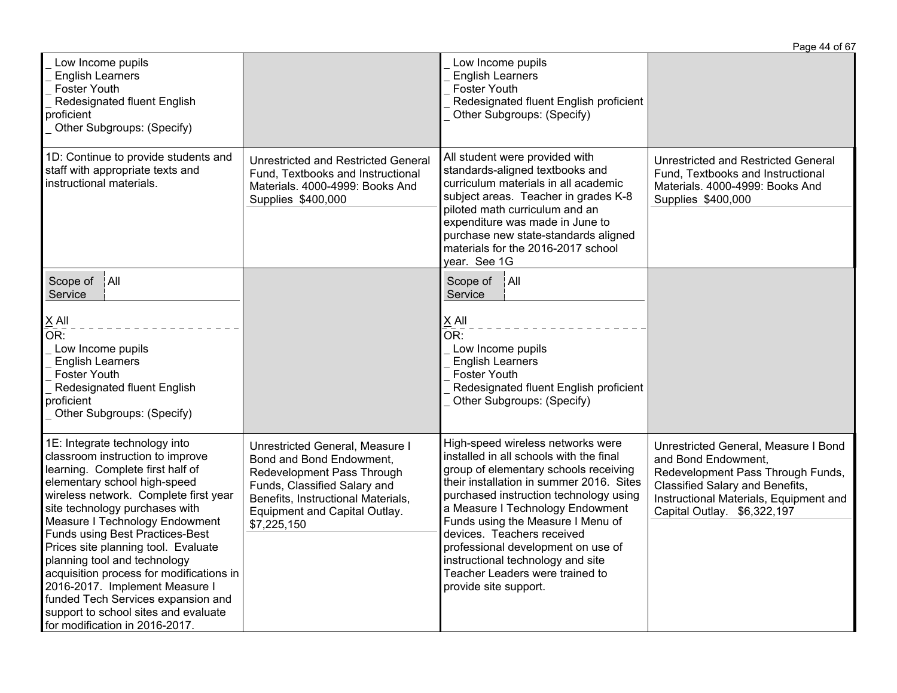| | | | |
|---|---|---|---|
| _ Low Income pupils<br>_ English Learners<br>_ Foster Youth<br>_ Redesignated fluent English proficient<br>_ Other Subgroups: (Specify) | | _ Low Income pupils<br>_ English Learners<br>_ Foster Youth<br>_ Redesignated fluent English proficient<br>_ Other Subgroups: (Specify) | |
| 1D: Continue to provide students and staff with appropriate texts and instructional materials. | Unrestricted and Restricted General Fund, Textbooks and Instructional Materials. 4000-4999: Books And Supplies $400,000 | All student were provided with standards-aligned textbooks and curriculum materials in all academic subject areas. Teacher in grades K-8 piloted math curriculum and an expenditure was made in June to purchase new state-standards aligned materials for the 2016-2017 school year. See 1G | Unrestricted and Restricted General Fund, Textbooks and Instructional Materials. 4000-4999: Books And Supplies $400,000 |
| Scope of Service: All<br><br>X All<br>OR:<br>_ Low Income pupils<br>_ English Learners<br>_ Foster Youth<br>_ Redesignated fluent English proficient<br>_ Other Subgroups: (Specify) | | Scope of Service: All<br><br>X All<br>OR:<br>_ Low Income pupils<br>_ English Learners<br>_ Foster Youth<br>_ Redesignated fluent English proficient<br>_ Other Subgroups: (Specify) | |
| 1E: Integrate technology into classroom instruction to improve learning. Complete first half of elementary school high-speed wireless network. Complete first year site technology purchases with Measure I Technology Endowment Funds using Best Practices-Best Prices site planning tool. Evaluate planning tool and technology acquisition process for modifications in 2016-2017. Implement Measure I funded Tech Services expansion and support to school sites and evaluate for modification in 2016-2017. | Unrestricted General, Measure I Bond and Bond Endowment, Redevelopment Pass Through Funds, Classified Salary and Benefits, Instructional Materials, Equipment and Capital Outlay. $7,225,150 | High-speed wireless networks were installed in all schools with the final group of elementary schools receiving their installation in summer 2016. Sites purchased instruction technology using a Measure I Technology Endowment Funds using the Measure I Menu of devices. Teachers received professional development on use of instructional technology and site Teacher Leaders were trained to provide site support. | Unrestricted General, Measure I Bond and Bond Endowment, Redevelopment Pass Through Funds, Classified Salary and Benefits, Instructional Materials, Equipment and Capital Outlay. $6,322,197 |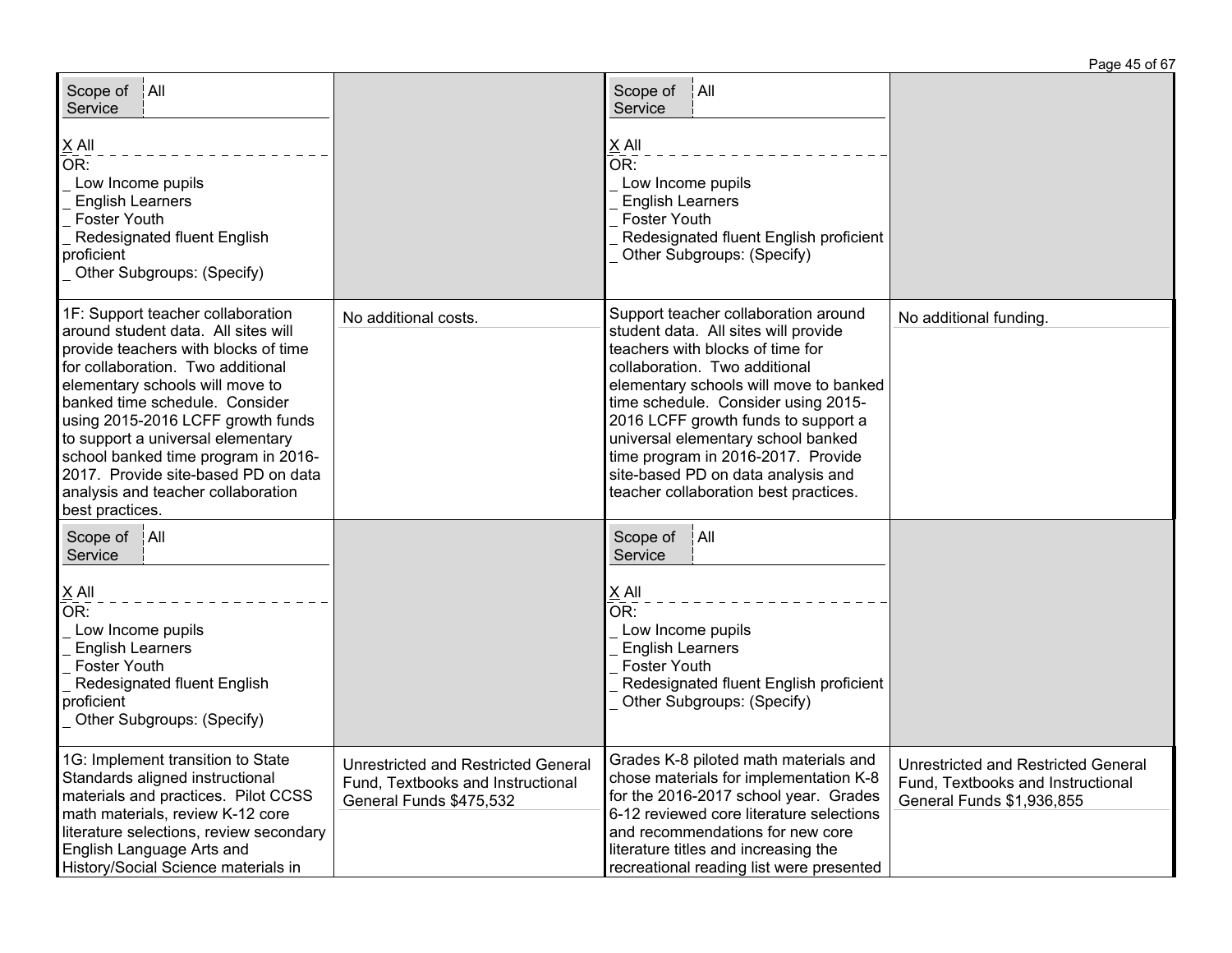| | | | |
|---|---|---|---|
| Scope of Service: All<br><br>X All<br>OR:<br>_ Low Income pupils<br>_ English Learners<br>_ Foster Youth<br>_ Redesignated fluent English proficient<br>_ Other Subgroups: (Specify) | | Scope of Service: All<br><br>X All<br>OR:<br>_ Low Income pupils<br>_ English Learners<br>_ Foster Youth<br>_ Redesignated fluent English proficient<br>_ Other Subgroups: (Specify) | |
| 1F: Support teacher collaboration around student data. All sites will provide teachers with blocks of time for collaboration. Two additional elementary schools will move to banked time schedule. Consider using 2015-2016 LCFF growth funds to support a universal elementary school banked time program in 2016-2017. Provide site-based PD on data analysis and teacher collaboration best practices. | No additional costs. | Support teacher collaboration around student data. All sites will provide teachers with blocks of time for collaboration. Two additional elementary schools will move to banked time schedule. Consider using 2015-2016 LCFF growth funds to support a universal elementary school banked time program in 2016-2017. Provide site-based PD on data analysis and teacher collaboration best practices. | No additional funding. |
| Scope of Service: All<br><br>X All<br>OR:<br>_ Low Income pupils<br>_ English Learners<br>_ Foster Youth<br>_ Redesignated fluent English proficient<br>_ Other Subgroups: (Specify) | | Scope of Service: All<br><br>X All<br>OR:<br>_ Low Income pupils<br>_ English Learners<br>_ Foster Youth<br>_ Redesignated fluent English proficient<br>_ Other Subgroups: (Specify) | |
| 1G: Implement transition to State Standards aligned instructional materials and practices. Pilot CCSS math materials, review K-12 core literature selections, review secondary English Language Arts and History/Social Science materials in | Unrestricted and Restricted General Fund, Textbooks and Instructional General Funds $475,532 | Grades K-8 piloted math materials and chose materials for implementation K-8 for the 2016-2017 school year. Grades 6-12 reviewed core literature selections and recommendations for new core literature titles and increasing the recreational reading list were presented | Unrestricted and Restricted General Fund, Textbooks and Instructional General Funds $1,936,855 |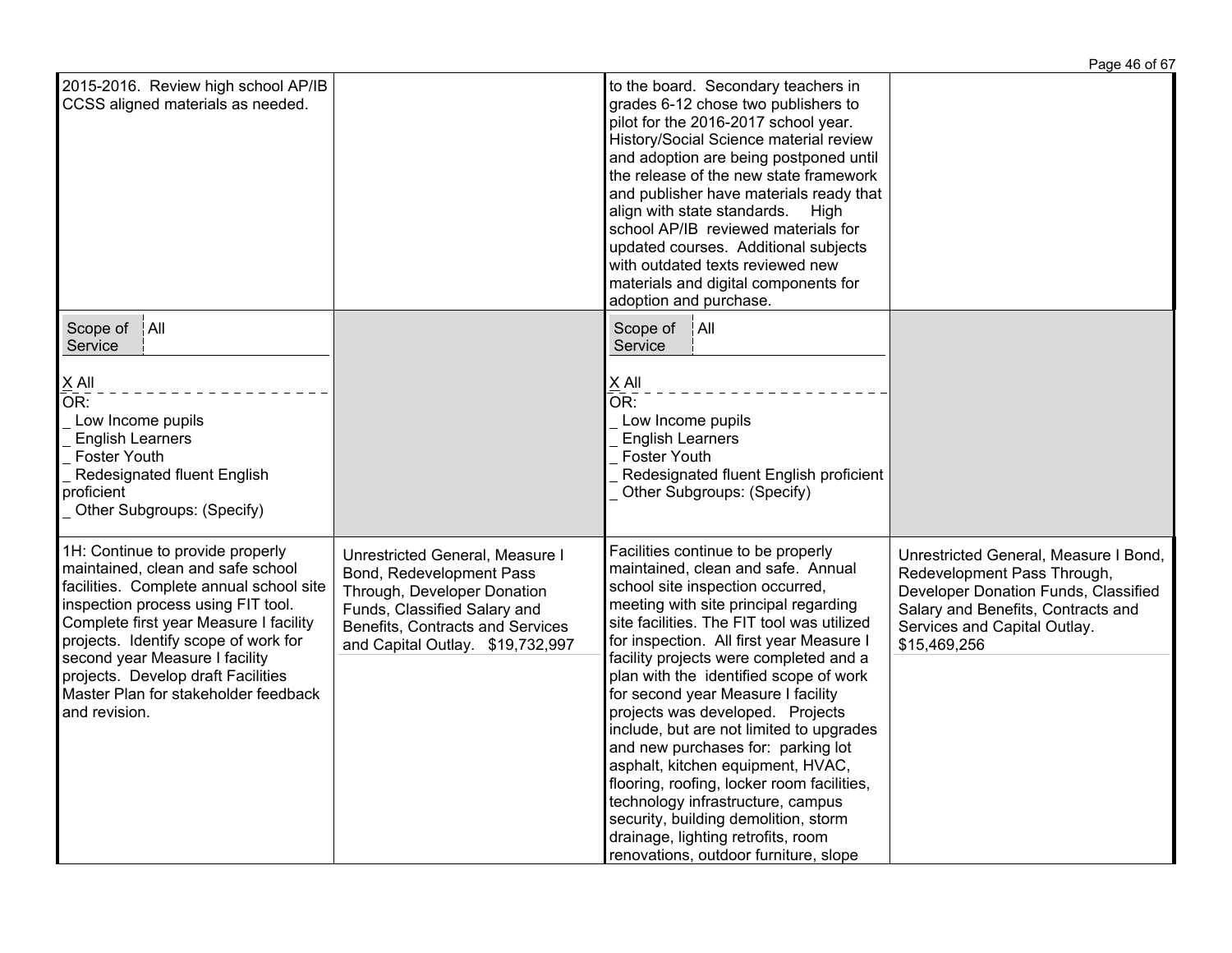| | | | |
|---|---|---|---|
| 2015-2016. Review high school AP/IB CCSS aligned materials as needed. | | to the board. Secondary teachers in grades 6-12 chose two publishers to pilot for the 2016-2017 school year. History/Social Science material review and adoption are being postponed until the release of the new state framework and publisher have materials ready that align with state standards. High school AP/IB reviewed materials for updated courses. Additional subjects with outdated texts reviewed new materials and digital components for adoption and purchase. | |
| Scope of Service: All<br><br>X All<br>OR:<br>_ Low Income pupils<br>_ English Learners<br>_ Foster Youth<br>_ Redesignated fluent English proficient<br>_ Other Subgroups: (Specify) | | Scope of Service: All<br><br>X All<br>OR:<br>_ Low Income pupils<br>_ English Learners<br>_ Foster Youth<br>_ Redesignated fluent English proficient<br>_ Other Subgroups: (Specify) | |
| 1H: Continue to provide properly maintained, clean and safe school facilities. Complete annual school site inspection process using FIT tool. Complete first year Measure I facility projects. Identify scope of work for second year Measure I facility projects. Develop draft Facilities Master Plan for stakeholder feedback and revision. | Unrestricted General, Measure I Bond, Redevelopment Pass Through, Developer Donation Funds, Classified Salary and Benefits, Contracts and Services and Capital Outlay. $19,732,997 | Facilities continue to be properly maintained, clean and safe. Annual school site inspection occurred, meeting with site principal regarding site facilities. The FIT tool was utilized for inspection. All first year Measure I facility projects were completed and a plan with the identified scope of work for second year Measure I facility projects was developed. Projects include, but are not limited to upgrades and new purchases for: parking lot asphalt, kitchen equipment, HVAC, flooring, roofing, locker room facilities, technology infrastructure, campus security, building demolition, storm drainage, lighting retrofits, room renovations, outdoor furniture, slope | Unrestricted General, Measure I Bond, Redevelopment Pass Through, Developer Donation Funds, Classified Salary and Benefits, Contracts and Services and Capital Outlay. $15,469,256 |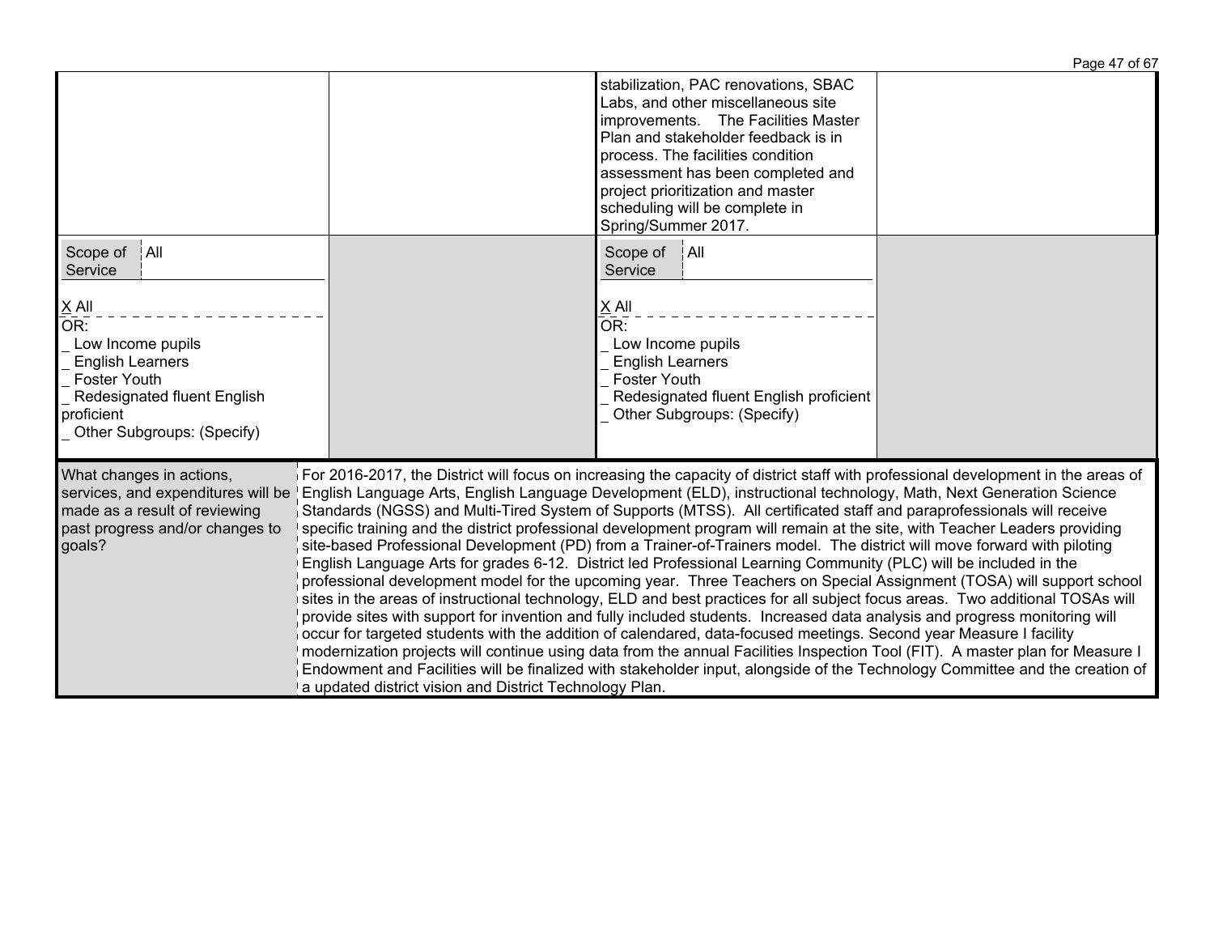| | | | |
|---|---|---|---|
| | | stabilization, PAC renovations, SBAC Labs, and other miscellaneous site improvements. The Facilities Master Plan and stakeholder feedback is in process. The facilities condition assessment has been completed and project prioritization and master scheduling will be complete in Spring/Summer 2017. | |
| Scope of Service: All<br><br>X All<br>OR:<br>_ Low Income pupils<br>_ English Learners<br>_ Foster Youth<br>_ Redesignated fluent English proficient<br>_ Other Subgroups: (Specify) | | Scope of Service: All<br><br>X All<br>OR:<br>_ Low Income pupils<br>_ English Learners<br>_ Foster Youth<br>_ Redesignated fluent English proficient<br>_ Other Subgroups: (Specify) | |

| | |
|---|---|
| What changes in actions, services, and expenditures will be made as a result of reviewing past progress and/or changes to goals? | For 2016-2017, the District will focus on increasing the capacity of district staff with professional development in the areas of English Language Arts, English Language Development (ELD), instructional technology, Math, Next Generation Science Standards (NGSS) and Multi-Tired System of Supports (MTSS). All certificated staff and paraprofessionals will receive specific training and the district professional development program will remain at the site, with Teacher Leaders providing site-based Professional Development (PD) from a Trainer-of-Trainers model. The district will move forward with piloting English Language Arts for grades 6-12. District led Professional Learning Community (PLC) will be included in the professional development model for the upcoming year. Three Teachers on Special Assignment (TOSA) will support school sites in the areas of instructional technology, ELD and best practices for all subject focus areas. Two additional TOSAs will provide sites with support for invention and fully included students. Increased data analysis and progress monitoring will occur for targeted students with the addition of calendared, data-focused meetings. Second year Measure I facility modernization projects will continue using data from the annual Facilities Inspection Tool (FIT). A master plan for Measure I Endowment and Facilities will be finalized with stakeholder input, alongside of the Technology Committee and the creation of a updated district vision and District Technology Plan. |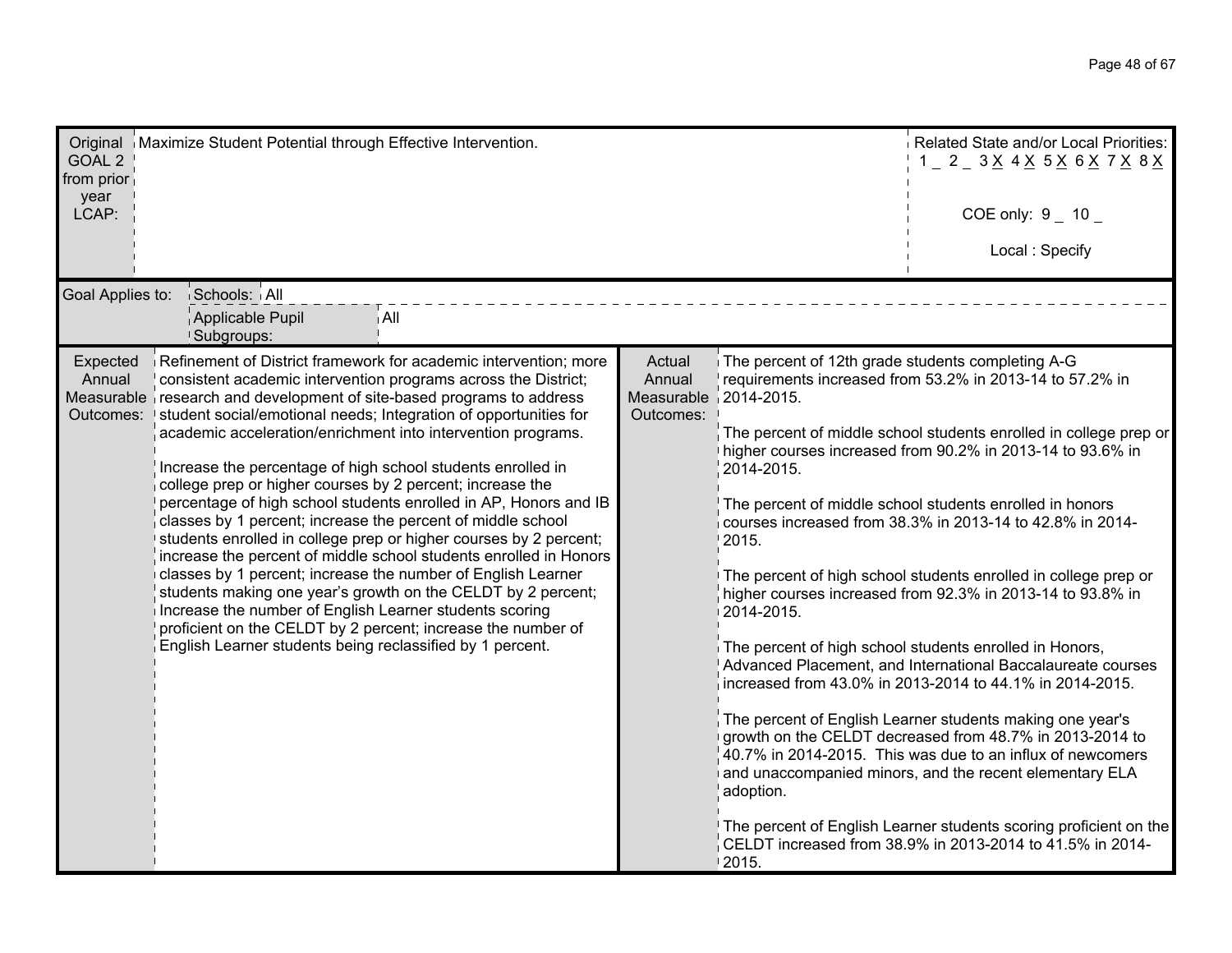| Original GOAL 2 from prior year LCAP: | Maximize Student Potential through Effective Intervention. | Related State and/or Local Priorities: 1 _ 2 _ 3 X 4 X 5 X 6 X 7 X 8 X<br><br>COE only: 9 _ 10 _<br><br>Local : Specify |
|---|---|---|

| Goal Applies to: | Schools: | All |
|---|---|---|
| | Applicable Pupil Subgroups: | All |

| Expected Annual Measurable Outcomes: | | Actual Annual Measurable Outcomes: | |
|---|---|---|---|
| | Refinement of District framework for academic intervention; more consistent academic intervention programs across the District; research and development of site-based programs to address student social/emotional needs; Integration of opportunities for academic acceleration/enrichment into intervention programs.<br><br>Increase the percentage of high school students enrolled in college prep or higher courses by 2 percent; increase the percentage of high school students enrolled in AP, Honors and IB classes by 1 percent; increase the percent of middle school students enrolled in college prep or higher courses by 2 percent; increase the percent of middle school students enrolled in Honors classes by 1 percent; increase the number of English Learner students making one year's growth on the CELDT by 2 percent; Increase the number of English Learner students scoring proficient on the CELDT by 2 percent; increase the number of English Learner students being reclassified by 1 percent. | | The percent of 12th grade students completing A-G requirements increased from 53.2% in 2013-14 to 57.2% in 2014-2015.<br><br>The percent of middle school students enrolled in college prep or higher courses increased from 90.2% in 2013-14 to 93.6% in 2014-2015.<br><br>The percent of middle school students enrolled in honors courses increased from 38.3% in 2013-14 to 42.8% in 2014-2015.<br><br>The percent of high school students enrolled in college prep or higher courses increased from 92.3% in 2013-14 to 93.8% in 2014-2015.<br><br>The percent of high school students enrolled in Honors, Advanced Placement, and International Baccalaureate courses increased from 43.0% in 2013-2014 to 44.1% in 2014-2015.<br><br>The percent of English Learner students making one year's growth on the CELDT decreased from 48.7% in 2013-2014 to 40.7% in 2014-2015. This was due to an influx of newcomers and unaccompanied minors, and the recent elementary ELA adoption.<br><br>The percent of English Learner students scoring proficient on the CELDT increased from 38.9% in 2013-2014 to 41.5% in 2014-2015. |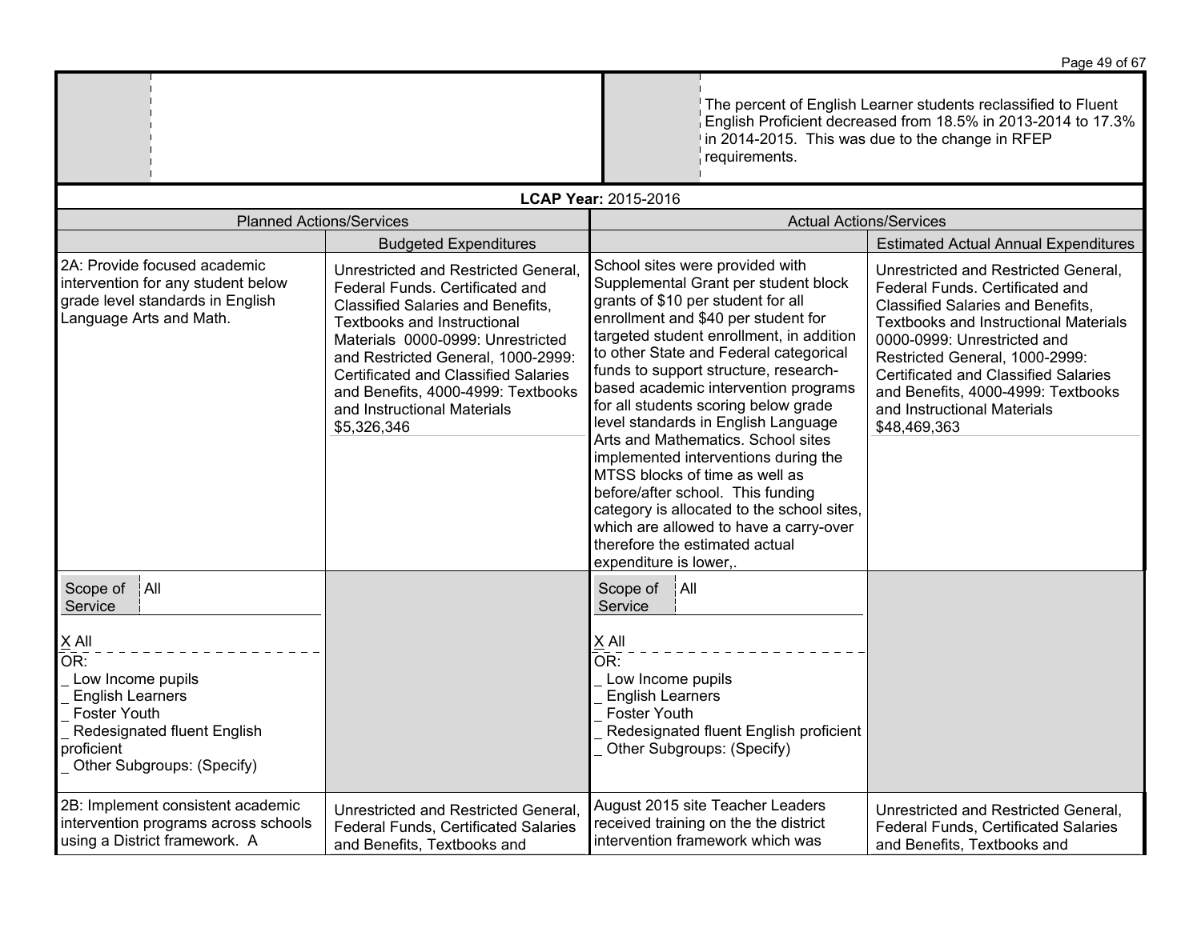| | | | The percent of English Learner students reclassified to Fluent English Proficient decreased from 18.5% in 2013-2014 to 17.3% in 2014-2015. This was due to the change in RFEP requirements. |
|---|---|---|---|

**LCAP Year:** 2015-2016

| Planned Actions/Services | | Actual Actions/Services | |
|---|---|---|---|
| | Budgeted Expenditures | | Estimated Actual Annual Expenditures |
| 2A: Provide focused academic intervention for any student below grade level standards in English Language Arts and Math. | Unrestricted and Restricted General, Federal Funds. Certificated and Classified Salaries and Benefits, Textbooks and Instructional Materials 0000-0999: Unrestricted and Restricted General, 1000-2999: Certificated and Classified Salaries and Benefits, 4000-4999: Textbooks and Instructional Materials $5,326,346 | School sites were provided with Supplemental Grant per student block grants of $10 per student for all enrollment and $40 per student for targeted student enrollment, in addition to other State and Federal categorical funds to support structure, research-based academic intervention programs for all students scoring below grade level standards in English Language Arts and Mathematics. School sites implemented interventions during the MTSS blocks of time as well as before/after school. This funding category is allocated to the school sites, which are allowed to have a carry-over therefore the estimated actual expenditure is lower,. | Unrestricted and Restricted General, Federal Funds. Certificated and Classified Salaries and Benefits, Textbooks and Instructional Materials 0000-0999: Unrestricted and Restricted General, 1000-2999: Certificated and Classified Salaries and Benefits, 4000-4999: Textbooks and Instructional Materials $48,469,363 |
| Scope of Service: All<br><br>X All<br>OR:<br>_ Low Income pupils<br>_ English Learners<br>_ Foster Youth<br>_ Redesignated fluent English proficient<br>_ Other Subgroups: (Specify) | | Scope of Service: All<br><br>X All<br>OR:<br>_ Low Income pupils<br>_ English Learners<br>_ Foster Youth<br>_ Redesignated fluent English proficient<br>_ Other Subgroups: (Specify) | |
| 2B: Implement consistent academic intervention programs across schools using a District framework. A | Unrestricted and Restricted General, Federal Funds, Certificated Salaries and Benefits, Textbooks and | August 2015 site Teacher Leaders received training on the the district intervention framework which was | Unrestricted and Restricted General, Federal Funds, Certificated Salaries and Benefits, Textbooks and |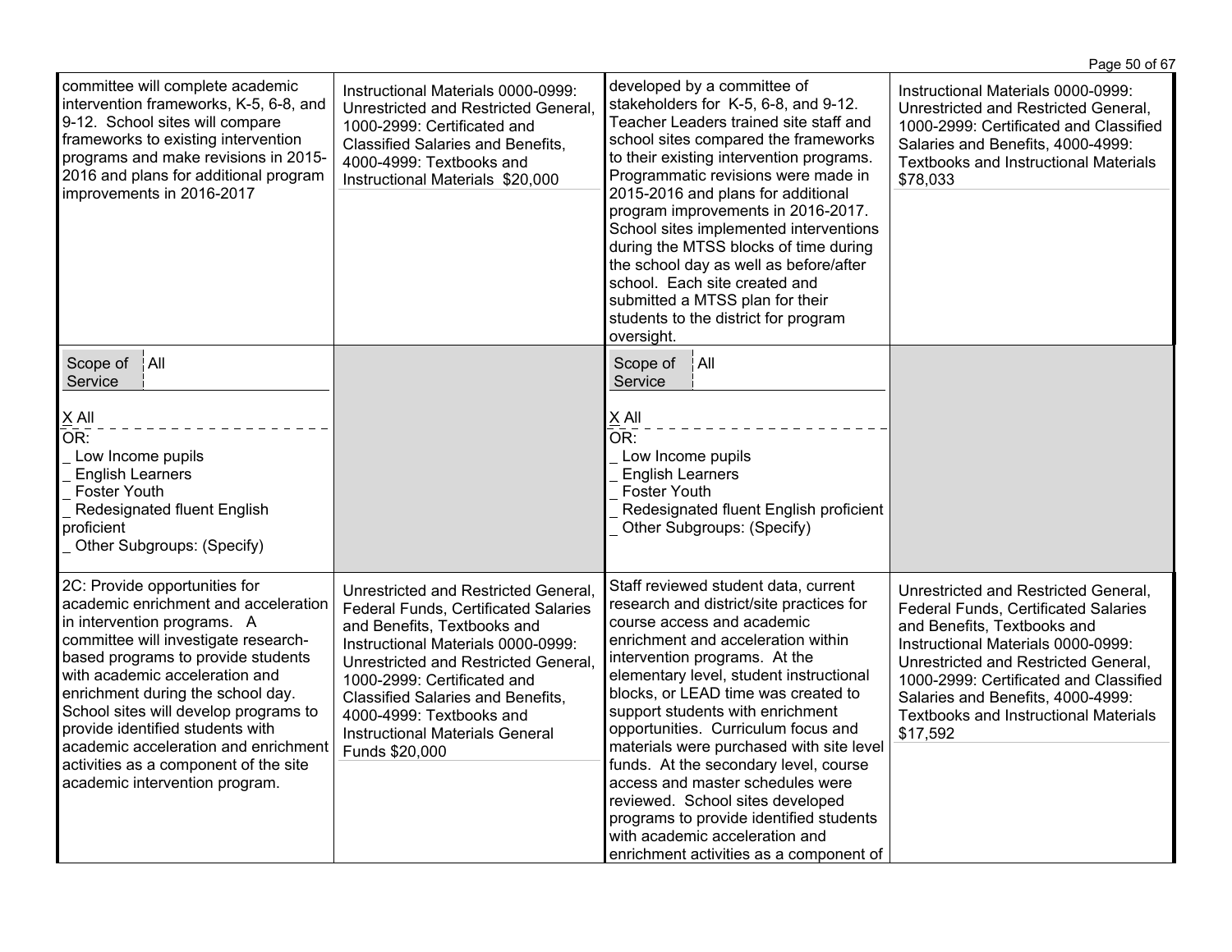| | | | |
|---|---|---|---|
| committee will complete academic intervention frameworks, K-5, 6-8, and 9-12. School sites will compare frameworks to existing intervention programs and make revisions in 2015-2016 and plans for additional program improvements in 2016-2017 | Instructional Materials 0000-0999: Unrestricted and Restricted General, 1000-2999: Certificated and Classified Salaries and Benefits, 4000-4999: Textbooks and Instructional Materials $20,000 | developed by a committee of stakeholders for K-5, 6-8, and 9-12. Teacher Leaders trained site staff and school sites compared the frameworks to their existing intervention programs. Programmatic revisions were made in 2015-2016 and plans for additional program improvements in 2016-2017. School sites implemented interventions during the MTSS blocks of time during the school day as well as before/after school. Each site created and submitted a MTSS plan for their students to the district for program oversight. | Instructional Materials 0000-0999: Unrestricted and Restricted General, 1000-2999: Certificated and Classified Salaries and Benefits, 4000-4999: Textbooks and Instructional Materials $78,033 |
| Scope of Service: All<br><br>X All<br>OR:<br>_ Low Income pupils<br>_ English Learners<br>_ Foster Youth<br>_ Redesignated fluent English proficient<br>_ Other Subgroups: (Specify) | | Scope of Service: All<br><br>X All<br>OR:<br>_ Low Income pupils<br>_ English Learners<br>_ Foster Youth<br>_ Redesignated fluent English proficient<br>_ Other Subgroups: (Specify) | |
| 2C: Provide opportunities for academic enrichment and acceleration in intervention programs. A committee will investigate research-based programs to provide students with academic acceleration and enrichment during the school day. School sites will develop programs to provide identified students with academic acceleration and enrichment activities as a component of the site academic intervention program. | Unrestricted and Restricted General, Federal Funds, Certificated Salaries and Benefits, Textbooks and Instructional Materials 0000-0999: Unrestricted and Restricted General, 1000-2999: Certificated and Classified Salaries and Benefits, 4000-4999: Textbooks and Instructional Materials General Funds $20,000 | Staff reviewed student data, current research and district/site practices for course access and academic enrichment and acceleration within intervention programs. At the elementary level, student instructional blocks, or LEAD time was created to support students with enrichment opportunities. Curriculum focus and materials were purchased with site level funds. At the secondary level, course access and master schedules were reviewed. School sites developed programs to provide identified students with academic acceleration and enrichment activities as a component of | Unrestricted and Restricted General, Federal Funds, Certificated Salaries and Benefits, Textbooks and Instructional Materials 0000-0999: Unrestricted and Restricted General, 1000-2999: Certificated and Classified Salaries and Benefits, 4000-4999: Textbooks and Instructional Materials $17,592 |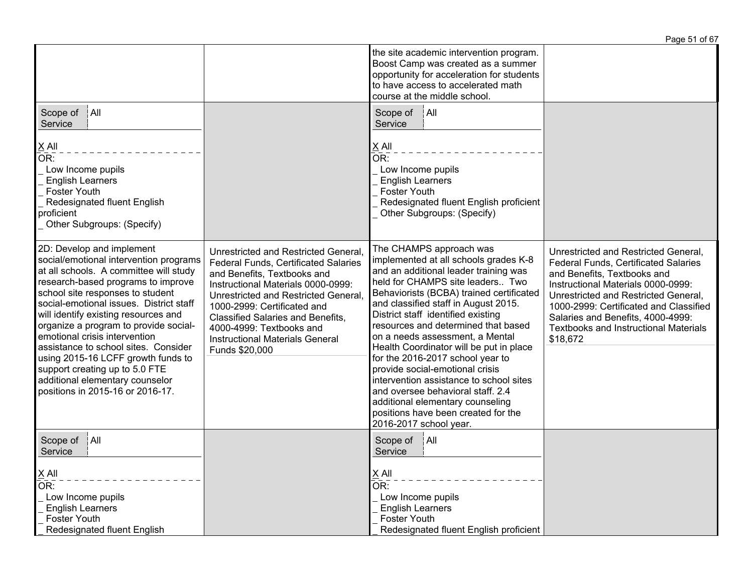| | | | |
|---|---|---|---|
| | | the site academic intervention program. Boost Camp was created as a summer opportunity for acceleration for students to have access to accelerated math course at the middle school. | |
| Scope of Service: All<br><br>X All<br>OR:<br>_ Low Income pupils<br>_ English Learners<br>_ Foster Youth<br>_ Redesignated fluent English proficient<br>_ Other Subgroups: (Specify) | | Scope of Service: All<br><br>X All<br>OR:<br>_ Low Income pupils<br>_ English Learners<br>_ Foster Youth<br>_ Redesignated fluent English proficient<br>_ Other Subgroups: (Specify) | |
| 2D: Develop and implement social/emotional intervention programs at all schools. A committee will study research-based programs to improve school site responses to student social-emotional issues. District staff will identify existing resources and organize a program to provide social-emotional crisis intervention assistance to school sites. Consider using 2015-16 LCFF growth funds to support creating up to 5.0 FTE additional elementary counselor positions in 2015-16 or 2016-17. | Unrestricted and Restricted General, Federal Funds, Certificated Salaries and Benefits, Textbooks and Instructional Materials 0000-0999: Unrestricted and Restricted General, 1000-2999: Certificated and Classified Salaries and Benefits, 4000-4999: Textbooks and Instructional Materials General Funds $20,000 | The CHAMPS approach was implemented at all schools grades K-8 and an additional leader training was held for CHAMPS site leaders.. Two Behaviorists (BCBA) trained certificated and classified staff in August 2015. District staff identified existing resources and determined that based on a needs assessment, a Mental Health Coordinator will be put in place for the 2016-2017 school year to provide social-emotional crisis intervention assistance to school sites and oversee behavioral staff. 2.4 additional elementary counseling positions have been created for the 2016-2017 school year. | Unrestricted and Restricted General, Federal Funds, Certificated Salaries and Benefits, Textbooks and Instructional Materials 0000-0999: Unrestricted and Restricted General, 1000-2999: Certificated and Classified Salaries and Benefits, 4000-4999: Textbooks and Instructional Materials $18,672 |
| Scope of Service: All<br><br>X All<br>OR:<br>_ Low Income pupils<br>_ English Learners<br>_ Foster Youth<br>_ Redesignated fluent English | | Scope of Service: All<br><br>X All<br>OR:<br>_ Low Income pupils<br>_ English Learners<br>_ Foster Youth<br>_ Redesignated fluent English proficient | |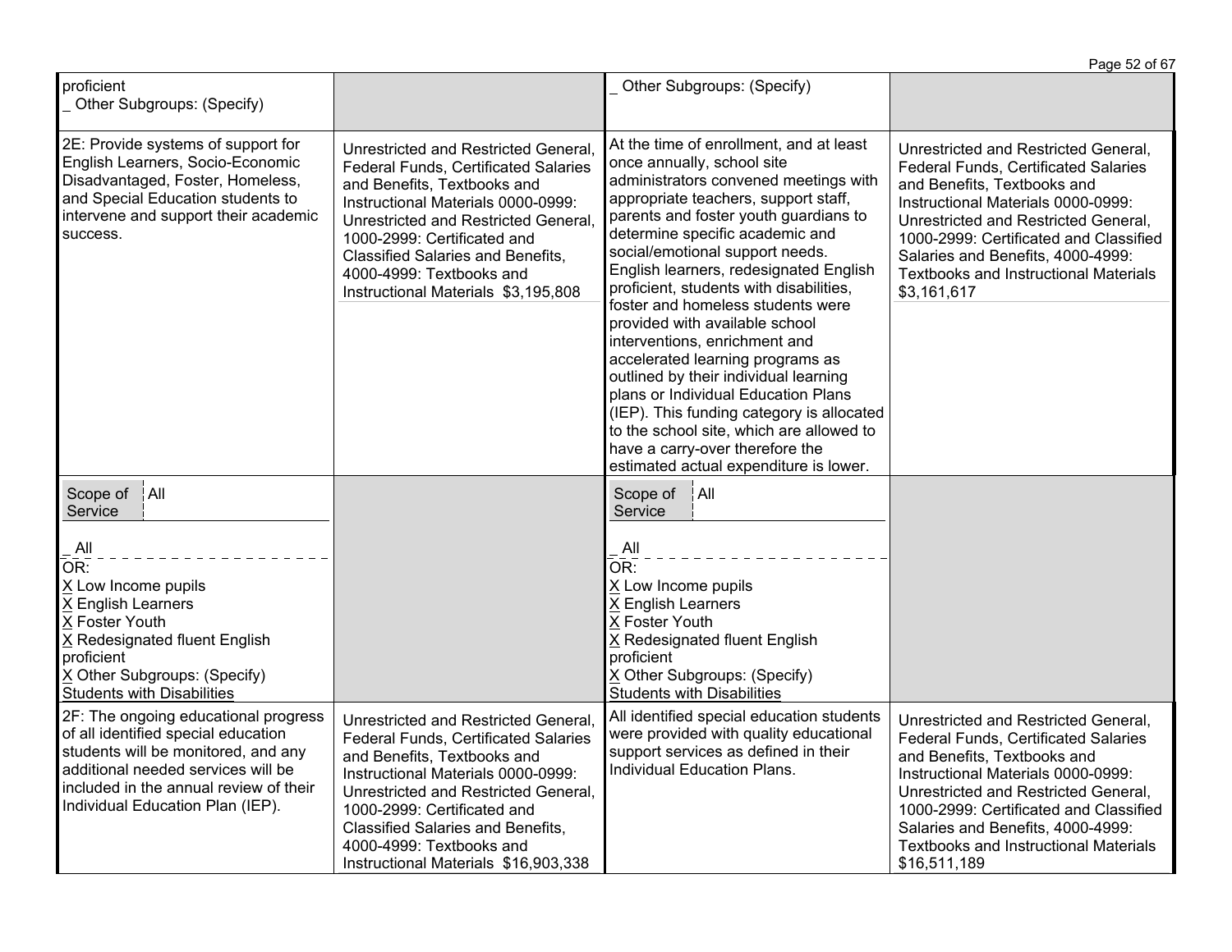| | | | |
|---|---|---|---|
| proficient<br>_ Other Subgroups: (Specify) | | _ Other Subgroups: (Specify) | |
| 2E: Provide systems of support for English Learners, Socio-Economic Disadvantaged, Foster, Homeless, and Special Education students to intervene and support their academic success. | Unrestricted and Restricted General, Federal Funds, Certificated Salaries and Benefits, Textbooks and Instructional Materials 0000-0999: Unrestricted and Restricted General, 1000-2999: Certificated and Classified Salaries and Benefits, 4000-4999: Textbooks and Instructional Materials $3,195,808 | At the time of enrollment, and at least once annually, school site administrators convened meetings with appropriate teachers, support staff, parents and foster youth guardians to determine specific academic and social/emotional support needs. English learners, redesignated English proficient, students with disabilities, foster and homeless students were provided with available school interventions, enrichment and accelerated learning programs as outlined by their individual learning plans or Individual Education Plans (IEP). This funding category is allocated to the school site, which are allowed to have a carry-over therefore the estimated actual expenditure is lower. | Unrestricted and Restricted General, Federal Funds, Certificated Salaries and Benefits, Textbooks and Instructional Materials 0000-0999: Unrestricted and Restricted General, 1000-2999: Certificated and Classified Salaries and Benefits, 4000-4999: Textbooks and Instructional Materials $3,161,617 |
| Scope of Service: All<br>_ All<br>OR:<br>X Low Income pupils<br>X English Learners<br>X Foster Youth<br>X Redesignated fluent English proficient<br>X Other Subgroups: (Specify)<br>Students with Disabilities | | Scope of Service: All<br>_ All<br>OR:<br>X Low Income pupils<br>X English Learners<br>X Foster Youth<br>X Redesignated fluent English proficient<br>X Other Subgroups: (Specify)<br>Students with Disabilities | |
| 2F: The ongoing educational progress of all identified special education students will be monitored, and any additional needed services will be included in the annual review of their Individual Education Plan (IEP). | Unrestricted and Restricted General, Federal Funds, Certificated Salaries and Benefits, Textbooks and Instructional Materials 0000-0999: Unrestricted and Restricted General, 1000-2999: Certificated and Classified Salaries and Benefits, 4000-4999: Textbooks and Instructional Materials $16,903,338 | All identified special education students were provided with quality educational support services as defined in their Individual Education Plans. | Unrestricted and Restricted General, Federal Funds, Certificated Salaries and Benefits, Textbooks and Instructional Materials 0000-0999: Unrestricted and Restricted General, 1000-2999: Certificated and Classified Salaries and Benefits, 4000-4999: Textbooks and Instructional Materials $16,511,189 |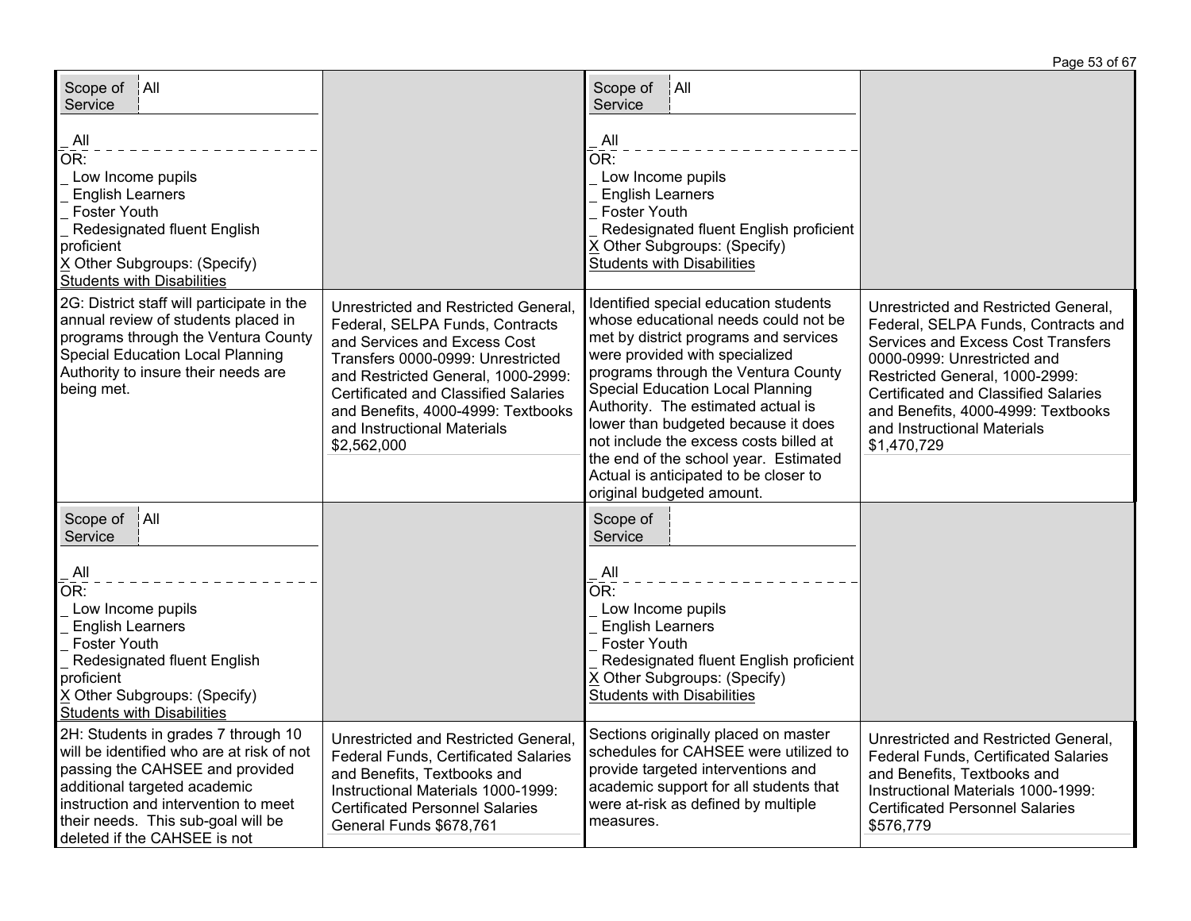| | | | |
|---|---|---|---|
| Scope of Service: All<br><br>_ All<br>OR:<br>_ Low Income pupils<br>_ English Learners<br>_ Foster Youth<br>_ Redesignated fluent English proficient<br>X Other Subgroups: (Specify)<br>Students with Disabilities | | Scope of Service: All<br><br>_ All<br>OR:<br>_ Low Income pupils<br>_ English Learners<br>_ Foster Youth<br>_ Redesignated fluent English proficient<br>X Other Subgroups: (Specify)<br>Students with Disabilities | |
| 2G: District staff will participate in the annual review of students placed in programs through the Ventura County Special Education Local Planning Authority to insure their needs are being met. | Unrestricted and Restricted General, Federal, SELPA Funds, Contracts and Services and Excess Cost Transfers 0000-0999: Unrestricted and Restricted General, 1000-2999: Certificated and Classified Salaries and Benefits, 4000-4999: Textbooks and Instructional Materials $2,562,000 | Identified special education students whose educational needs could not be met by district programs and services were provided with specialized programs through the Ventura County Special Education Local Planning Authority. The estimated actual is lower than budgeted because it does not include the excess costs billed at the end of the school year. Estimated Actual is anticipated to be closer to original budgeted amount. | Unrestricted and Restricted General, Federal, SELPA Funds, Contracts and Services and Excess Cost Transfers 0000-0999: Unrestricted and Restricted General, 1000-2999: Certificated and Classified Salaries and Benefits, 4000-4999: Textbooks and Instructional Materials $1,470,729 |
| Scope of Service: All<br><br>_ All<br>OR:<br>_ Low Income pupils<br>_ English Learners<br>_ Foster Youth<br>_ Redesignated fluent English proficient<br>X Other Subgroups: (Specify)<br>Students with Disabilities | | Scope of Service:<br><br>_ All<br>OR:<br>_ Low Income pupils<br>_ English Learners<br>_ Foster Youth<br>_ Redesignated fluent English proficient<br>X Other Subgroups: (Specify)<br>Students with Disabilities | |
| 2H: Students in grades 7 through 10 will be identified who are at risk of not passing the CAHSEE and provided additional targeted academic instruction and intervention to meet their needs. This sub-goal will be deleted if the CAHSEE is not | Unrestricted and Restricted General, Federal Funds, Certificated Salaries and Benefits, Textbooks and Instructional Materials 1000-1999: Certificated Personnel Salaries General Funds $678,761 | Sections originally placed on master schedules for CAHSEE were utilized to provide targeted interventions and academic support for all students that were at-risk as defined by multiple measures. | Unrestricted and Restricted General, Federal Funds, Certificated Salaries and Benefits, Textbooks and Instructional Materials 1000-1999: Certificated Personnel Salaries $576,779 |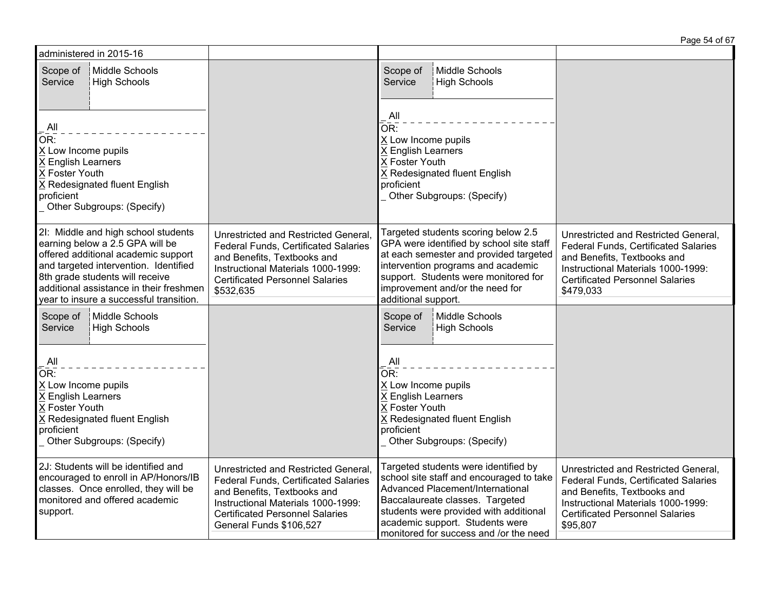| | | | |
|---|---|---|---|
| administered in 2015-16 | | | |
| Scope of Service: Middle Schools, High Schools<br><br>_ All<br>OR:<br>X Low Income pupils<br>X English Learners<br>X Foster Youth<br>X Redesignated fluent English proficient<br>_ Other Subgroups: (Specify) | | Scope of Service: Middle Schools, High Schools<br><br>_ All<br>OR:<br>X Low Income pupils<br>X English Learners<br>X Foster Youth<br>X Redesignated fluent English proficient<br>_ Other Subgroups: (Specify) | |
| 2I: Middle and high school students earning below a 2.5 GPA will be offered additional academic support and targeted intervention. Identified 8th grade students will receive additional assistance in their freshmen year to insure a successful transition. | Unrestricted and Restricted General, Federal Funds, Certificated Salaries and Benefits, Textbooks and Instructional Materials 1000-1999: Certificated Personnel Salaries $532,635 | Targeted students scoring below 2.5 GPA were identified by school site staff at each semester and provided targeted intervention programs and academic support. Students were monitored for improvement and/or the need for additional support. | Unrestricted and Restricted General, Federal Funds, Certificated Salaries and Benefits, Textbooks and Instructional Materials 1000-1999: Certificated Personnel Salaries $479,033 |
| Scope of Service: Middle Schools, High Schools<br><br>_ All<br>OR:<br>X Low Income pupils<br>X English Learners<br>X Foster Youth<br>X Redesignated fluent English proficient<br>_ Other Subgroups: (Specify) | | Scope of Service: Middle Schools, High Schools<br><br>_ All<br>OR:<br>X Low Income pupils<br>X English Learners<br>X Foster Youth<br>X Redesignated fluent English proficient<br>_ Other Subgroups: (Specify) | |
| 2J: Students will be identified and encouraged to enroll in AP/Honors/IB classes. Once enrolled, they will be monitored and offered academic support. | Unrestricted and Restricted General, Federal Funds, Certificated Salaries and Benefits, Textbooks and Instructional Materials 1000-1999: Certificated Personnel Salaries General Funds $106,527 | Targeted students were identified by school site staff and encouraged to take Advanced Placement/International Baccalaureate classes. Targeted students were provided with additional academic support. Students were monitored for success and /or the need | Unrestricted and Restricted General, Federal Funds, Certificated Salaries and Benefits, Textbooks and Instructional Materials 1000-1999: Certificated Personnel Salaries $95,807 |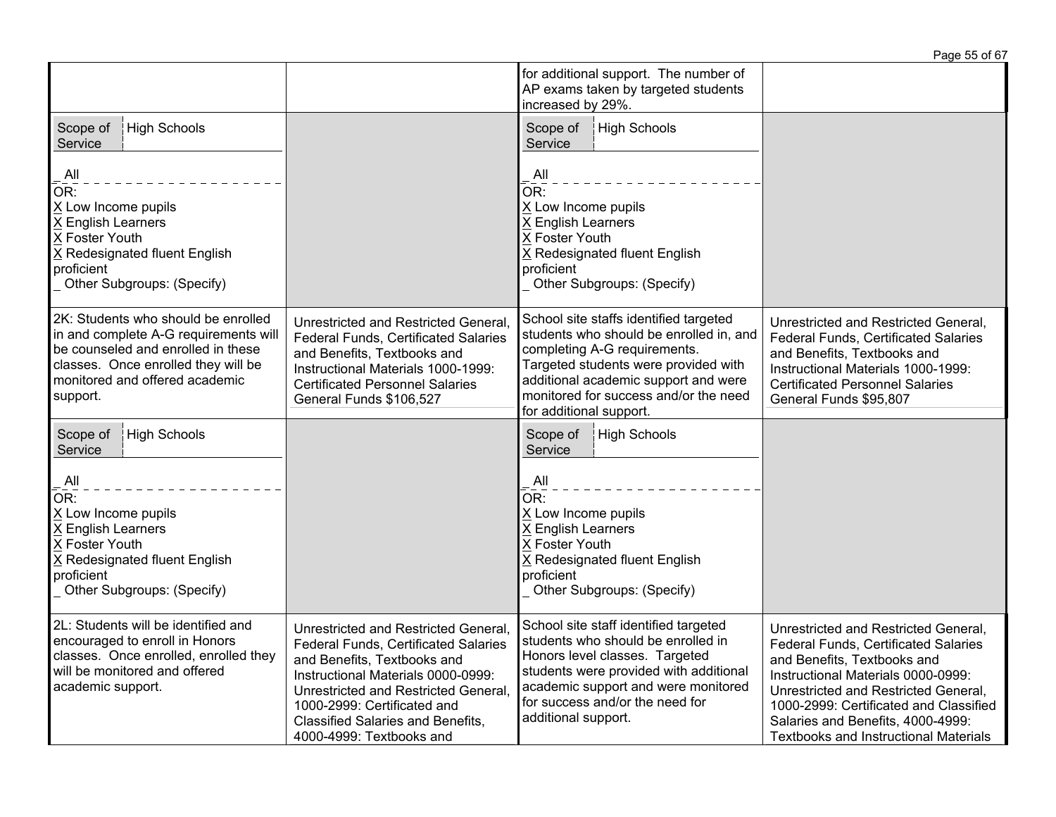| | | | |
|---|---|---|---|
| | | for additional support. The number of AP exams taken by targeted students increased by 29%. | |
| Scope of Service: High Schools<br><br>_ All<br>OR:<br>X Low Income pupils<br>X English Learners<br>X Foster Youth<br>X Redesignated fluent English proficient<br>_ Other Subgroups: (Specify) | | Scope of Service: High Schools<br><br>_ All<br>OR:<br>X Low Income pupils<br>X English Learners<br>X Foster Youth<br>X Redesignated fluent English proficient<br>_ Other Subgroups: (Specify) | |
| 2K: Students who should be enrolled in and complete A-G requirements will be counseled and enrolled in these classes. Once enrolled they will be monitored and offered academic support. | Unrestricted and Restricted General, Federal Funds, Certificated Salaries and Benefits, Textbooks and Instructional Materials 1000-1999: Certificated Personnel Salaries General Funds $106,527 | School site staffs identified targeted students who should be enrolled in, and completing A-G requirements. Targeted students were provided with additional academic support and were monitored for success and/or the need for additional support. | Unrestricted and Restricted General, Federal Funds, Certificated Salaries and Benefits, Textbooks and Instructional Materials 1000-1999: Certificated Personnel Salaries General Funds $95,807 |
| Scope of Service: High Schools<br><br>_ All<br>OR:<br>X Low Income pupils<br>X English Learners<br>X Foster Youth<br>X Redesignated fluent English proficient<br>_ Other Subgroups: (Specify) | | Scope of Service: High Schools<br><br>_ All<br>OR:<br>X Low Income pupils<br>X English Learners<br>X Foster Youth<br>X Redesignated fluent English proficient<br>_ Other Subgroups: (Specify) | |
| 2L: Students will be identified and encouraged to enroll in Honors classes. Once enrolled, enrolled they will be monitored and offered academic support. | Unrestricted and Restricted General, Federal Funds, Certificated Salaries and Benefits, Textbooks and Instructional Materials 0000-0999: Unrestricted and Restricted General, 1000-2999: Certificated and Classified Salaries and Benefits, 4000-4999: Textbooks and | School site staff identified targeted students who should be enrolled in Honors level classes. Targeted students were provided with additional academic support and were monitored for success and/or the need for additional support. | Unrestricted and Restricted General, Federal Funds, Certificated Salaries and Benefits, Textbooks and Instructional Materials 0000-0999: Unrestricted and Restricted General, 1000-2999: Certificated and Classified Salaries and Benefits, 4000-4999: Textbooks and Instructional Materials |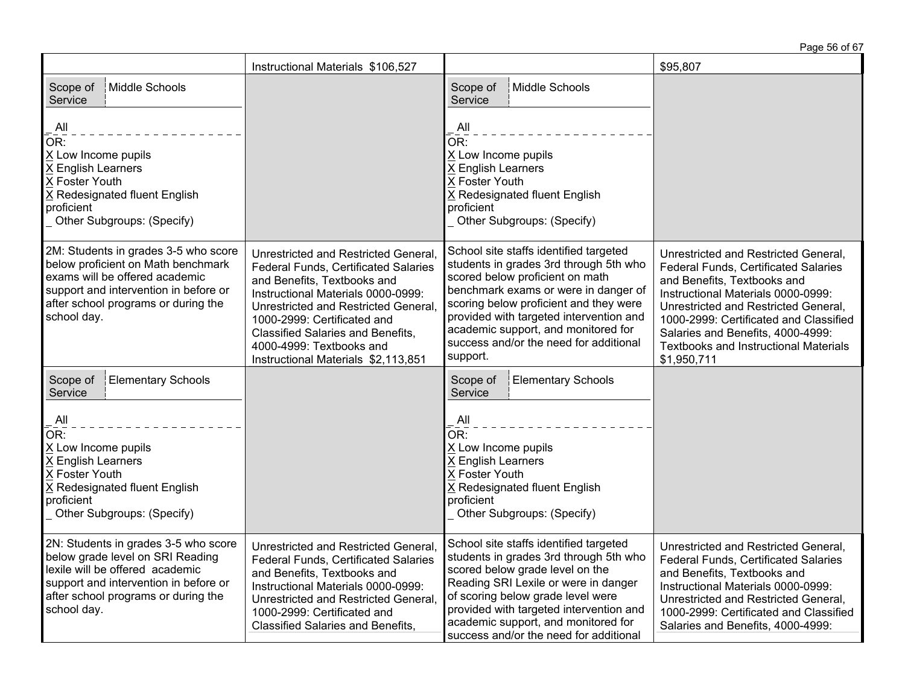| | | | |
|---|---|---|---|
| | Instructional Materials $106,527 | | $95,807 |
| Scope of Service: Middle Schools<br><br>_ All<br>OR:<br>X Low Income pupils<br>X English Learners<br>X Foster Youth<br>X Redesignated fluent English proficient<br>_ Other Subgroups: (Specify) | | Scope of Service: Middle Schools<br><br>_ All<br>OR:<br>X Low Income pupils<br>X English Learners<br>X Foster Youth<br>X Redesignated fluent English proficient<br>_ Other Subgroups: (Specify) | |
| 2M: Students in grades 3-5 who score below proficient on Math benchmark exams will be offered academic support and intervention in before or after school programs or during the school day. | Unrestricted and Restricted General, Federal Funds, Certificated Salaries and Benefits, Textbooks and Instructional Materials 0000-0999: Unrestricted and Restricted General, 1000-2999: Certificated and Classified Salaries and Benefits, 4000-4999: Textbooks and Instructional Materials $2,113,851 | School site staffs identified targeted students in grades 3rd through 5th who scored below proficient on math benchmark exams or were in danger of scoring below proficient and they were provided with targeted intervention and academic support, and monitored for success and/or the need for additional support. | Unrestricted and Restricted General, Federal Funds, Certificated Salaries and Benefits, Textbooks and Instructional Materials 0000-0999: Unrestricted and Restricted General, 1000-2999: Certificated and Classified Salaries and Benefits, 4000-4999: Textbooks and Instructional Materials $1,950,711 |
| Scope of Service: Elementary Schools<br><br>_ All<br>OR:<br>X Low Income pupils<br>X English Learners<br>X Foster Youth<br>X Redesignated fluent English proficient<br>_ Other Subgroups: (Specify) | | Scope of Service: Elementary Schools<br><br>_ All<br>OR:<br>X Low Income pupils<br>X English Learners<br>X Foster Youth<br>X Redesignated fluent English proficient<br>_ Other Subgroups: (Specify) | |
| 2N: Students in grades 3-5 who score below grade level on SRI Reading lexile will be offered academic support and intervention in before or after school programs or during the school day. | Unrestricted and Restricted General, Federal Funds, Certificated Salaries and Benefits, Textbooks and Instructional Materials 0000-0999: Unrestricted and Restricted General, 1000-2999: Certificated and Classified Salaries and Benefits, | School site staffs identified targeted students in grades 3rd through 5th who scored below grade level on the Reading SRI Lexile or were in danger of scoring below grade level were provided with targeted intervention and academic support, and monitored for success and/or the need for additional | Unrestricted and Restricted General, Federal Funds, Certificated Salaries and Benefits, Textbooks and Instructional Materials 0000-0999: Unrestricted and Restricted General, 1000-2999: Certificated and Classified Salaries and Benefits, 4000-4999: |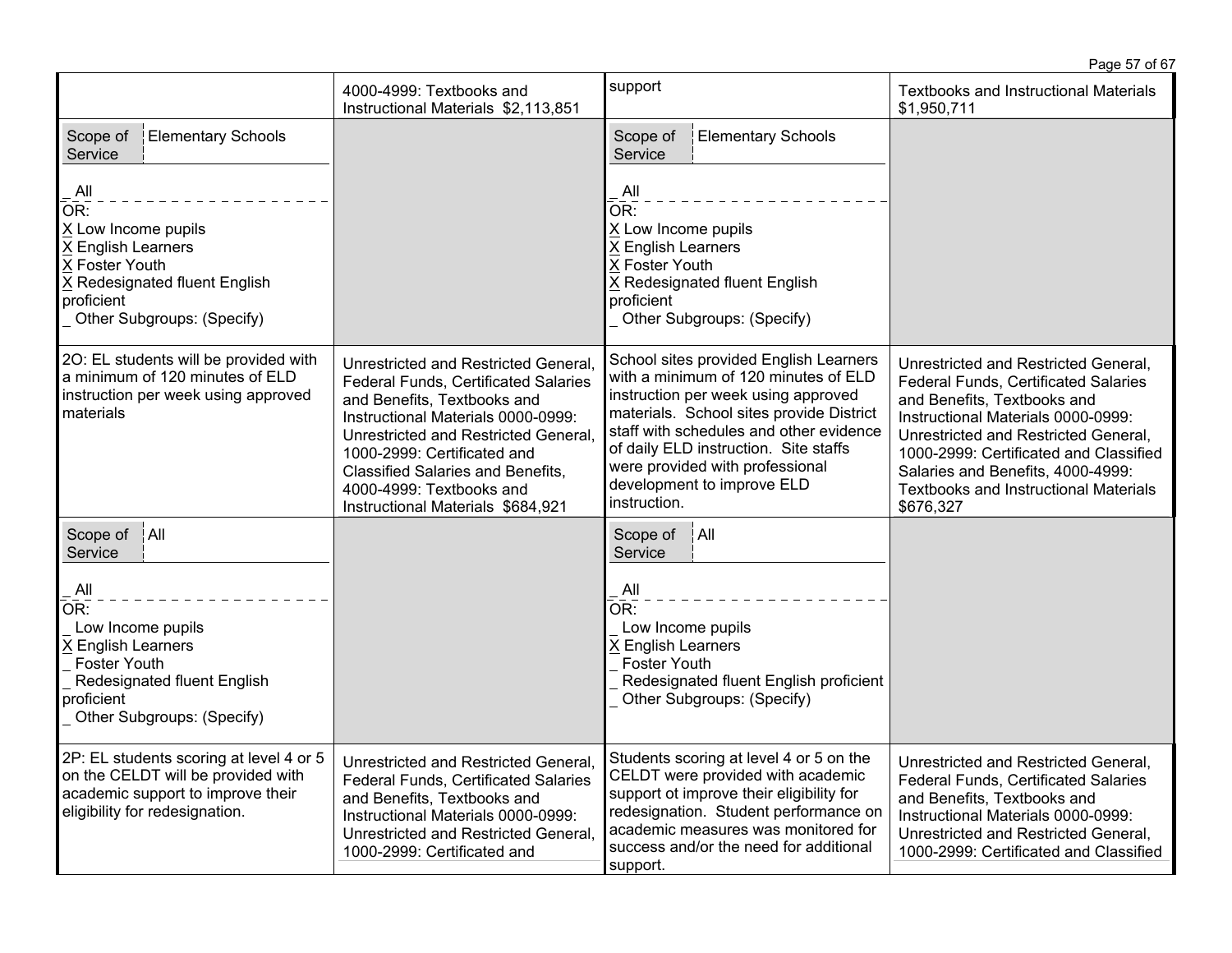| | | | |
|---|---|---|---|
| | 4000-4999: Textbooks and Instructional Materials $2,113,851 | support | Textbooks and Instructional Materials $1,950,711 |
| Scope of Service: Elementary Schools<br><br>_ All<br>OR:<br>X Low Income pupils<br>X English Learners<br>X Foster Youth<br>X Redesignated fluent English proficient<br>_ Other Subgroups: (Specify) | | Scope of Service: Elementary Schools<br><br>_ All<br>OR:<br>X Low Income pupils<br>X English Learners<br>X Foster Youth<br>X Redesignated fluent English proficient<br>_ Other Subgroups: (Specify) | |
| 2O: EL students will be provided with a minimum of 120 minutes of ELD instruction per week using approved materials | Unrestricted and Restricted General, Federal Funds, Certificated Salaries and Benefits, Textbooks and Instructional Materials 0000-0999: Unrestricted and Restricted General, 1000-2999: Certificated and Classified Salaries and Benefits, 4000-4999: Textbooks and Instructional Materials $684,921 | School sites provided English Learners with a minimum of 120 minutes of ELD instruction per week using approved materials. School sites provide District staff with schedules and other evidence of daily ELD instruction. Site staffs were provided with professional development to improve ELD instruction. | Unrestricted and Restricted General, Federal Funds, Certificated Salaries and Benefits, Textbooks and Instructional Materials 0000-0999: Unrestricted and Restricted General, 1000-2999: Certificated and Classified Salaries and Benefits, 4000-4999: Textbooks and Instructional Materials $676,327 |
| Scope of Service: All<br><br>_ All<br>OR:<br>_ Low Income pupils<br>X English Learners<br>_ Foster Youth<br>_ Redesignated fluent English proficient<br>_ Other Subgroups: (Specify) | | Scope of Service: All<br><br>_ All<br>OR:<br>_ Low Income pupils<br>X English Learners<br>_ Foster Youth<br>_ Redesignated fluent English proficient<br>_ Other Subgroups: (Specify) | |
| 2P: EL students scoring at level 4 or 5 on the CELDT will be provided with academic support to improve their eligibility for redesignation. | Unrestricted and Restricted General, Federal Funds, Certificated Salaries and Benefits, Textbooks and Instructional Materials 0000-0999: Unrestricted and Restricted General, 1000-2999: Certificated and | Students scoring at level 4 or 5 on the CELDT were provided with academic support ot improve their eligibility for redesignation. Student performance on academic measures was monitored for success and/or the need for additional support. | Unrestricted and Restricted General, Federal Funds, Certificated Salaries and Benefits, Textbooks and Instructional Materials 0000-0999: Unrestricted and Restricted General, 1000-2999: Certificated and Classified |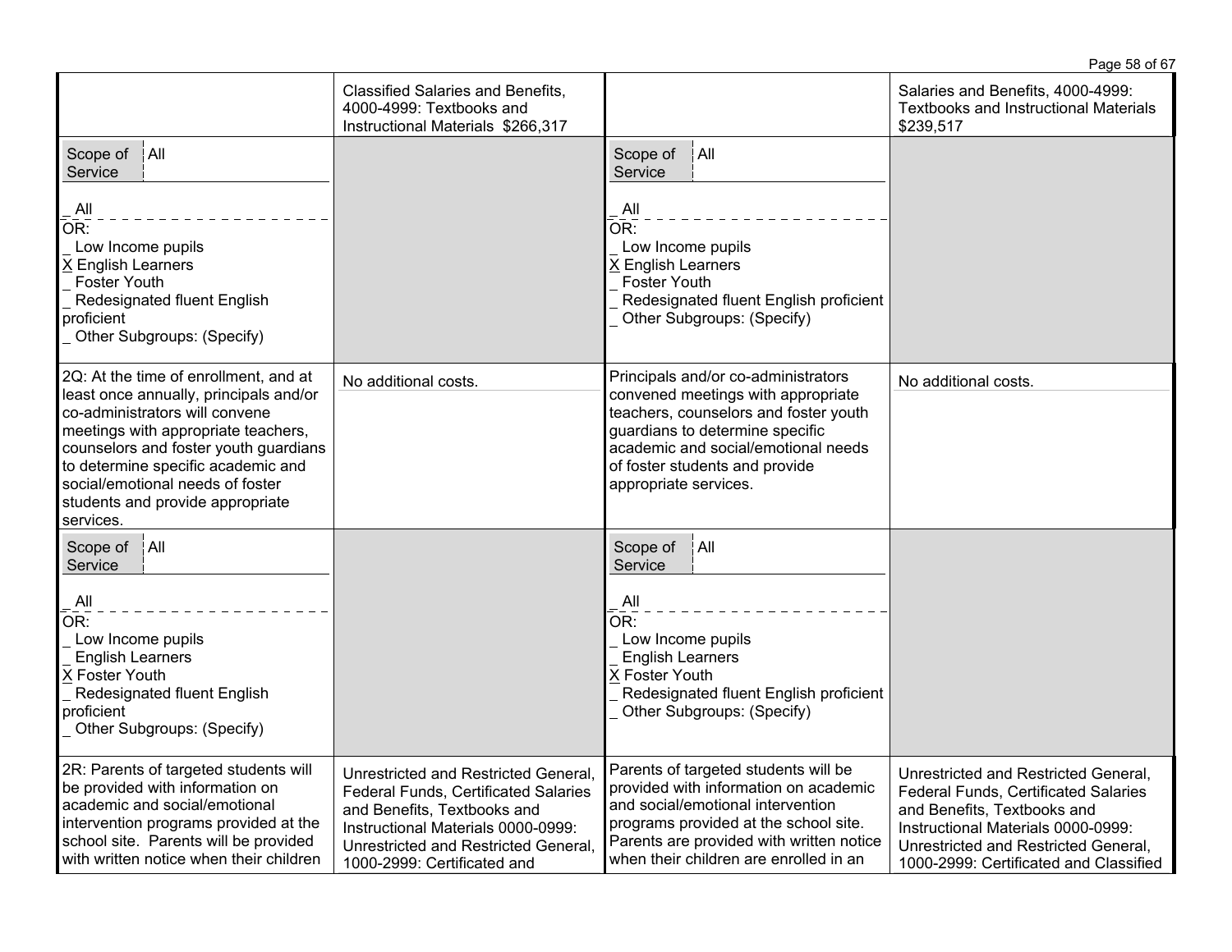| | | | |
|---|---|---|---|
| | Classified Salaries and Benefits, 4000-4999: Textbooks and Instructional Materials $266,317 | | Salaries and Benefits, 4000-4999: Textbooks and Instructional Materials $239,517 |
| Scope of Service: All<br><br>_ All<br>OR:<br>_ Low Income pupils<br>X English Learners<br>_ Foster Youth<br>_ Redesignated fluent English proficient<br>_ Other Subgroups: (Specify) | | Scope of Service: All<br><br>_ All<br>OR:<br>_ Low Income pupils<br>X English Learners<br>_ Foster Youth<br>_ Redesignated fluent English proficient<br>_ Other Subgroups: (Specify) | |
| 2Q: At the time of enrollment, and at least once annually, principals and/or co-administrators will convene meetings with appropriate teachers, counselors and foster youth guardians to determine specific academic and social/emotional needs of foster students and provide appropriate services. | No additional costs. | Principals and/or co-administrators convened meetings with appropriate teachers, counselors and foster youth guardians to determine specific academic and social/emotional needs of foster students and provide appropriate services. | No additional costs. |
| Scope of Service: All<br><br>_ All<br>OR:<br>_ Low Income pupils<br>_ English Learners<br>X Foster Youth<br>_ Redesignated fluent English proficient<br>_ Other Subgroups: (Specify) | | Scope of Service: All<br><br>_ All<br>OR:<br>_ Low Income pupils<br>_ English Learners<br>X Foster Youth<br>_ Redesignated fluent English proficient<br>_ Other Subgroups: (Specify) | |
| 2R: Parents of targeted students will be provided with information on academic and social/emotional intervention programs provided at the school site. Parents will be provided with written notice when their children | Unrestricted and Restricted General, Federal Funds, Certificated Salaries and Benefits, Textbooks and Instructional Materials 0000-0999: Unrestricted and Restricted General, 1000-2999: Certificated and | Parents of targeted students will be provided with information on academic and social/emotional intervention programs provided at the school site. Parents are provided with written notice when their children are enrolled in an | Unrestricted and Restricted General, Federal Funds, Certificated Salaries and Benefits, Textbooks and Instructional Materials 0000-0999: Unrestricted and Restricted General, 1000-2999: Certificated and Classified |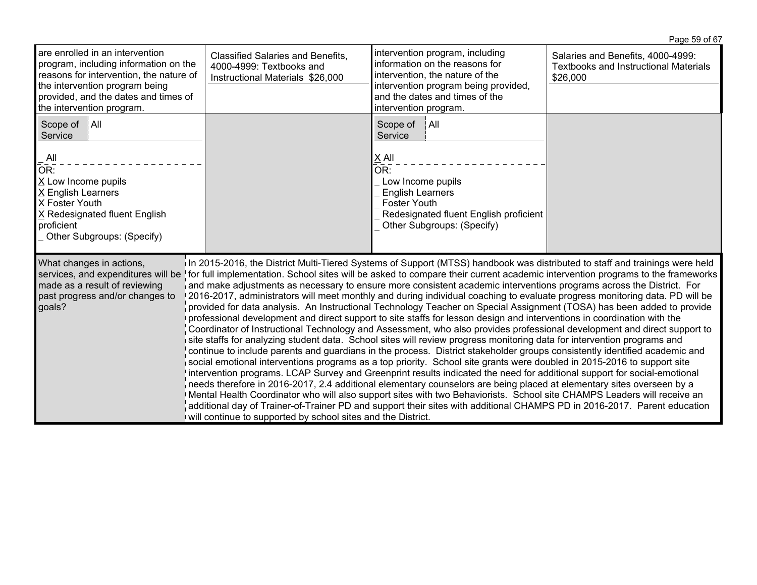| | | | |
|---|---|---|---|
| are enrolled in an intervention program, including information on the reasons for intervention, the nature of the intervention program being provided, and the dates and times of the intervention program. | Classified Salaries and Benefits, 4000-4999: Textbooks and Instructional Materials $26,000 | intervention program, including information on the reasons for intervention, the nature of the intervention program being provided, and the dates and times of the intervention program. | Salaries and Benefits, 4000-4999: Textbooks and Instructional Materials $26,000 |
| Scope of Service: All<br><br>_ All<br>OR:<br>X Low Income pupils<br>X English Learners<br>X Foster Youth<br>X Redesignated fluent English proficient<br>_ Other Subgroups: (Specify) | | Scope of Service: All<br><br>X All<br>OR:<br>_ Low Income pupils<br>_ English Learners<br>_ Foster Youth<br>_ Redesignated fluent English proficient<br>_ Other Subgroups: (Specify) | |

| | |
|---|---|
| What changes in actions, services, and expenditures will be made as a result of reviewing past progress and/or changes to goals? | In 2015-2016, the District Multi-Tiered Systems of Support (MTSS) handbook was distributed to staff and trainings were held for full implementation. School sites will be asked to compare their current academic intervention programs to the frameworks and make adjustments as necessary to ensure more consistent academic interventions programs across the District. For 2016-2017, administrators will meet monthly and during individual coaching to evaluate progress monitoring data. PD will be provided for data analysis. An Instructional Technology Teacher on Special Assignment (TOSA) has been added to provide professional development and direct support to site staffs for lesson design and interventions in coordination with the Coordinator of Instructional Technology and Assessment, who also provides professional development and direct support to site staffs for analyzing student data. School sites will review progress monitoring data for intervention programs and continue to include parents and guardians in the process. District stakeholder groups consistently identified academic and social emotional interventions programs as a top priority. School site grants were doubled in 2015-2016 to support site intervention programs. LCAP Survey and Greenprint results indicated the need for additional support for social-emotional needs therefore in 2016-2017, 2.4 additional elementary counselors are being placed at elementary sites overseen by a Mental Health Coordinator who will also support sites with two Behaviorists. School site CHAMPS Leaders will receive an additional day of Trainer-of-Trainer PD and support their sites with additional CHAMPS PD in 2016-2017. Parent education will continue to supported by school sites and the District. |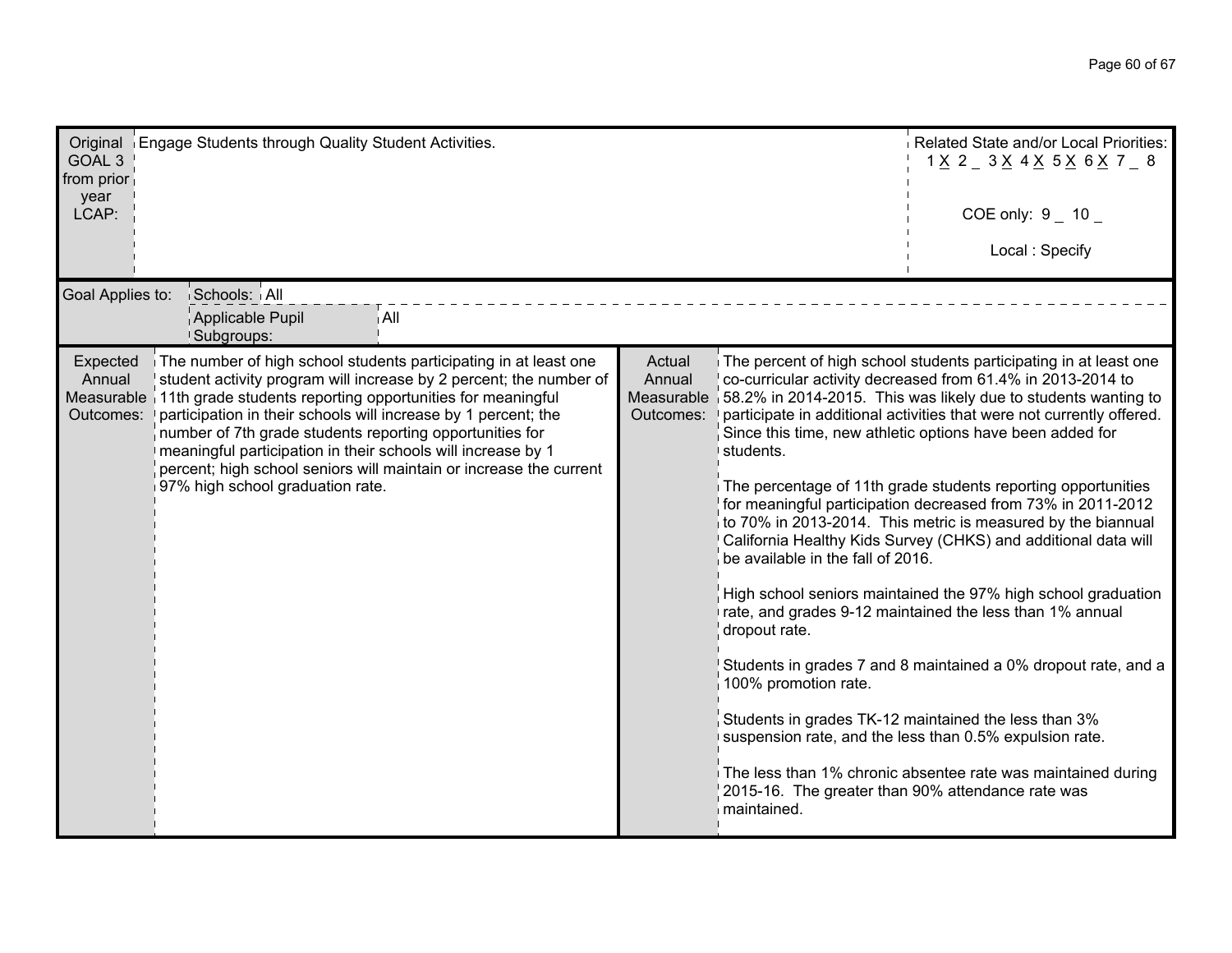| Original GOAL 3 from prior year LCAP: | Engage Students through Quality Student Activities. | Related State and/or Local Priorities: 1 X 2 _ 3 X 4 X 5 X 6 X 7 _ 8<br><br>COE only: 9 _ 10 _<br><br>Local : Specify |
|---|---|---|

| Goal Applies to: | Schools: | All |
|---|---|---|
| | Applicable Pupil Subgroups: | All |

| Expected Annual Measurable Outcomes: | The number of high school students participating in at least one student activity program will increase by 2 percent; the number of 11th grade students reporting opportunities for meaningful participation in their schools will increase by 1 percent; the number of 7th grade students reporting opportunities for meaningful participation in their schools will increase by 1 percent; high school seniors will maintain or increase the current 97% high school graduation rate. | Actual Annual Measurable Outcomes: | The percent of high school students participating in at least one co-curricular activity decreased from 61.4% in 2013-2014 to 58.2% in 2014-2015. This was likely due to students wanting to participate in additional activities that were not currently offered. Since this time, new athletic options have been added for students.<br><br>The percentage of 11th grade students reporting opportunities for meaningful participation decreased from 73% in 2011-2012 to 70% in 2013-2014. This metric is measured by the biannual California Healthy Kids Survey (CHKS) and additional data will be available in the fall of 2016.<br><br>High school seniors maintained the 97% high school graduation rate, and grades 9-12 maintained the less than 1% annual dropout rate.<br><br>Students in grades 7 and 8 maintained a 0% dropout rate, and a 100% promotion rate.<br><br>Students in grades TK-12 maintained the less than 3% suspension rate, and the less than 0.5% expulsion rate.<br><br>The less than 1% chronic absentee rate was maintained during 2015-16. The greater than 90% attendance rate was maintained. |
|---|---|---|---|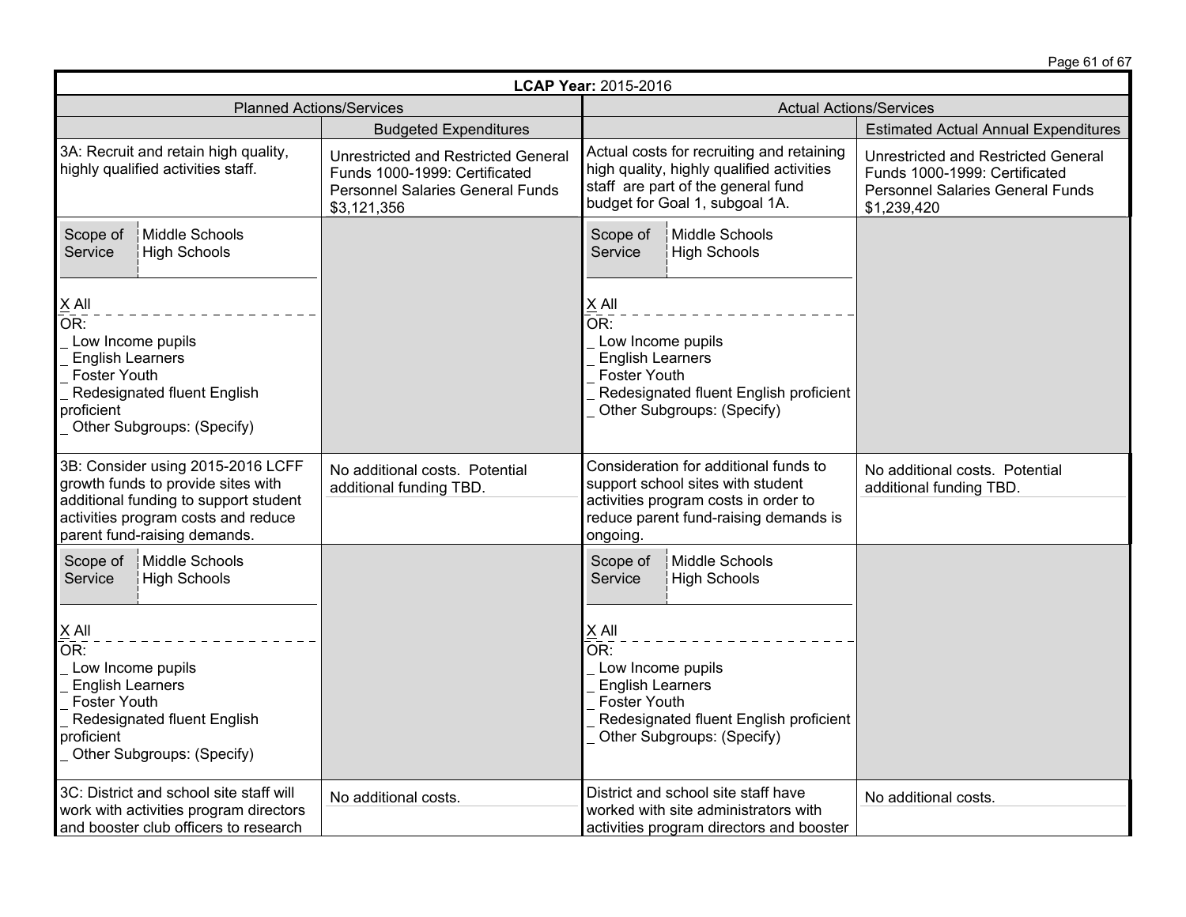| LCAP Year: 2015-2016 | | | |
|---|---|---|---|
| Planned Actions/Services | | Actual Actions/Services | |
| | Budgeted Expenditures | | Estimated Actual Annual Expenditures |
| 3A: Recruit and retain high quality, highly qualified activities staff. | Unrestricted and Restricted General Funds 1000-1999: Certificated Personnel Salaries General Funds $3,121,356 | Actual costs for recruiting and retaining high quality, highly qualified activities staff are part of the general fund budget for Goal 1, subgoal 1A. | Unrestricted and Restricted General Funds 1000-1999: Certificated Personnel Salaries General Funds $1,239,420 |
| Scope of Service: Middle Schools, High Schools<br><br>X All<br>OR:<br>_ Low Income pupils<br>_ English Learners<br>_ Foster Youth<br>_ Redesignated fluent English proficient<br>_ Other Subgroups: (Specify) | | Scope of Service: Middle Schools, High Schools<br><br>X All<br>OR:<br>_ Low Income pupils<br>_ English Learners<br>_ Foster Youth<br>_ Redesignated fluent English proficient<br>_ Other Subgroups: (Specify) | |
| 3B: Consider using 2015-2016 LCFF growth funds to provide sites with additional funding to support student activities program costs and reduce parent fund-raising demands. | No additional costs. Potential additional funding TBD. | Consideration for additional funds to support school sites with student activities program costs in order to reduce parent fund-raising demands is ongoing. | No additional costs. Potential additional funding TBD. |
| Scope of Service: Middle Schools, High Schools<br><br>X All<br>OR:<br>_ Low Income pupils<br>_ English Learners<br>_ Foster Youth<br>_ Redesignated fluent English proficient<br>_ Other Subgroups: (Specify) | | Scope of Service: Middle Schools, High Schools<br><br>X All<br>OR:<br>_ Low Income pupils<br>_ English Learners<br>_ Foster Youth<br>_ Redesignated fluent English proficient<br>_ Other Subgroups: (Specify) | |
| 3C: District and school site staff will work with activities program directors and booster club officers to research | No additional costs. | District and school site staff have worked with site administrators with activities program directors and booster | No additional costs. |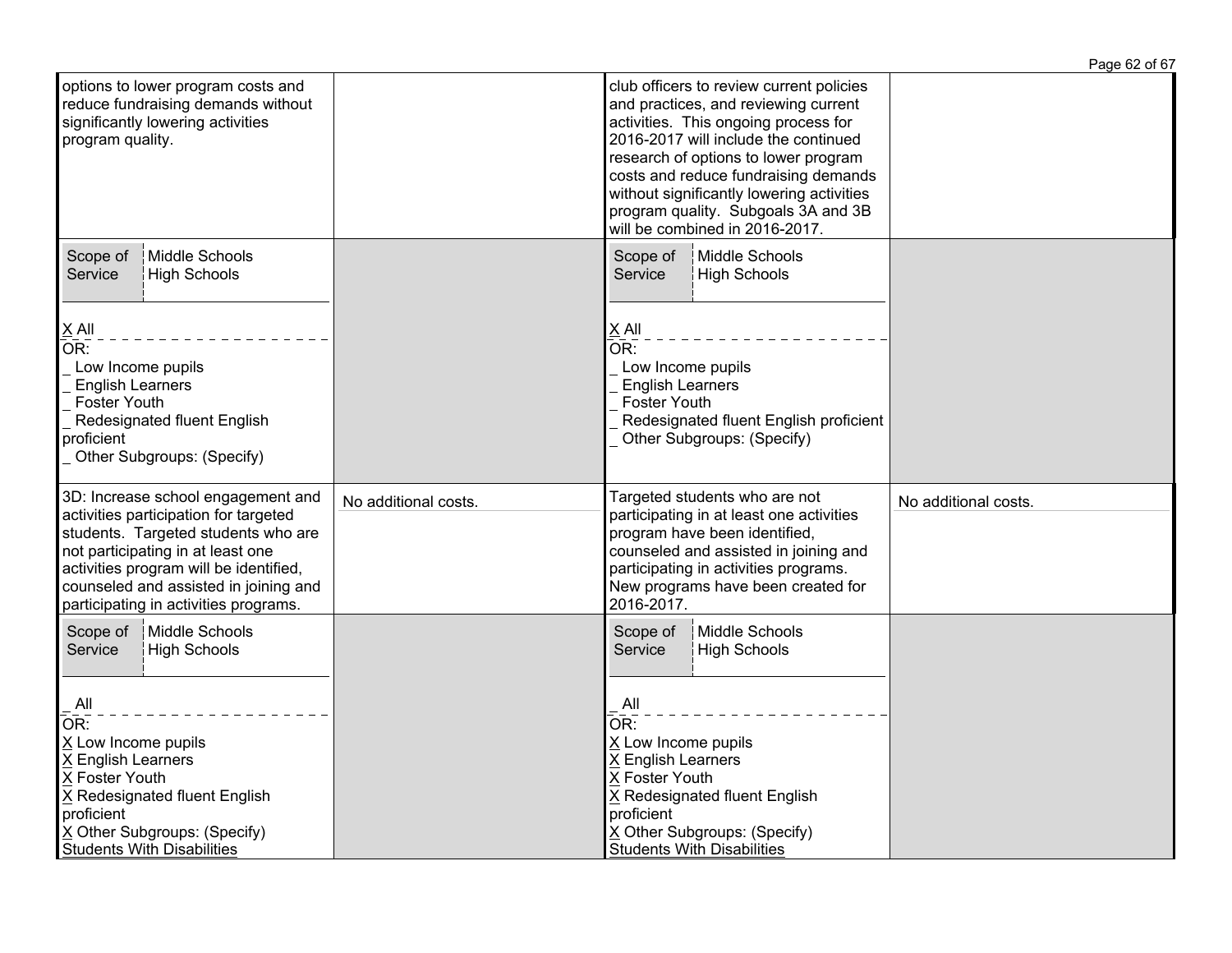| | | | |
|---|---|---|---|
| options to lower program costs and reduce fundraising demands without significantly lowering activities program quality. | | club officers to review current policies and practices, and reviewing current activities. This ongoing process for 2016-2017 will include the continued research of options to lower program costs and reduce fundraising demands without significantly lowering activities program quality. Subgoals 3A and 3B will be combined in 2016-2017. | |
| Scope of Service: Middle Schools, High Schools<br><br>X All<br>OR:<br>_ Low Income pupils<br>_ English Learners<br>_ Foster Youth<br>_ Redesignated fluent English proficient<br>_ Other Subgroups: (Specify) | | Scope of Service: Middle Schools, High Schools<br><br>X All<br>OR:<br>_ Low Income pupils<br>_ English Learners<br>_ Foster Youth<br>_ Redesignated fluent English proficient<br>_ Other Subgroups: (Specify) | |
| 3D: Increase school engagement and activities participation for targeted students. Targeted students who are not participating in at least one activities program will be identified, counseled and assisted in joining and participating in activities programs. | No additional costs. | Targeted students who are not participating in at least one activities program have been identified, counseled and assisted in joining and participating in activities programs. New programs have been created for 2016-2017. | No additional costs. |
| Scope of Service: Middle Schools, High Schools<br><br>_ All<br>OR:<br>X Low Income pupils<br>X English Learners<br>X Foster Youth<br>X Redesignated fluent English proficient<br>X Other Subgroups: (Specify) Students With Disabilities | | Scope of Service: Middle Schools, High Schools<br><br>_ All<br>OR:<br>X Low Income pupils<br>X English Learners<br>X Foster Youth<br>X Redesignated fluent English proficient<br>X Other Subgroups: (Specify) Students With Disabilities | |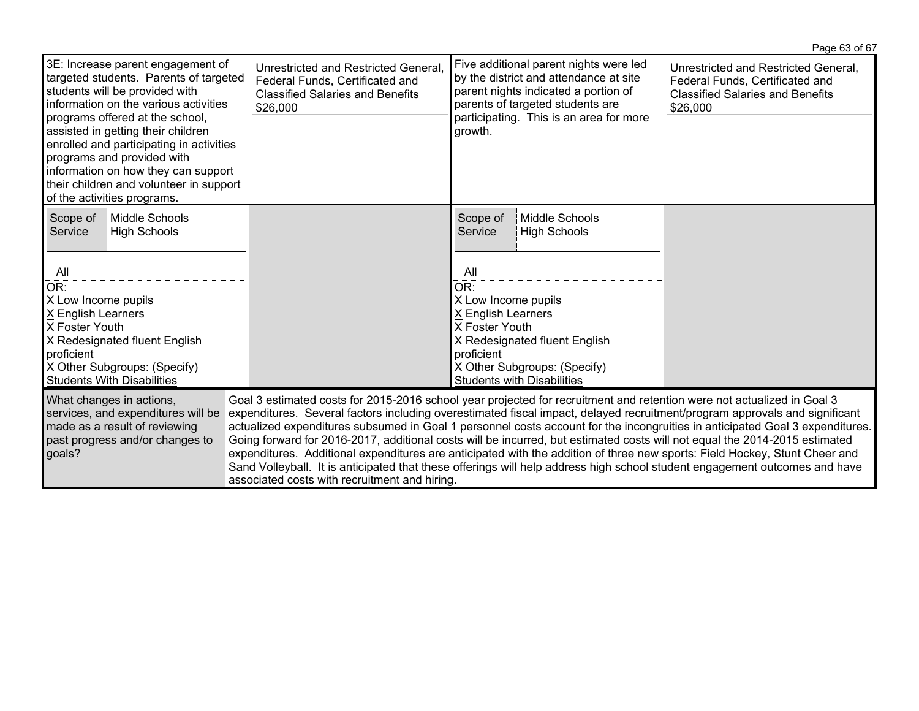| | | | |
|---|---|---|---|
| 3E: Increase parent engagement of targeted students. Parents of targeted students will be provided with information on the various activities programs offered at the school, assisted in getting their children enrolled and participating in activities programs and provided with information on how they can support their children and volunteer in support of the activities programs. | Unrestricted and Restricted General, Federal Funds, Certificated and Classified Salaries and Benefits $26,000 | Five additional parent nights were led by the district and attendance at site parent nights indicated a portion of parents of targeted students are participating. This is an area for more growth. | Unrestricted and Restricted General, Federal Funds, Certificated and Classified Salaries and Benefits $26,000 |
| Scope of Service: Middle Schools, High Schools<br><br>_ All<br>OR:<br>X Low Income pupils<br>X English Learners<br>X Foster Youth<br>X Redesignated fluent English proficient<br>X Other Subgroups: (Specify) Students With Disabilities | | Scope of Service: Middle Schools, High Schools<br><br>_ All<br>OR:<br>X Low Income pupils<br>X English Learners<br>X Foster Youth<br>X Redesignated fluent English proficient<br>X Other Subgroups: (Specify) Students with Disabilities | |

| | |
|---|---|
| What changes in actions, services, and expenditures will be made as a result of reviewing past progress and/or changes to goals? | Goal 3 estimated costs for 2015-2016 school year projected for recruitment and retention were not actualized in Goal 3 expenditures. Several factors including overestimated fiscal impact, delayed recruitment/program approvals and significant actualized expenditures subsumed in Goal 1 personnel costs account for the incongruities in anticipated Goal 3 expenditures. Going forward for 2016-2017, additional costs will be incurred, but estimated costs will not equal the 2014-2015 estimated expenditures. Additional expenditures are anticipated with the addition of three new sports: Field Hockey, Stunt Cheer and Sand Volleyball. It is anticipated that these offerings will help address high school student engagement outcomes and have associated costs with recruitment and hiring. |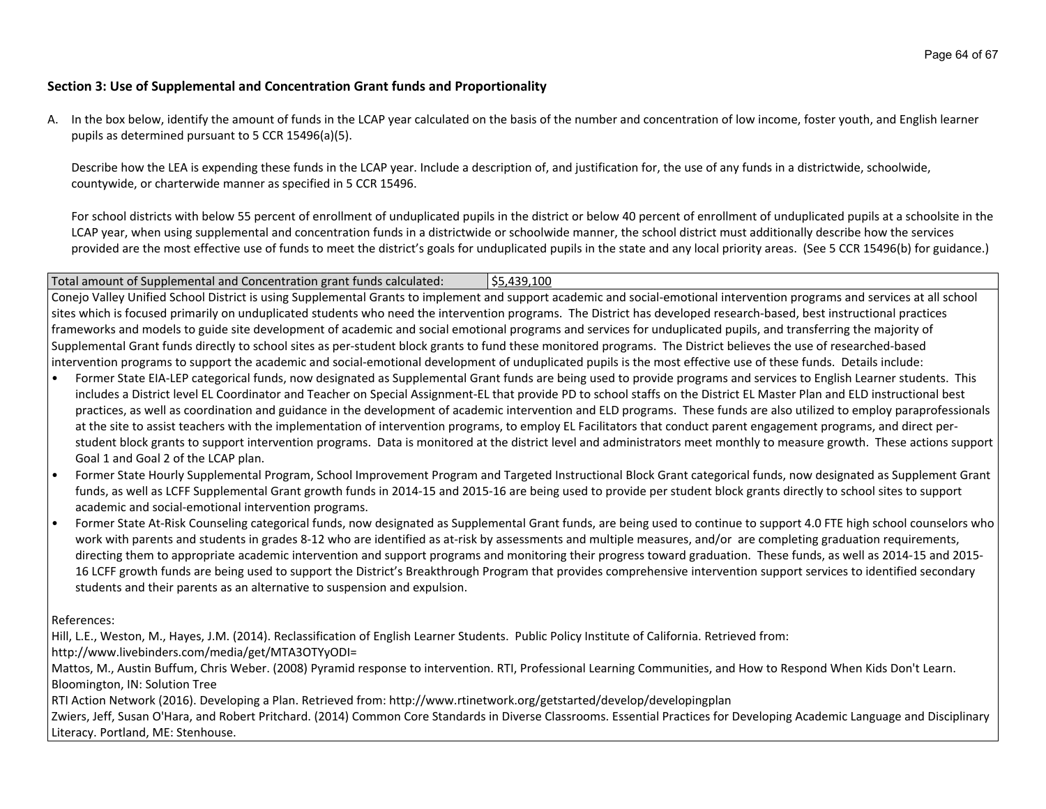**Section 3: Use of Supplemental and Concentration Grant funds and Proportionality**

A. In the box below, identify the amount of funds in the LCAP year calculated on the basis of the number and concentration of low income, foster youth, and English learner pupils as determined pursuant to 5 CCR 15496(a)(5).

   Describe how the LEA is expending these funds in the LCAP year. Include a description of, and justification for, the use of any funds in a districtwide, schoolwide, countywide, or charterwide manner as specified in 5 CCR 15496.

   For school districts with below 55 percent of enrollment of unduplicated pupils in the district or below 40 percent of enrollment of unduplicated pupils at a schoolsite in the LCAP year, when using supplemental and concentration funds in a districtwide or schoolwide manner, the school district must additionally describe how the services provided are the most effective use of funds to meet the district's goals for unduplicated pupils in the state and any local priority areas. (See 5 CCR 15496(b) for guidance.)

| Total amount of Supplemental and Concentration grant funds calculated: | $5,439,100 |
|---|---|

Conejo Valley Unified School District is using Supplemental Grants to implement and support academic and social-emotional intervention programs and services at all school sites which is focused primarily on unduplicated students who need the intervention programs. The District has developed research-based, best instructional practices frameworks and models to guide site development of academic and social emotional programs and services for unduplicated pupils, and transferring the majority of Supplemental Grant funds directly to school sites as per-student block grants to fund these monitored programs. The District believes the use of researched-based intervention programs to support the academic and social-emotional development of unduplicated pupils is the most effective use of these funds. Details include:

- Former State EIA-LEP categorical funds, now designated as Supplemental Grant funds are being used to provide programs and services to English Learner students. This includes a District level EL Coordinator and Teacher on Special Assignment-EL that provide PD to school staffs on the District EL Master Plan and ELD instructional best practices, as well as coordination and guidance in the development of academic intervention and ELD programs. These funds are also utilized to employ paraprofessionals at the site to assist teachers with the implementation of intervention programs, to employ EL Facilitators that conduct parent engagement programs, and direct per-student block grants to support intervention programs. Data is monitored at the district level and administrators meet monthly to measure growth. These actions support Goal 1 and Goal 2 of the LCAP plan.
- Former State Hourly Supplemental Program, School Improvement Program and Targeted Instructional Block Grant categorical funds, now designated as Supplement Grant funds, as well as LCFF Supplemental Grant growth funds in 2014-15 and 2015-16 are being used to provide per student block grants directly to school sites to support academic and social-emotional intervention programs.
- Former State At-Risk Counseling categorical funds, now designated as Supplemental Grant funds, are being used to continue to support 4.0 FTE high school counselors who work with parents and students in grades 8-12 who are identified as at-risk by assessments and multiple measures, and/or are completing graduation requirements, directing them to appropriate academic intervention and support programs and monitoring their progress toward graduation. These funds, as well as 2014-15 and 2015-16 LCFF growth funds are being used to support the District's Breakthrough Program that provides comprehensive intervention support services to identified secondary students and their parents as an alternative to suspension and expulsion.

References:

Hill, L.E., Weston, M., Hayes, J.M. (2014). Reclassification of English Learner Students. Public Policy Institute of California. Retrieved from: http://www.livebinders.com/media/get/MTA3OTYyODI=

Mattos, M., Austin Buffum, Chris Weber. (2008) Pyramid response to intervention. RTI, Professional Learning Communities, and How to Respond When Kids Don't Learn. Bloomington, IN: Solution Tree

RTI Action Network (2016). Developing a Plan. Retrieved from: http://www.rtinetwork.org/getstarted/develop/developingplan

Zwiers, Jeff, Susan O'Hara, and Robert Pritchard. (2014) Common Core Standards in Diverse Classrooms. Essential Practices for Developing Academic Language and Disciplinary Literacy. Portland, ME: Stenhouse.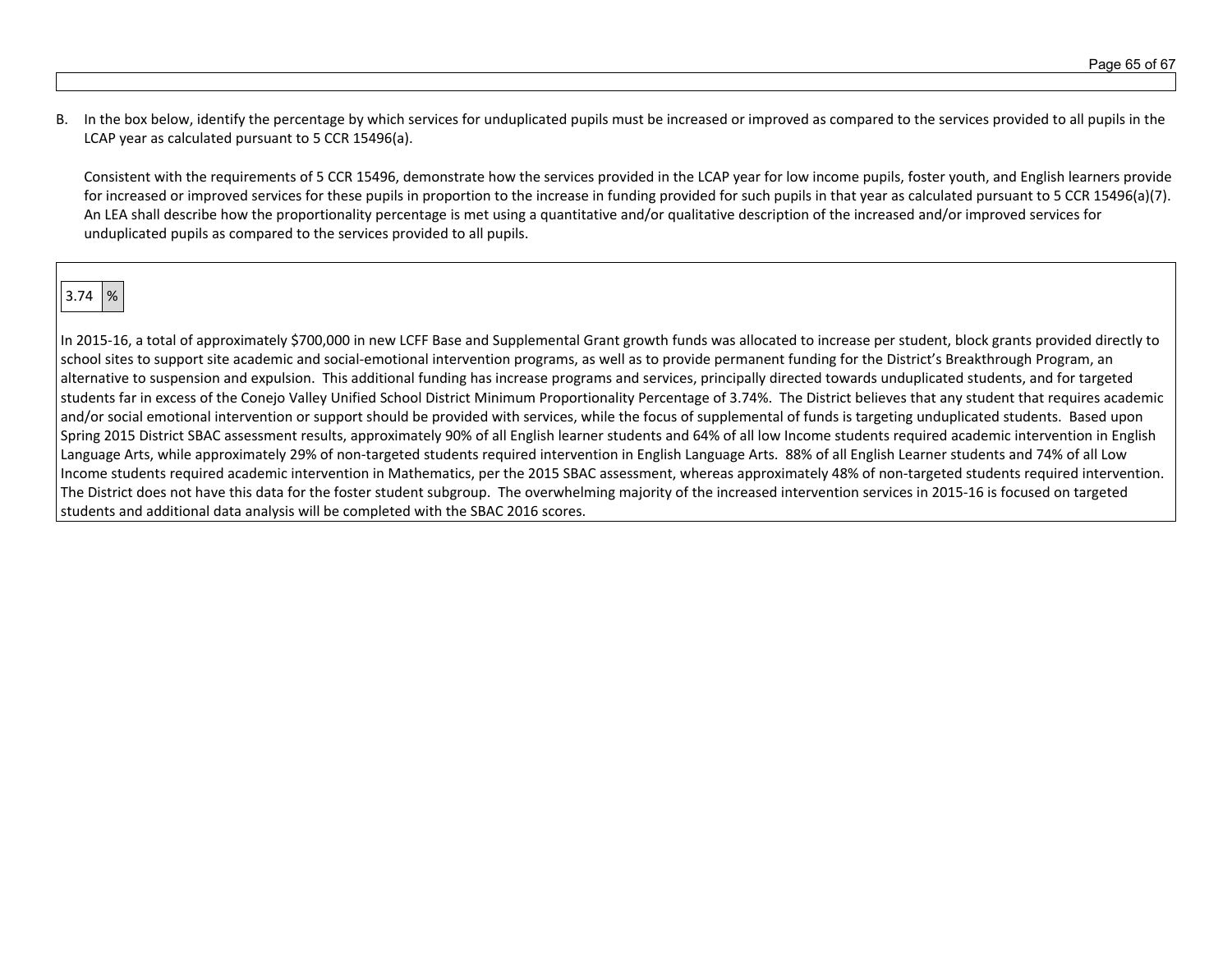B. In the box below, identify the percentage by which services for unduplicated pupils must be increased or improved as compared to the services provided to all pupils in the LCAP year as calculated pursuant to 5 CCR 15496(a).

Consistent with the requirements of 5 CCR 15496, demonstrate how the services provided in the LCAP year for low income pupils, foster youth, and English learners provide for increased or improved services for these pupils in proportion to the increase in funding provided for such pupils in that year as calculated pursuant to 5 CCR 15496(a)(7). An LEA shall describe how the proportionality percentage is met using a quantitative and/or qualitative description of the increased and/or improved services for unduplicated pupils as compared to the services provided to all pupils.

| 3.74 | % |
|---|---|

In 2015-16, a total of approximately $700,000 in new LCFF Base and Supplemental Grant growth funds was allocated to increase per student, block grants provided directly to school sites to support site academic and social-emotional intervention programs, as well as to provide permanent funding for the District's Breakthrough Program, an alternative to suspension and expulsion. This additional funding has increase programs and services, principally directed towards unduplicated students, and for targeted students far in excess of the Conejo Valley Unified School District Minimum Proportionality Percentage of 3.74%. The District believes that any student that requires academic and/or social emotional intervention or support should be provided with services, while the focus of supplemental of funds is targeting unduplicated students. Based upon Spring 2015 District SBAC assessment results, approximately 90% of all English learner students and 64% of all low Income students required academic intervention in English Language Arts, while approximately 29% of non-targeted students required intervention in English Language Arts. 88% of all English Learner students and 74% of all Low Income students required academic intervention in Mathematics, per the 2015 SBAC assessment, whereas approximately 48% of non-targeted students required intervention. The District does not have this data for the foster student subgroup. The overwhelming majority of the increased intervention services in 2015-16 is focused on targeted students and additional data analysis will be completed with the SBAC 2016 scores.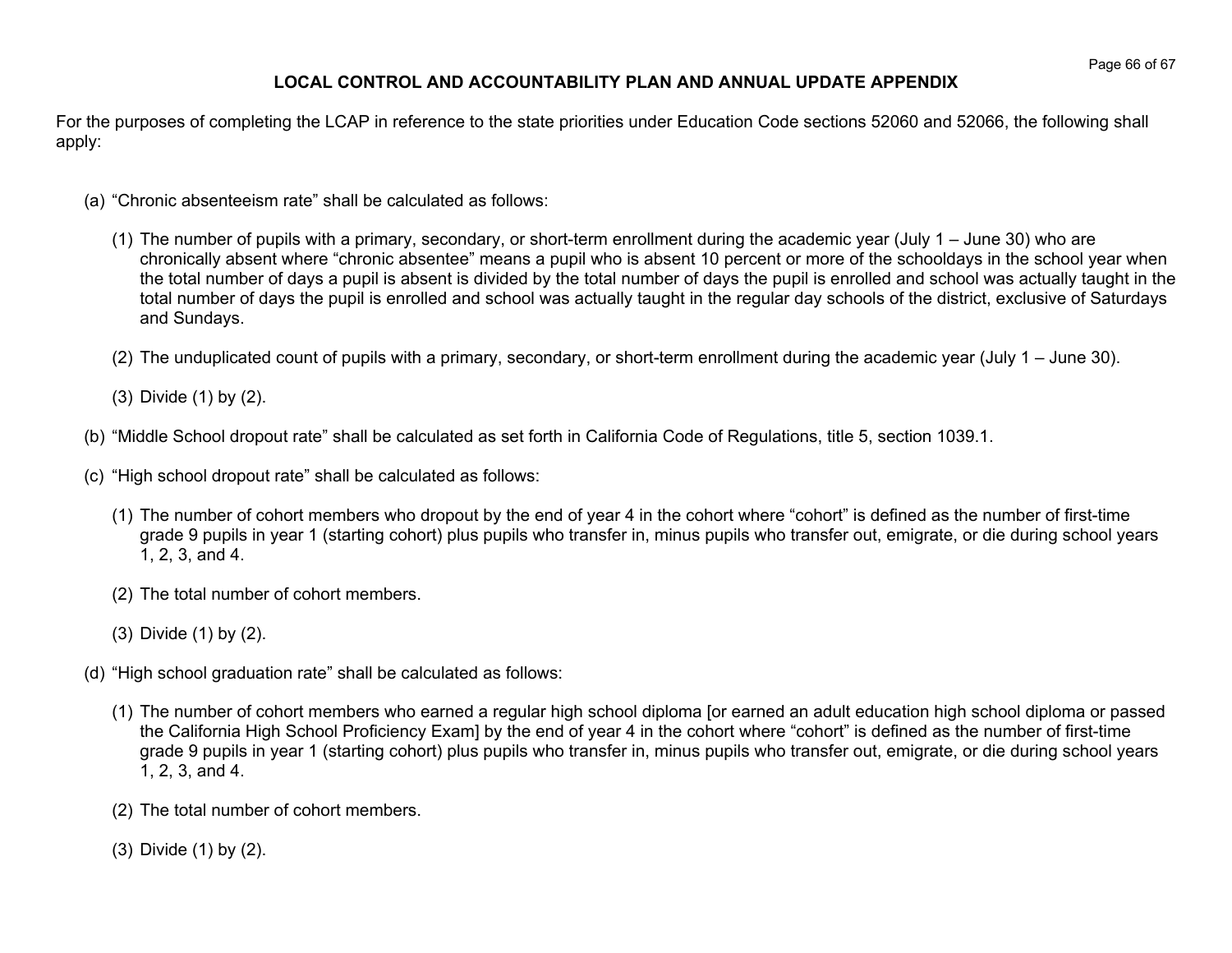# LOCAL CONTROL AND ACCOUNTABILITY PLAN AND ANNUAL UPDATE APPENDIX

For the purposes of completing the LCAP in reference to the state priorities under Education Code sections 52060 and 52066, the following shall apply:

(a) "Chronic absenteeism rate" shall be calculated as follows:

(1) The number of pupils with a primary, secondary, or short-term enrollment during the academic year (July 1 – June 30) who are chronically absent where "chronic absentee" means a pupil who is absent 10 percent or more of the schooldays in the school year when the total number of days a pupil is absent is divided by the total number of days the pupil is enrolled and school was actually taught in the total number of days the pupil is enrolled and school was actually taught in the regular day schools of the district, exclusive of Saturdays and Sundays.

(2) The unduplicated count of pupils with a primary, secondary, or short-term enrollment during the academic year (July 1 – June 30).

(3) Divide (1) by (2).

(b) "Middle School dropout rate" shall be calculated as set forth in California Code of Regulations, title 5, section 1039.1.

(c) "High school dropout rate" shall be calculated as follows:

(1) The number of cohort members who dropout by the end of year 4 in the cohort where "cohort" is defined as the number of first-time grade 9 pupils in year 1 (starting cohort) plus pupils who transfer in, minus pupils who transfer out, emigrate, or die during school years 1, 2, 3, and 4.

(2) The total number of cohort members.

(3) Divide (1) by (2).

(d) "High school graduation rate" shall be calculated as follows:

(1) The number of cohort members who earned a regular high school diploma [or earned an adult education high school diploma or passed the California High School Proficiency Exam] by the end of year 4 in the cohort where "cohort" is defined as the number of first-time grade 9 pupils in year 1 (starting cohort) plus pupils who transfer in, minus pupils who transfer out, emigrate, or die during school years 1, 2, 3, and 4.

(2) The total number of cohort members.

(3) Divide (1) by (2).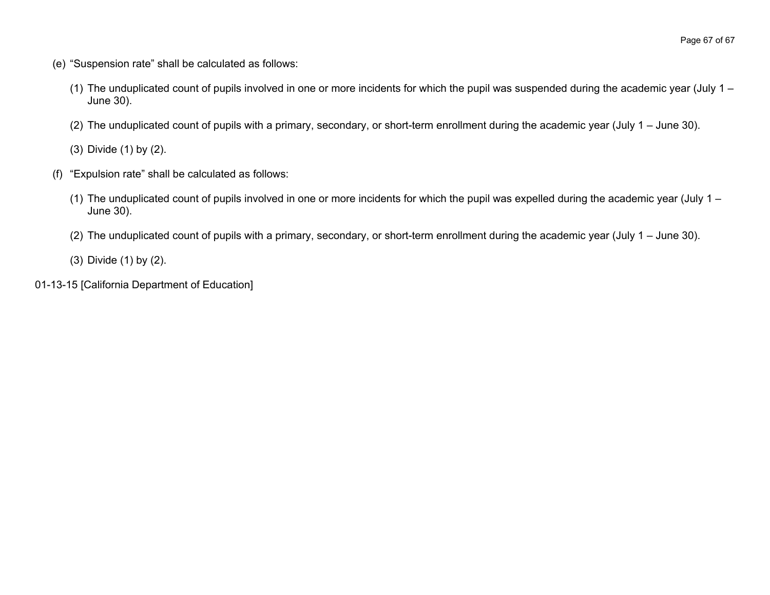(e) “Suspension rate” shall be calculated as follows:

  (1) The unduplicated count of pupils involved in one or more incidents for which the pupil was suspended during the academic year (July 1 – June 30).

  (2) The unduplicated count of pupils with a primary, secondary, or short-term enrollment during the academic year (July 1 – June 30).

  (3) Divide (1) by (2).

(f) “Expulsion rate” shall be calculated as follows:

  (1) The unduplicated count of pupils involved in one or more incidents for which the pupil was expelled during the academic year (July 1 – June 30).

  (2) The unduplicated count of pupils with a primary, secondary, or short-term enrollment during the academic year (July 1 – June 30).

  (3) Divide (1) by (2).

01-13-15 [California Department of Education]